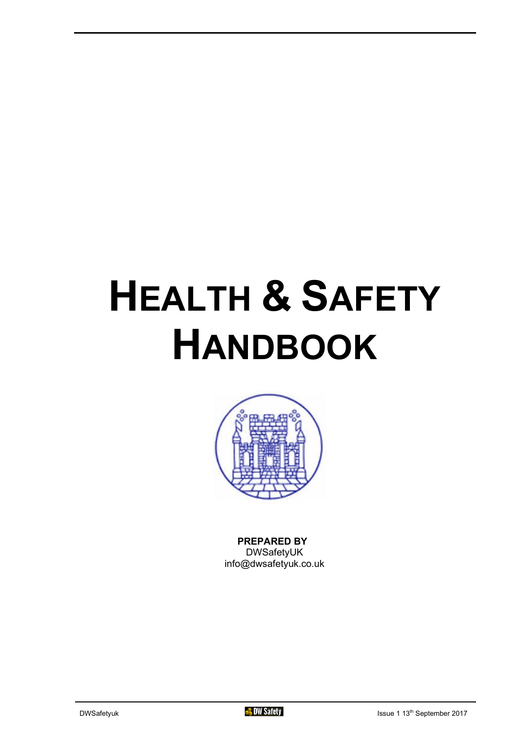# HEALTH & SAFETY HANDBOOK

**PREPARED BY**
DWSafetyUK
info@dwsafetyuk.co.uk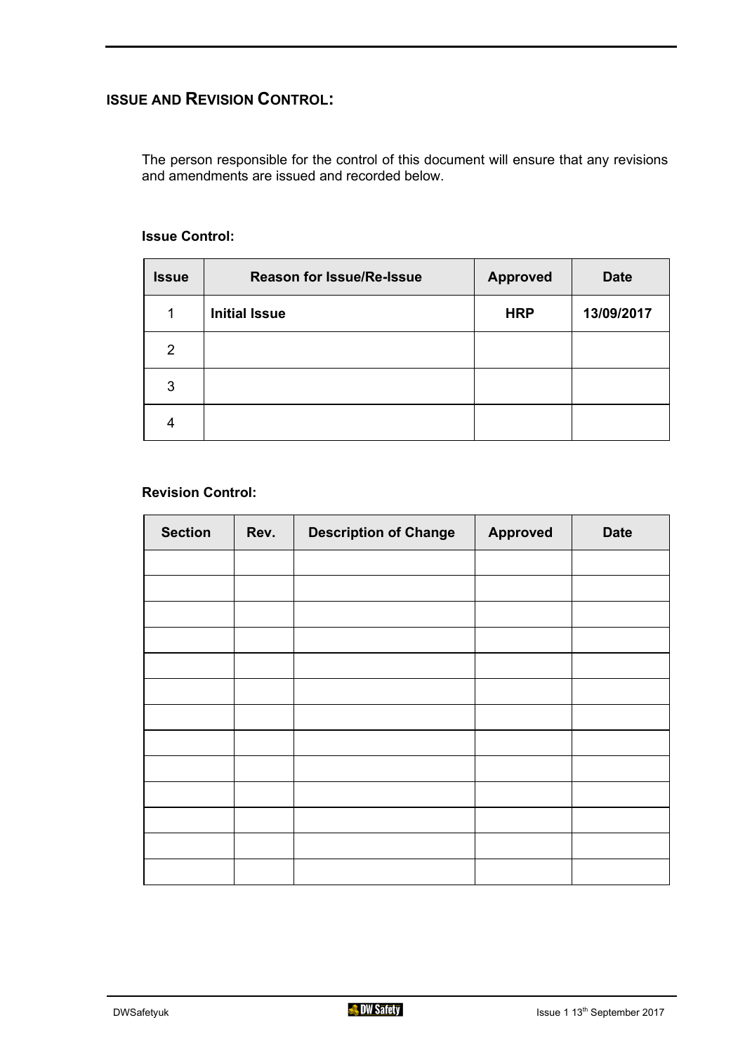## Issue and Revision Control:

The person responsible for the control of this document will ensure that any revisions and amendments are issued and recorded below.

**Issue Control:**

| Issue | Reason for Issue/Re-Issue | Approved | Date |
|---|---|---|---|
| 1 | **Initial Issue** | **HRP** | **13/09/2017** |
| 2 | | | |
| 3 | | | |
| 4 | | | |

**Revision Control:**

| Section | Rev. | Description of Change | Approved | Date |
|---|---|---|---|---|
| | | | | |
| | | | | |
| | | | | |
| | | | | |
| | | | | |
| | | | | |
| | | | | |
| | | | | |
| | | | | |
| | | | | |
| | | | | |
| | | | | |
| | | | | |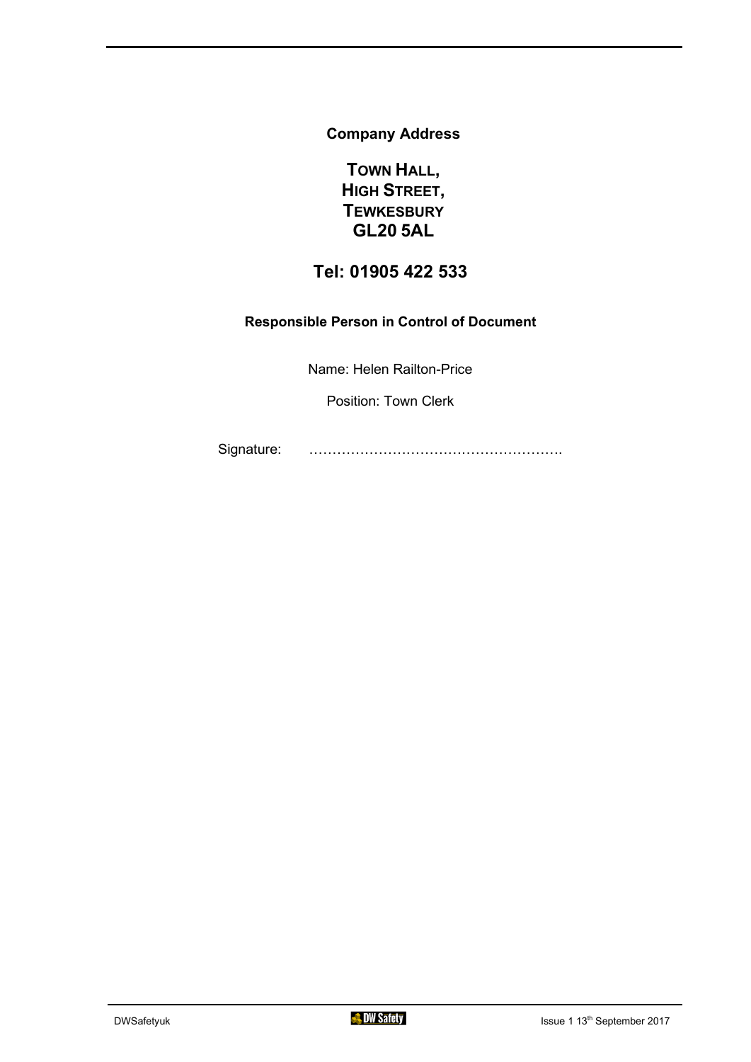**Company Address**

**TOWN HALL,**
**HIGH STREET,**
**TEWKESBURY**
**GL20 5AL**

## Tel: 01905 422 533

**Responsible Person in Control of Document**

Name: Helen Railton-Price

Position: Town Clerk

Signature: ……………………………………………….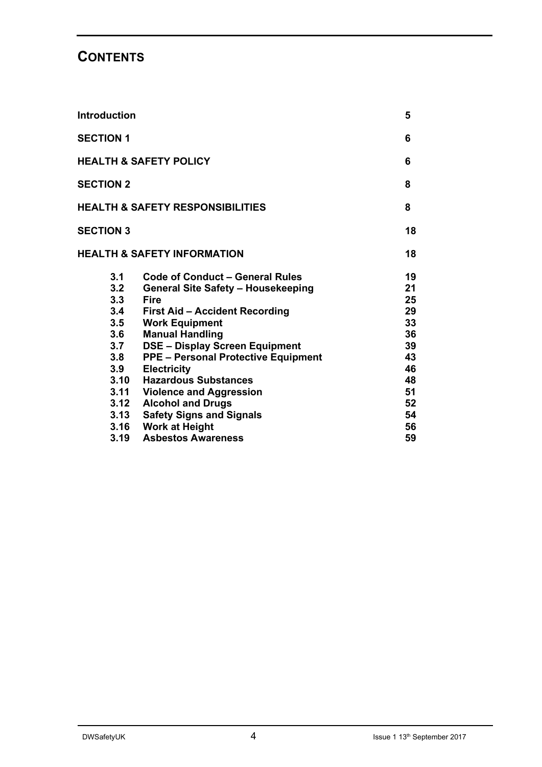# CONTENTS

| | | |
|---|---|---|
| **Introduction** | | **5** |
| **SECTION 1** | | **6** |
| **HEALTH & SAFETY POLICY** | | **6** |
| **SECTION 2** | | **8** |
| **HEALTH & SAFETY RESPONSIBILITIES** | | **8** |
| **SECTION 3** | | **18** |
| **HEALTH & SAFETY INFORMATION** | | **18** |
| **3.1** | **Code of Conduct – General Rules** | **19** |
| **3.2** | **General Site Safety – Housekeeping** | **21** |
| **3.3** | **Fire** | **25** |
| **3.4** | **First Aid – Accident Recording** | **29** |
| **3.5** | **Work Equipment** | **33** |
| **3.6** | **Manual Handling** | **36** |
| **3.7** | **DSE – Display Screen Equipment** | **39** |
| **3.8** | **PPE – Personal Protective Equipment** | **43** |
| **3.9** | **Electricity** | **46** |
| **3.10** | **Hazardous Substances** | **48** |
| **3.11** | **Violence and Aggression** | **51** |
| **3.12** | **Alcohol and Drugs** | **52** |
| **3.13** | **Safety Signs and Signals** | **54** |
| **3.16** | **Work at Height** | **56** |
| **3.19** | **Asbestos Awareness** | **59** |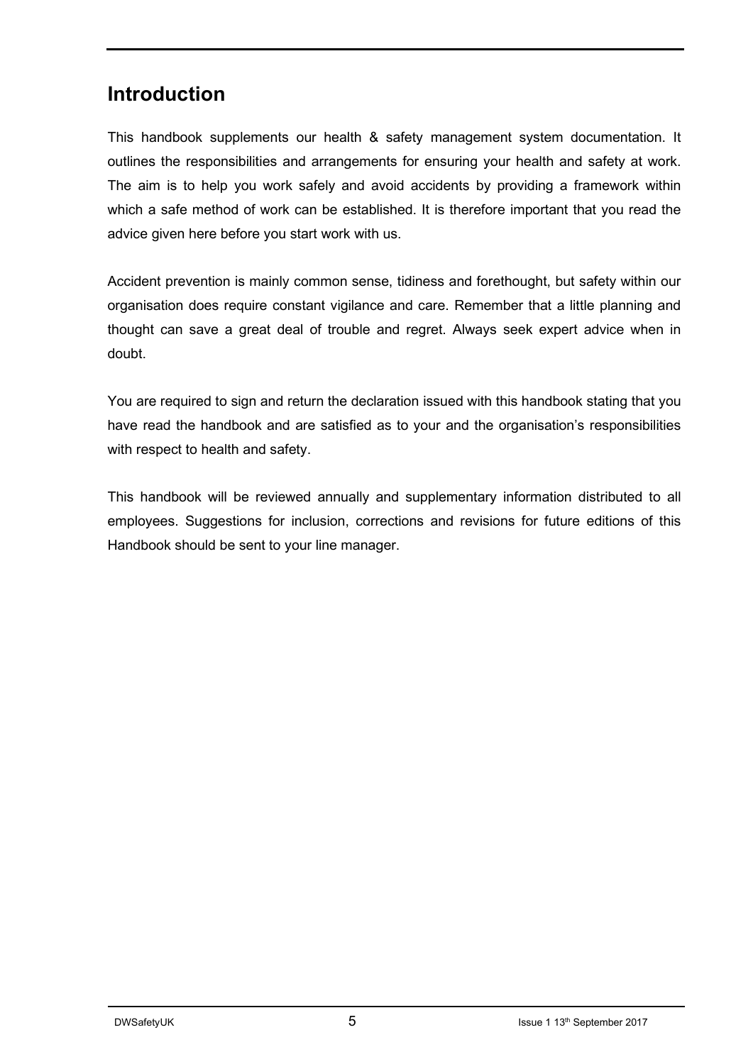## Introduction

This handbook supplements our health & safety management system documentation. It outlines the responsibilities and arrangements for ensuring your health and safety at work. The aim is to help you work safely and avoid accidents by providing a framework within which a safe method of work can be established. It is therefore important that you read the advice given here before you start work with us.

Accident prevention is mainly common sense, tidiness and forethought, but safety within our organisation does require constant vigilance and care. Remember that a little planning and thought can save a great deal of trouble and regret. Always seek expert advice when in doubt.

You are required to sign and return the declaration issued with this handbook stating that you have read the handbook and are satisfied as to your and the organisation's responsibilities with respect to health and safety.

This handbook will be reviewed annually and supplementary information distributed to all employees. Suggestions for inclusion, corrections and revisions for future editions of this Handbook should be sent to your line manager.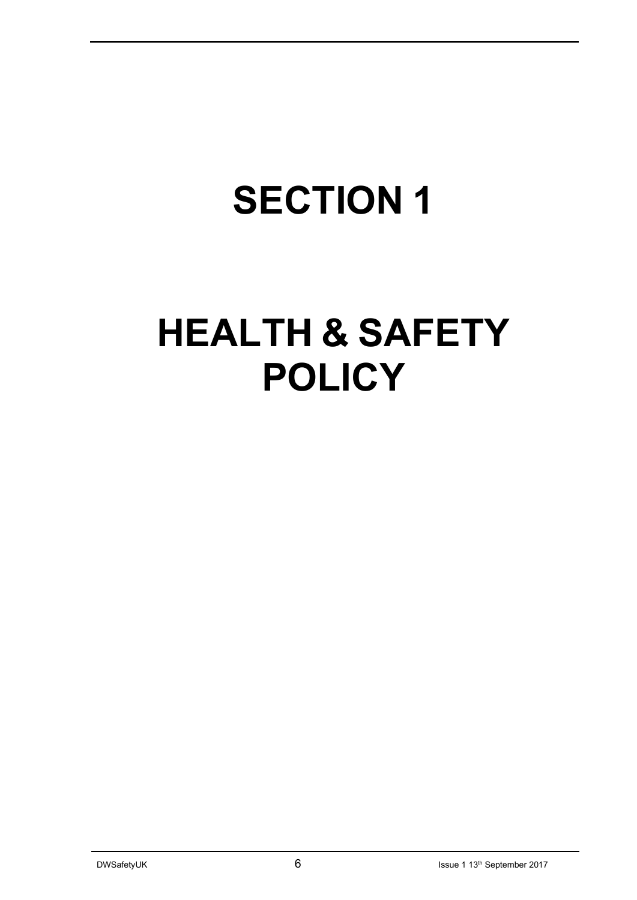# SECTION 1

# HEALTH & SAFETY POLICY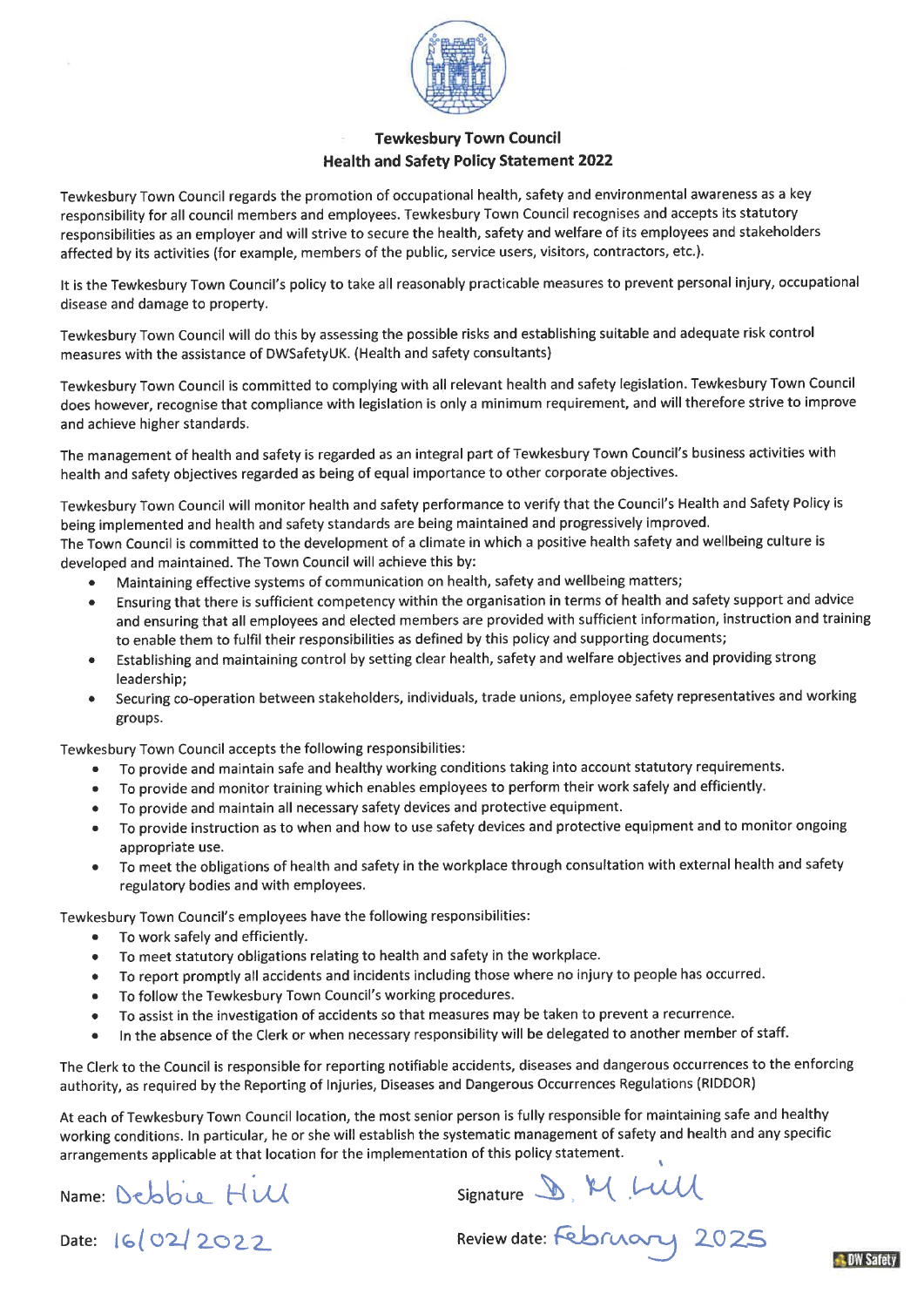**Tewkesbury Town Council**
**Health and Safety Policy Statement 2022**

Tewkesbury Town Council regards the promotion of occupational health, safety and environmental awareness as a key responsibility for all council members and employees. Tewkesbury Town Council recognises and accepts its statutory responsibilities as an employer and will strive to secure the health, safety and welfare of its employees and stakeholders affected by its activities (for example, members of the public, service users, visitors, contractors, etc.).

It is the Tewkesbury Town Council's policy to take all reasonably practicable measures to prevent personal injury, occupational disease and damage to property.

Tewkesbury Town Council will do this by assessing the possible risks and establishing suitable and adequate risk control measures with the assistance of DWSafetyUK. (Health and safety consultants)

Tewkesbury Town Council is committed to complying with all relevant health and safety legislation. Tewkesbury Town Council does however, recognise that compliance with legislation is only a minimum requirement, and will therefore strive to improve and achieve higher standards.

The management of health and safety is regarded as an integral part of Tewkesbury Town Council's business activities with health and safety objectives regarded as being of equal importance to other corporate objectives.

Tewkesbury Town Council will monitor health and safety performance to verify that the Council's Health and Safety Policy is being implemented and health and safety standards are being maintained and progressively improved.
The Town Council is committed to the development of a climate in which a positive health safety and wellbeing culture is developed and maintained. The Town Council will achieve this by:

- Maintaining effective systems of communication on health, safety and wellbeing matters;
- Ensuring that there is sufficient competency within the organisation in terms of health and safety support and advice and ensuring that all employees and elected members are provided with sufficient information, instruction and training to enable them to fulfil their responsibilities as defined by this policy and supporting documents;
- Establishing and maintaining control by setting clear health, safety and welfare objectives and providing strong leadership;
- Securing co-operation between stakeholders, individuals, trade unions, employee safety representatives and working groups.

Tewkesbury Town Council accepts the following responsibilities:

- To provide and maintain safe and healthy working conditions taking into account statutory requirements.
- To provide and monitor training which enables employees to perform their work safely and efficiently.
- To provide and maintain all necessary safety devices and protective equipment.
- To provide instruction as to when and how to use safety devices and protective equipment and to monitor ongoing appropriate use.
- To meet the obligations of health and safety in the workplace through consultation with external health and safety regulatory bodies and with employees.

Tewkesbury Town Council's employees have the following responsibilities:

- To work safely and efficiently.
- To meet statutory obligations relating to health and safety in the workplace.
- To report promptly all accidents and incidents including those where no injury to people has occurred.
- To follow the Tewkesbury Town Council's working procedures.
- To assist in the investigation of accidents so that measures may be taken to prevent a recurrence.
- In the absence of the Clerk or when necessary responsibility will be delegated to another member of staff.

The Clerk to the Council is responsible for reporting notifiable accidents, diseases and dangerous occurrences to the enforcing authority, as required by the Reporting of Injuries, Diseases and Dangerous Occurrences Regulations (RIDDOR)

At each of Tewkesbury Town Council location, the most senior person is fully responsible for maintaining safe and healthy working conditions. In particular, he or she will establish the systematic management of safety and health and any specific arrangements applicable at that location for the implementation of this policy statement.

Name: Debbie Hill     Signature: D. M. Hill

Date: 16/02/2022     Review date: February 2025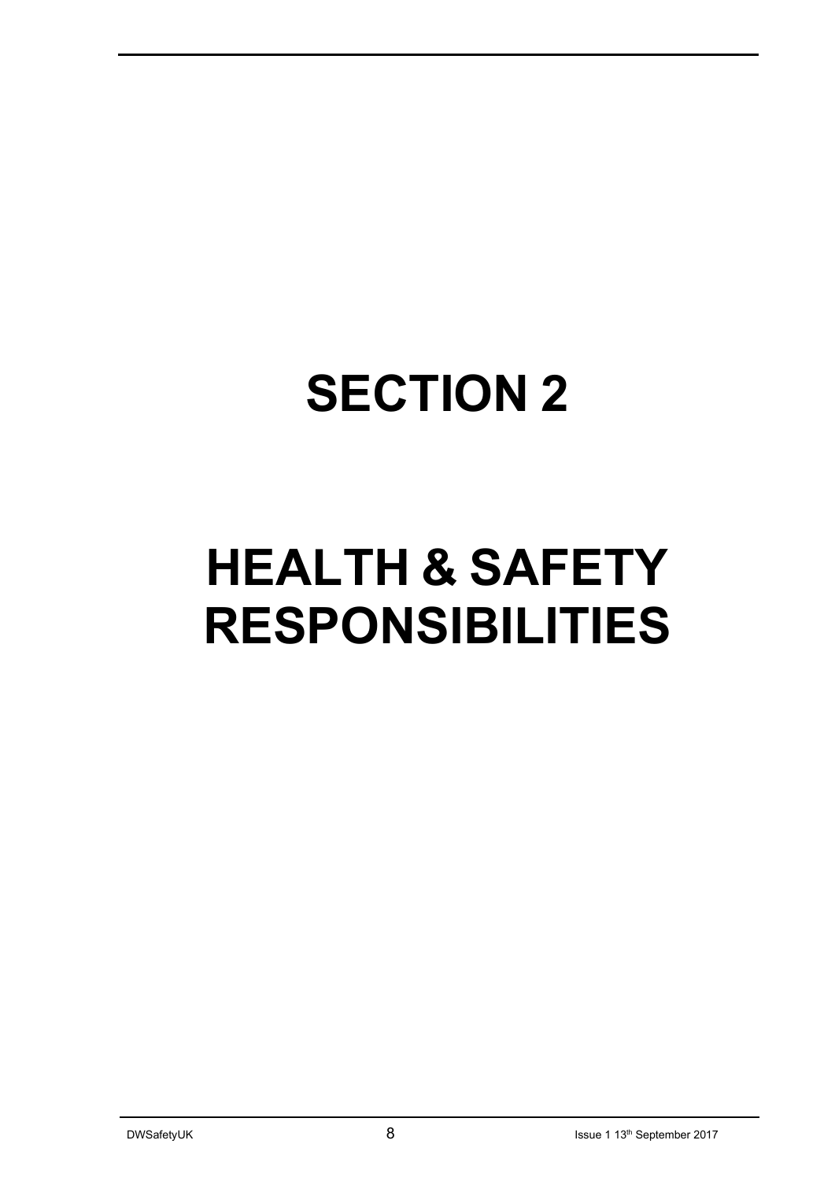# SECTION 2

# HEALTH & SAFETY RESPONSIBILITIES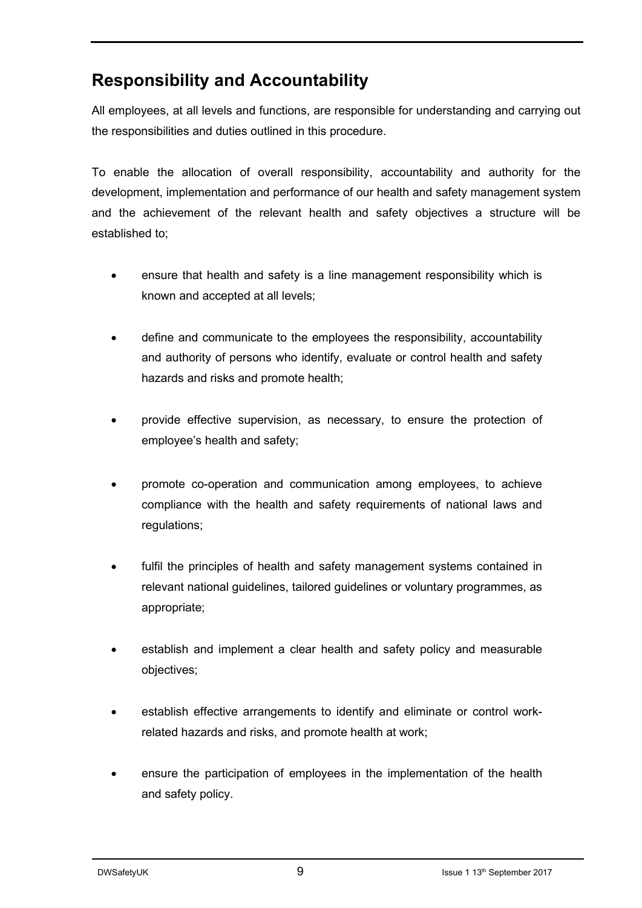## Responsibility and Accountability

All employees, at all levels and functions, are responsible for understanding and carrying out the responsibilities and duties outlined in this procedure.

To enable the allocation of overall responsibility, accountability and authority for the development, implementation and performance of our health and safety management system and the achievement of the relevant health and safety objectives a structure will be established to;

- ensure that health and safety is a line management responsibility which is known and accepted at all levels;
- define and communicate to the employees the responsibility, accountability and authority of persons who identify, evaluate or control health and safety hazards and risks and promote health;
- provide effective supervision, as necessary, to ensure the protection of employee's health and safety;
- promote co-operation and communication among employees, to achieve compliance with the health and safety requirements of national laws and regulations;
- fulfil the principles of health and safety management systems contained in relevant national guidelines, tailored guidelines or voluntary programmes, as appropriate;
- establish and implement a clear health and safety policy and measurable objectives;
- establish effective arrangements to identify and eliminate or control work-related hazards and risks, and promote health at work;
- ensure the participation of employees in the implementation of the health and safety policy.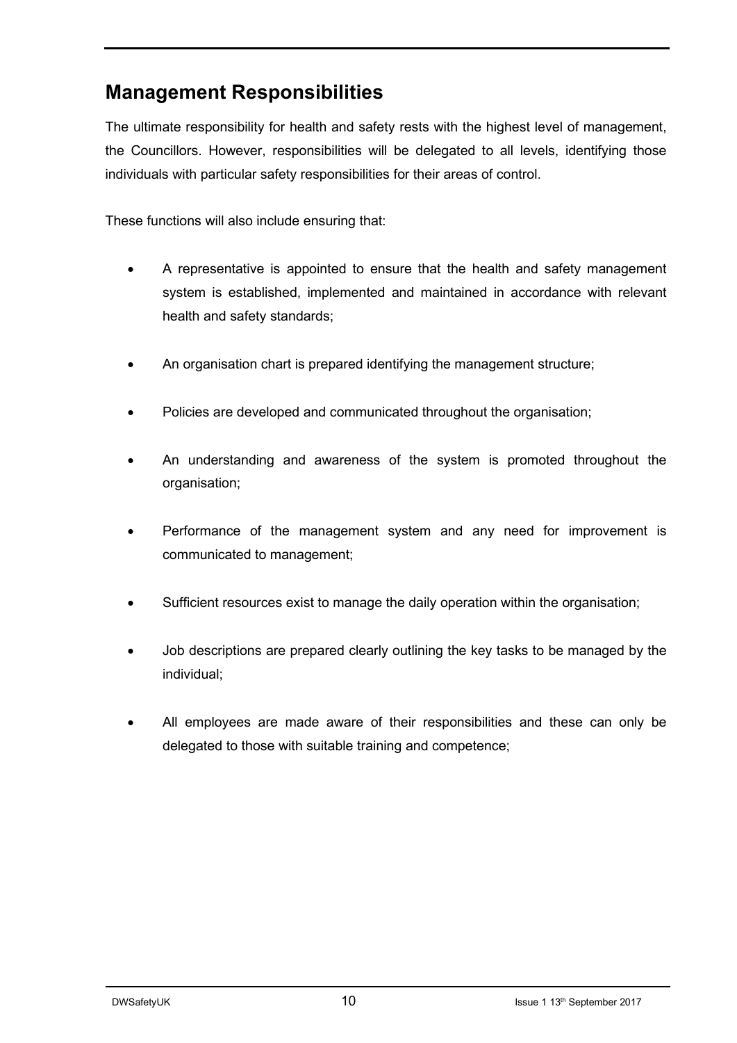## Management Responsibilities

The ultimate responsibility for health and safety rests with the highest level of management, the Councillors. However, responsibilities will be delegated to all levels, identifying those individuals with particular safety responsibilities for their areas of control.

These functions will also include ensuring that:

- A representative is appointed to ensure that the health and safety management system is established, implemented and maintained in accordance with relevant health and safety standards;
- An organisation chart is prepared identifying the management structure;
- Policies are developed and communicated throughout the organisation;
- An understanding and awareness of the system is promoted throughout the organisation;
- Performance of the management system and any need for improvement is communicated to management;
- Sufficient resources exist to manage the daily operation within the organisation;
- Job descriptions are prepared clearly outlining the key tasks to be managed by the individual;
- All employees are made aware of their responsibilities and these can only be delegated to those with suitable training and competence;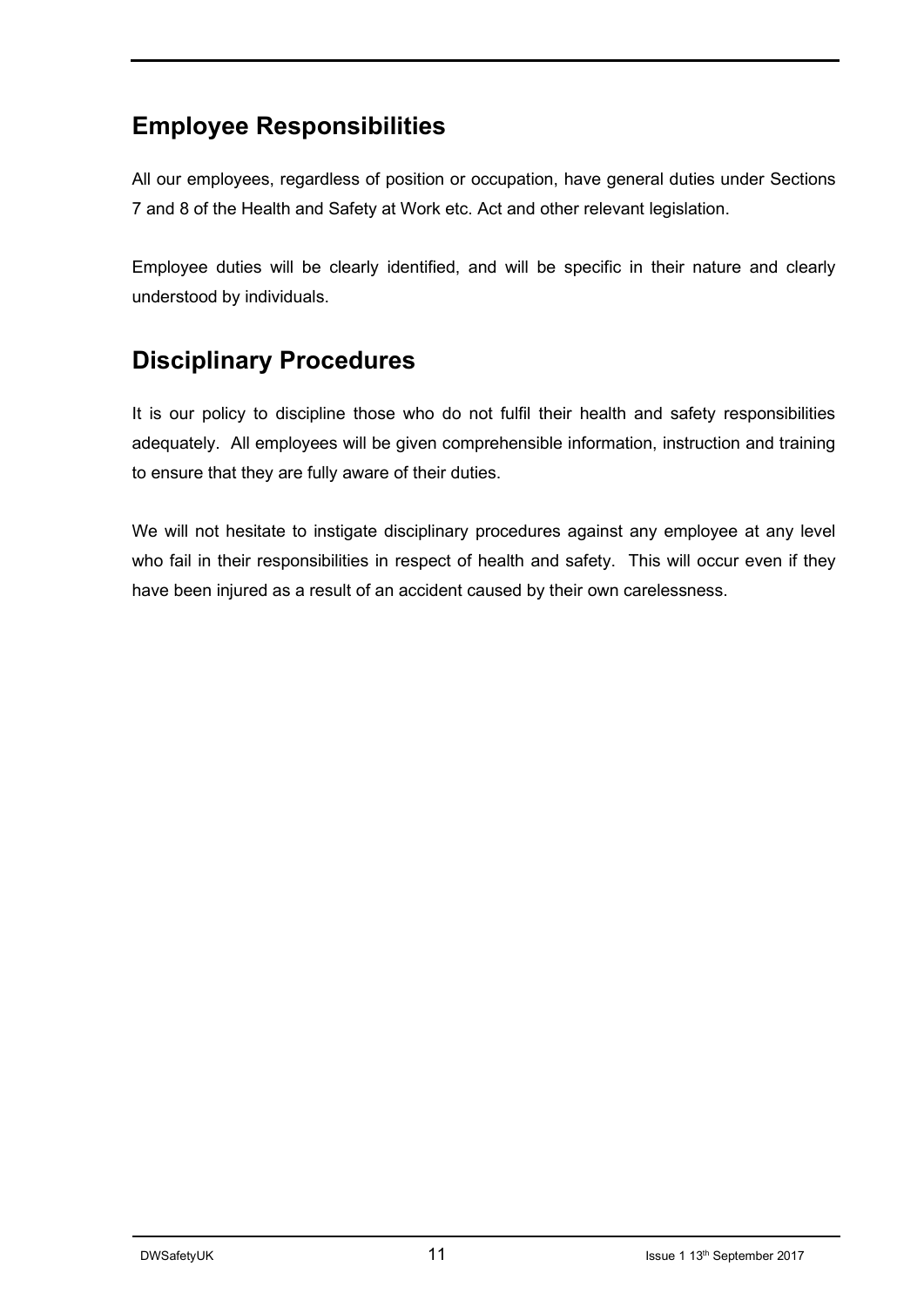## Employee Responsibilities

All our employees, regardless of position or occupation, have general duties under Sections 7 and 8 of the Health and Safety at Work etc. Act and other relevant legislation.

Employee duties will be clearly identified, and will be specific in their nature and clearly understood by individuals.

## Disciplinary Procedures

It is our policy to discipline those who do not fulfil their health and safety responsibilities adequately. All employees will be given comprehensible information, instruction and training to ensure that they are fully aware of their duties.

We will not hesitate to instigate disciplinary procedures against any employee at any level who fail in their responsibilities in respect of health and safety. This will occur even if they have been injured as a result of an accident caused by their own carelessness.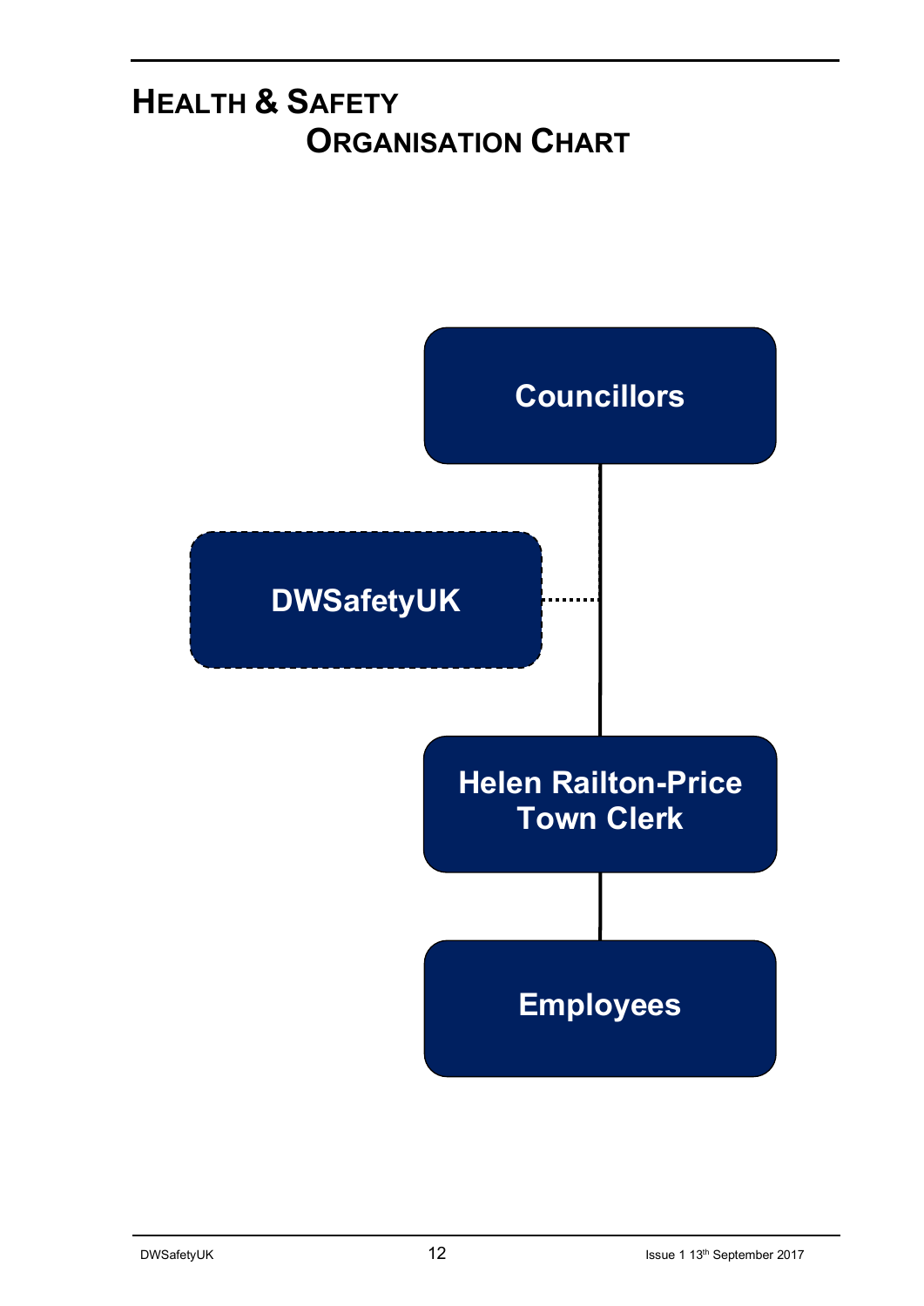# Health & Safety Organisation Chart

Councillors

DWSafetyUK

Helen Railton-Price
Town Clerk

Employees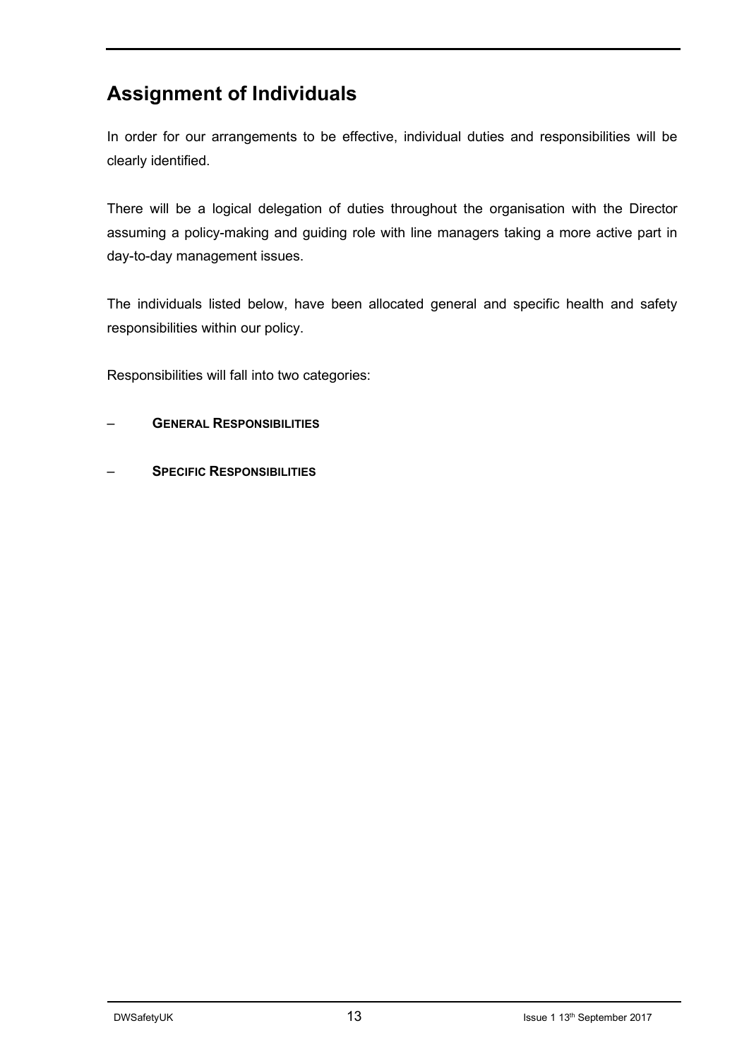## Assignment of Individuals

In order for our arrangements to be effective, individual duties and responsibilities will be clearly identified.

There will be a logical delegation of duties throughout the organisation with the Director assuming a policy-making and guiding role with line managers taking a more active part in day-to-day management issues.

The individuals listed below, have been allocated general and specific health and safety responsibilities within our policy.

Responsibilities will fall into two categories:

– **GENERAL RESPONSIBILITIES**

– **SPECIFIC RESPONSIBILITIES**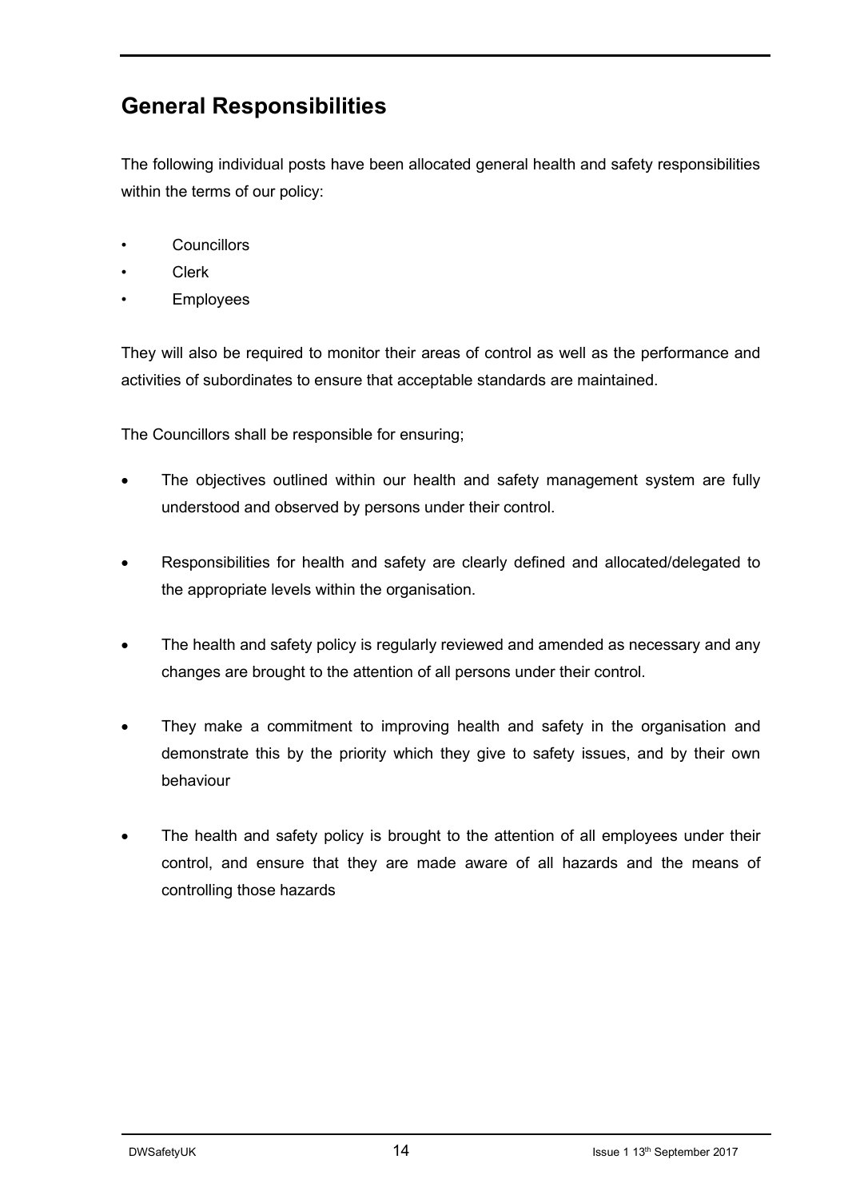## General Responsibilities

The following individual posts have been allocated general health and safety responsibilities within the terms of our policy:

- Councillors
- Clerk
- Employees

They will also be required to monitor their areas of control as well as the performance and activities of subordinates to ensure that acceptable standards are maintained.

The Councillors shall be responsible for ensuring;

- The objectives outlined within our health and safety management system are fully understood and observed by persons under their control.
- Responsibilities for health and safety are clearly defined and allocated/delegated to the appropriate levels within the organisation.
- The health and safety policy is regularly reviewed and amended as necessary and any changes are brought to the attention of all persons under their control.
- They make a commitment to improving health and safety in the organisation and demonstrate this by the priority which they give to safety issues, and by their own behaviour
- The health and safety policy is brought to the attention of all employees under their control, and ensure that they are made aware of all hazards and the means of controlling those hazards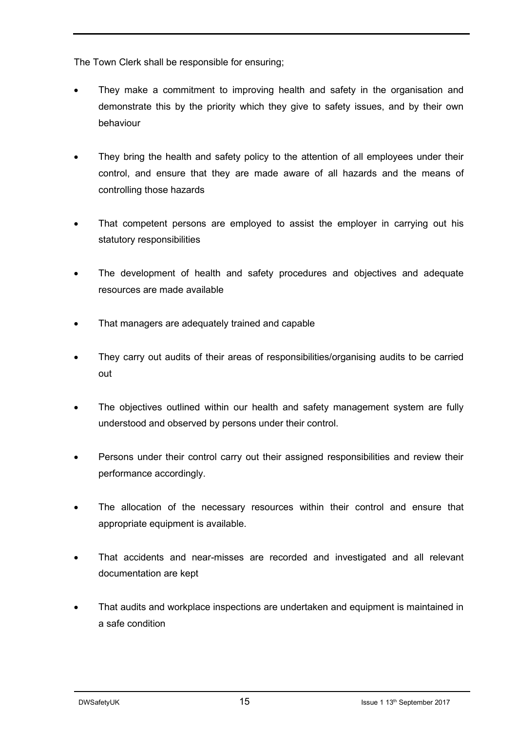The Town Clerk shall be responsible for ensuring;

- They make a commitment to improving health and safety in the organisation and demonstrate this by the priority which they give to safety issues, and by their own behaviour
- They bring the health and safety policy to the attention of all employees under their control, and ensure that they are made aware of all hazards and the means of controlling those hazards
- That competent persons are employed to assist the employer in carrying out his statutory responsibilities
- The development of health and safety procedures and objectives and adequate resources are made available
- That managers are adequately trained and capable
- They carry out audits of their areas of responsibilities/organising audits to be carried out
- The objectives outlined within our health and safety management system are fully understood and observed by persons under their control.
- Persons under their control carry out their assigned responsibilities and review their performance accordingly.
- The allocation of the necessary resources within their control and ensure that appropriate equipment is available.
- That accidents and near-misses are recorded and investigated and all relevant documentation are kept
- That audits and workplace inspections are undertaken and equipment is maintained in a safe condition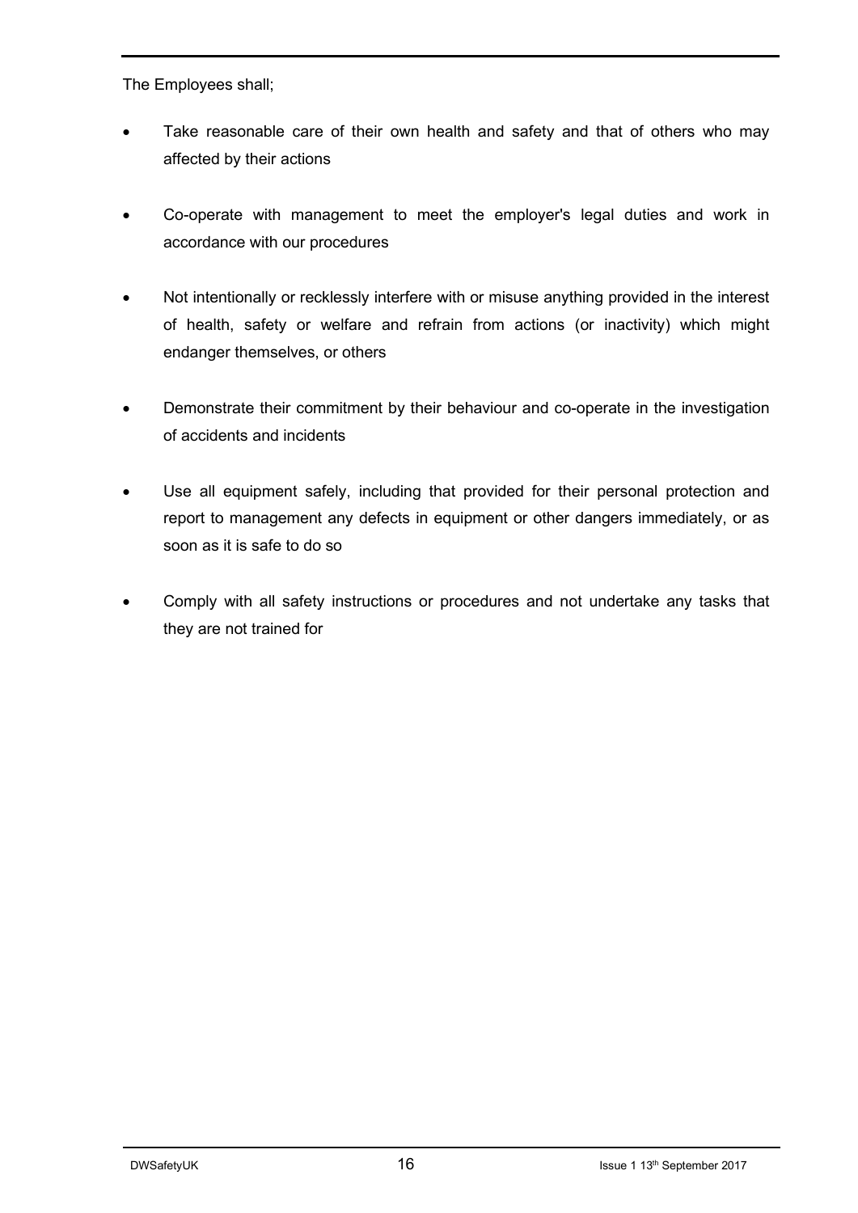The Employees shall;

- Take reasonable care of their own health and safety and that of others who may affected by their actions

- Co-operate with management to meet the employer's legal duties and work in accordance with our procedures

- Not intentionally or recklessly interfere with or misuse anything provided in the interest of health, safety or welfare and refrain from actions (or inactivity) which might endanger themselves, or others

- Demonstrate their commitment by their behaviour and co-operate in the investigation of accidents and incidents

- Use all equipment safely, including that provided for their personal protection and report to management any defects in equipment or other dangers immediately, or as soon as it is safe to do so

- Comply with all safety instructions or procedures and not undertake any tasks that they are not trained for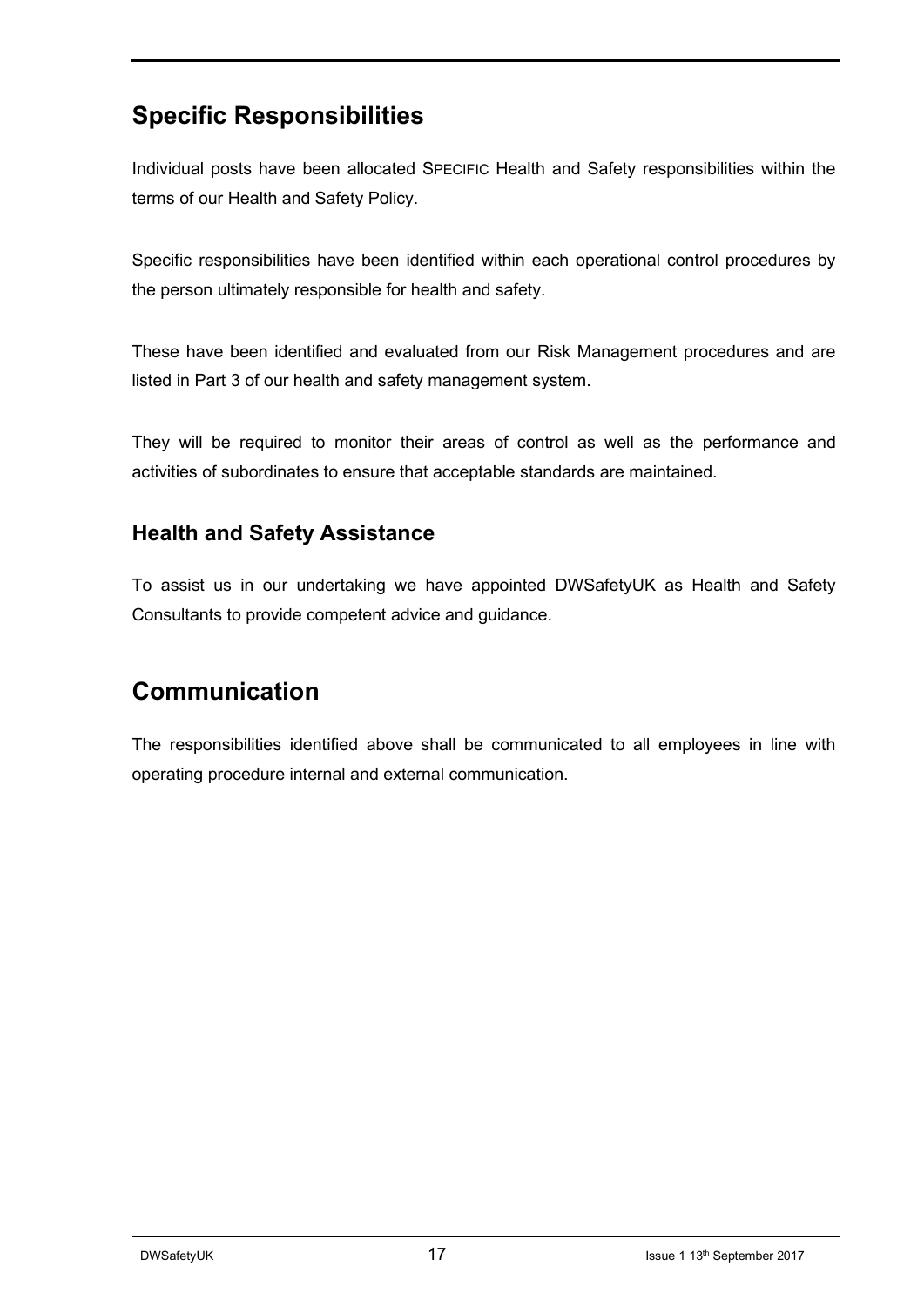## Specific Responsibilities

Individual posts have been allocated SPECIFIC Health and Safety responsibilities within the terms of our Health and Safety Policy.

Specific responsibilities have been identified within each operational control procedures by the person ultimately responsible for health and safety.

These have been identified and evaluated from our Risk Management procedures and are listed in Part 3 of our health and safety management system.

They will be required to monitor their areas of control as well as the performance and activities of subordinates to ensure that acceptable standards are maintained.

### Health and Safety Assistance

To assist us in our undertaking we have appointed DWSafetyUK as Health and Safety Consultants to provide competent advice and guidance.

## Communication

The responsibilities identified above shall be communicated to all employees in line with operating procedure internal and external communication.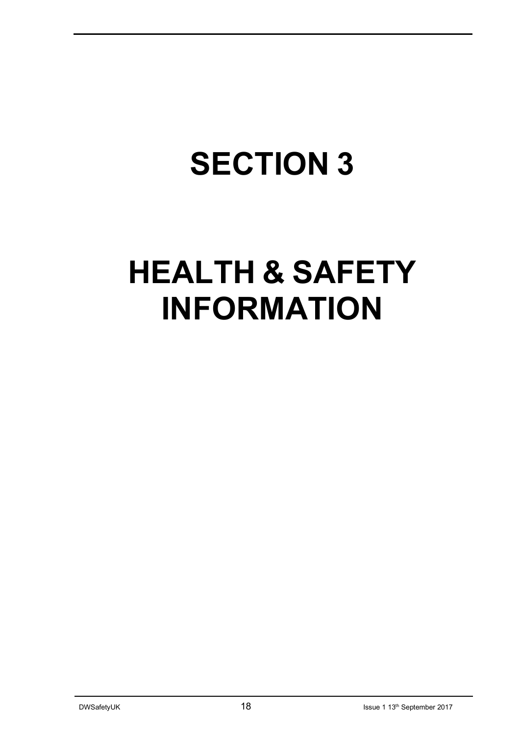# SECTION 3

# HEALTH & SAFETY INFORMATION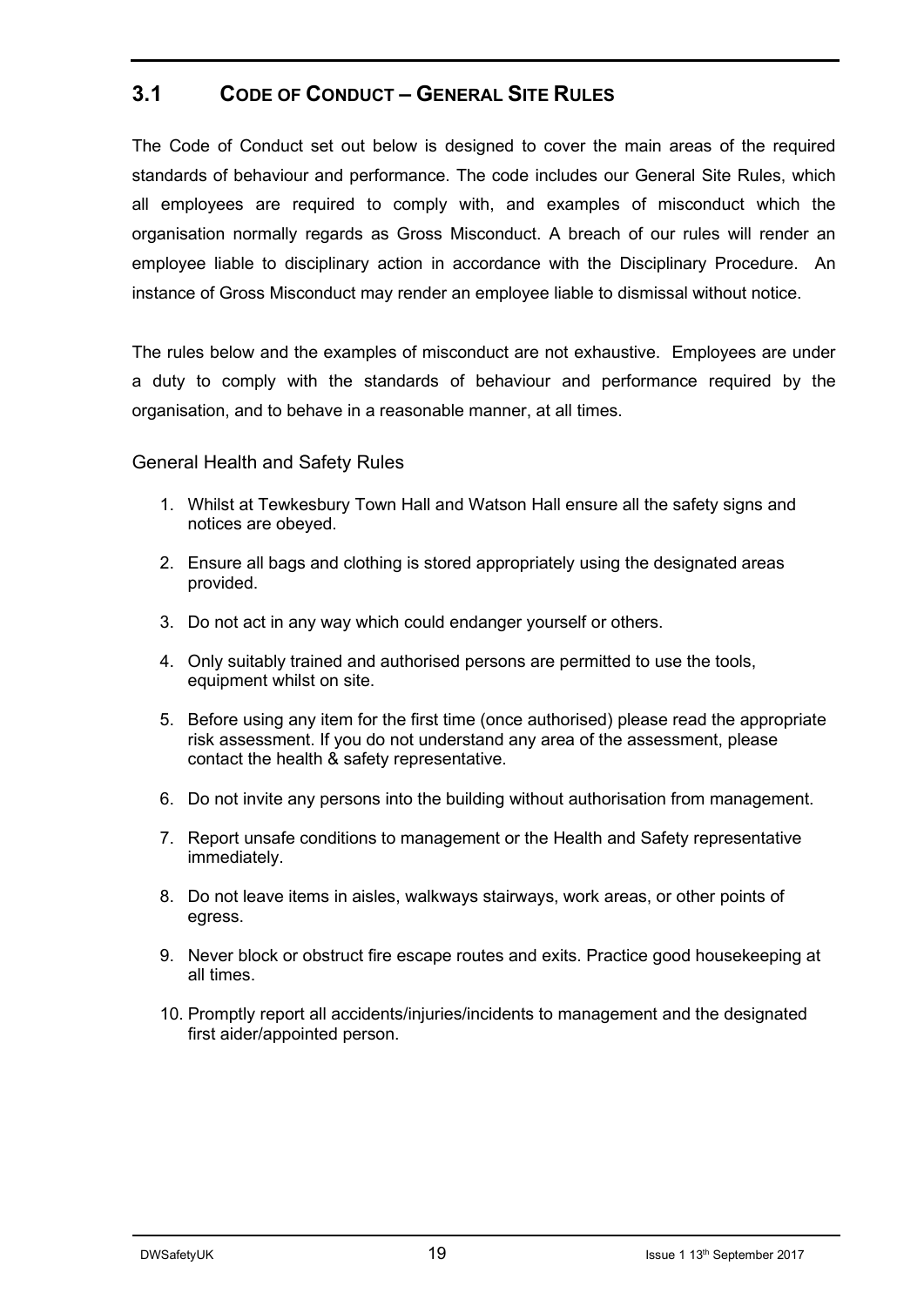## 3.1 CODE OF CONDUCT – GENERAL SITE RULES

The Code of Conduct set out below is designed to cover the main areas of the required standards of behaviour and performance. The code includes our General Site Rules, which all employees are required to comply with, and examples of misconduct which the organisation normally regards as Gross Misconduct. A breach of our rules will render an employee liable to disciplinary action in accordance with the Disciplinary Procedure. An instance of Gross Misconduct may render an employee liable to dismissal without notice.

The rules below and the examples of misconduct are not exhaustive. Employees are under a duty to comply with the standards of behaviour and performance required by the organisation, and to behave in a reasonable manner, at all times.

General Health and Safety Rules

1. Whilst at Tewkesbury Town Hall and Watson Hall ensure all the safety signs and notices are obeyed.
2. Ensure all bags and clothing is stored appropriately using the designated areas provided.
3. Do not act in any way which could endanger yourself or others.
4. Only suitably trained and authorised persons are permitted to use the tools, equipment whilst on site.
5. Before using any item for the first time (once authorised) please read the appropriate risk assessment. If you do not understand any area of the assessment, please contact the health & safety representative.
6. Do not invite any persons into the building without authorisation from management.
7. Report unsafe conditions to management or the Health and Safety representative immediately.
8. Do not leave items in aisles, walkways stairways, work areas, or other points of egress.
9. Never block or obstruct fire escape routes and exits. Practice good housekeeping at all times.
10. Promptly report all accidents/injuries/incidents to management and the designated first aider/appointed person.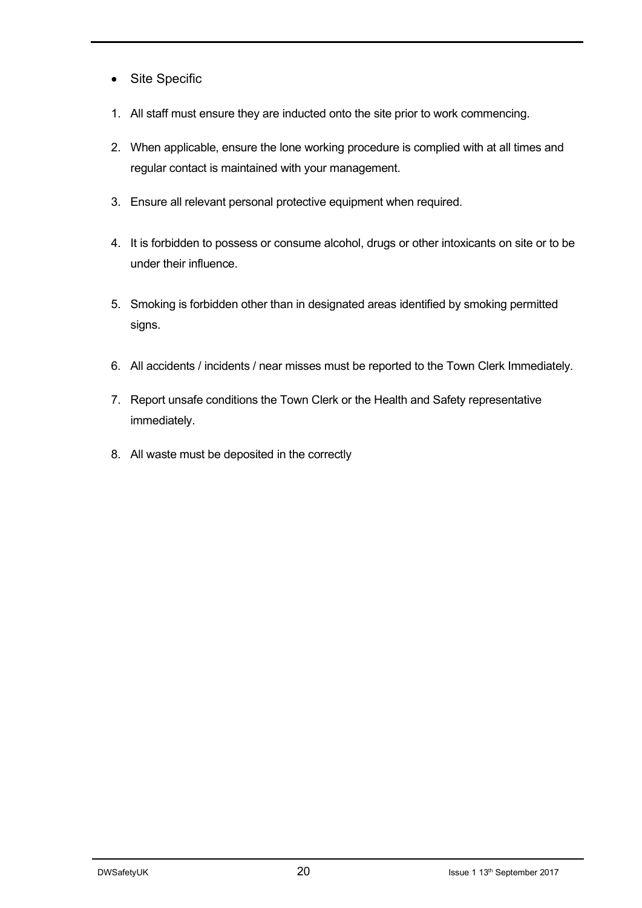- Site Specific

1. All staff must ensure they are inducted onto the site prior to work commencing.
2. When applicable, ensure the lone working procedure is complied with at all times and regular contact is maintained with your management.
3. Ensure all relevant personal protective equipment when required.
4. It is forbidden to possess or consume alcohol, drugs or other intoxicants on site or to be under their influence.
5. Smoking is forbidden other than in designated areas identified by smoking permitted signs.
6. All accidents / incidents / near misses must be reported to the Town Clerk Immediately.
7. Report unsafe conditions the Town Clerk or the Health and Safety representative immediately.
8. All waste must be deposited in the correctly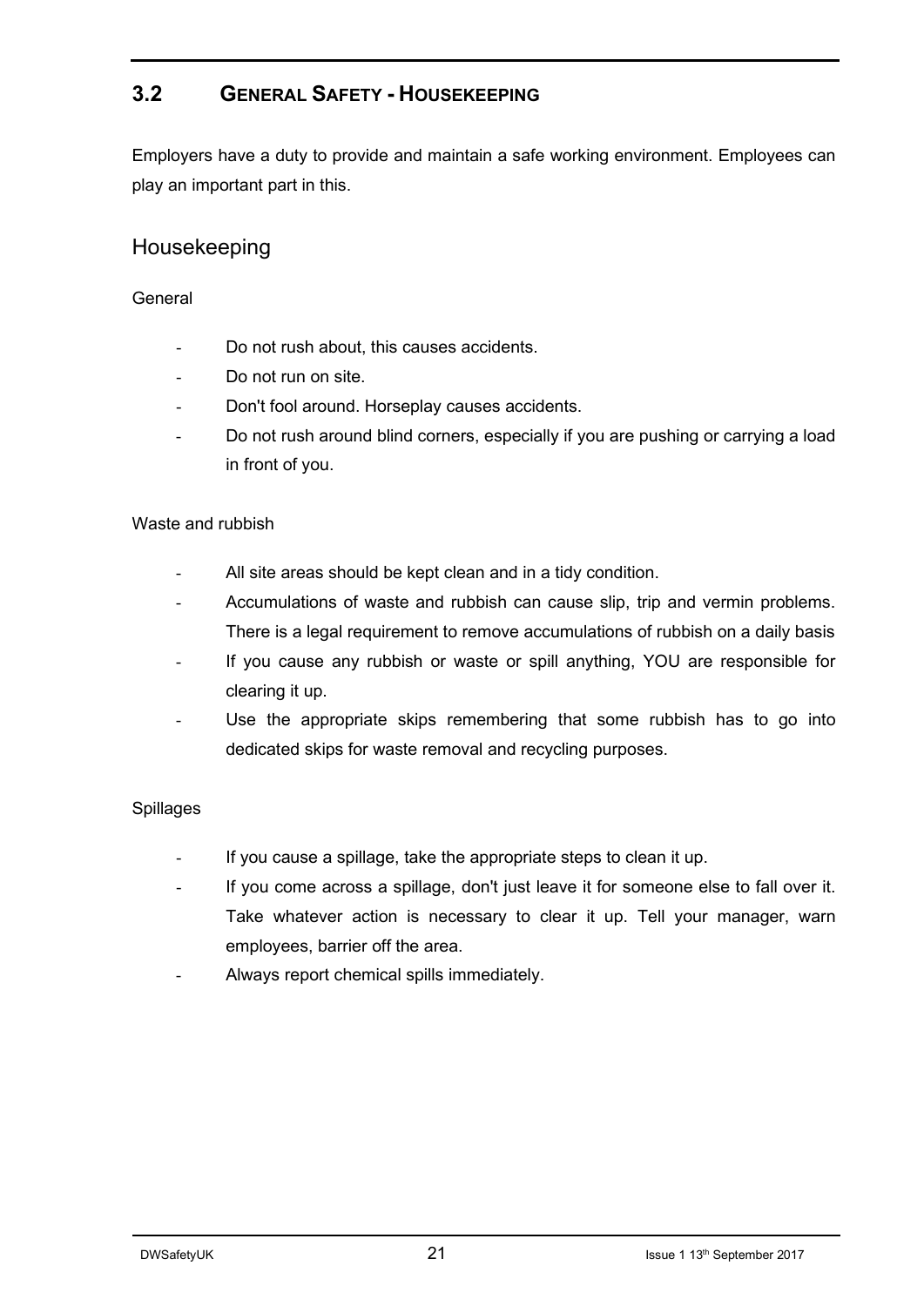## 3.2 GENERAL SAFETY - HOUSEKEEPING

Employers have a duty to provide and maintain a safe working environment. Employees can play an important part in this.

### Housekeeping

General

- Do not rush about, this causes accidents.
- Do not run on site.
- Don't fool around. Horseplay causes accidents.
- Do not rush around blind corners, especially if you are pushing or carrying a load in front of you.

Waste and rubbish

- All site areas should be kept clean and in a tidy condition.
- Accumulations of waste and rubbish can cause slip, trip and vermin problems. There is a legal requirement to remove accumulations of rubbish on a daily basis
- If you cause any rubbish or waste or spill anything, YOU are responsible for clearing it up.
- Use the appropriate skips remembering that some rubbish has to go into dedicated skips for waste removal and recycling purposes.

Spillages

- If you cause a spillage, take the appropriate steps to clean it up.
- If you come across a spillage, don't just leave it for someone else to fall over it. Take whatever action is necessary to clear it up. Tell your manager, warn employees, barrier off the area.
- Always report chemical spills immediately.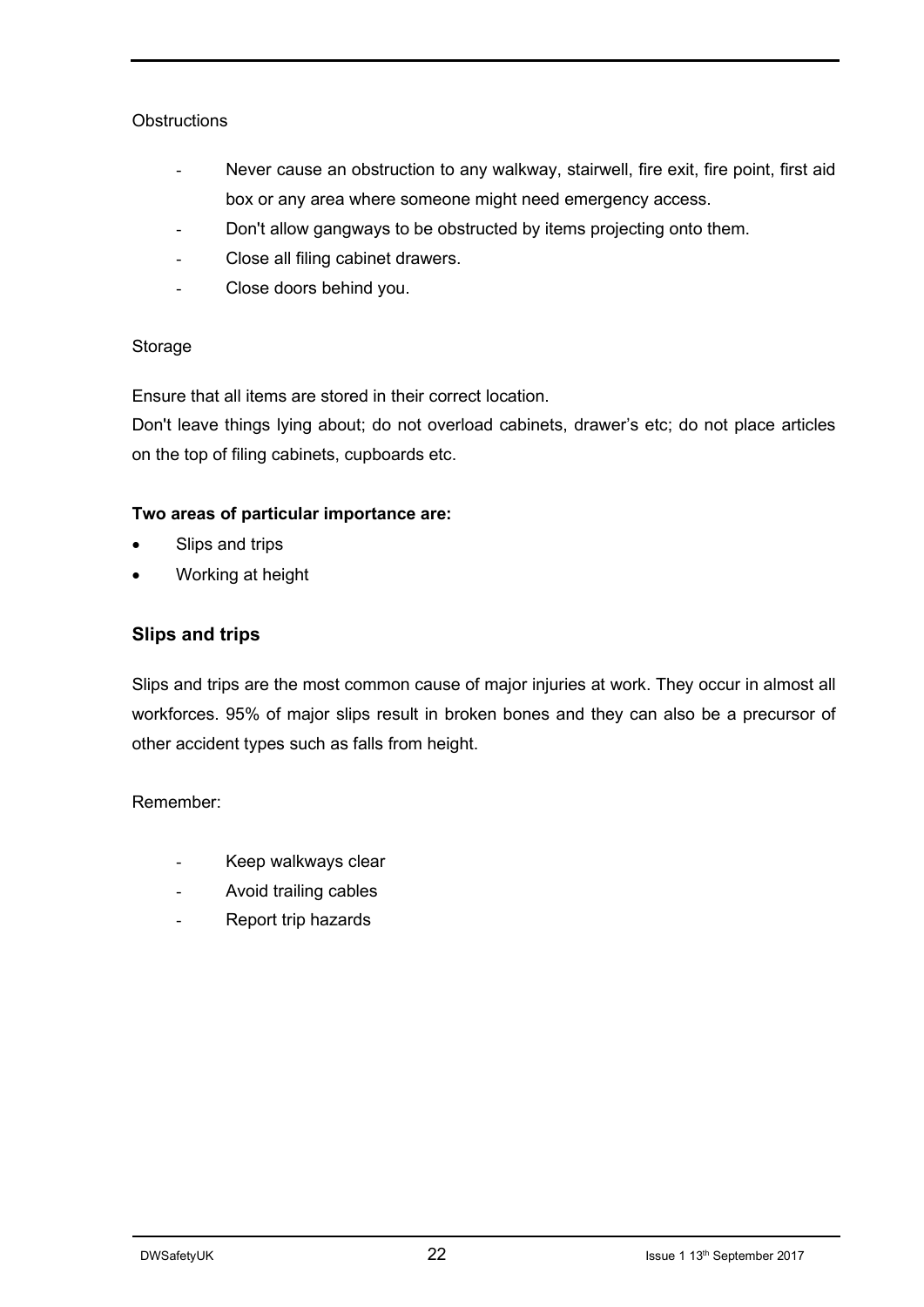Obstructions

- Never cause an obstruction to any walkway, stairwell, fire exit, fire point, first aid box or any area where someone might need emergency access.
- Don't allow gangways to be obstructed by items projecting onto them.
- Close all filing cabinet drawers.
- Close doors behind you.

Storage

Ensure that all items are stored in their correct location.
Don't leave things lying about; do not overload cabinets, drawer's etc; do not place articles on the top of filing cabinets, cupboards etc.

**Two areas of particular importance are:**

- Slips and trips
- Working at height

## Slips and trips

Slips and trips are the most common cause of major injuries at work. They occur in almost all workforces. 95% of major slips result in broken bones and they can also be a precursor of other accident types such as falls from height.

Remember:

- Keep walkways clear
- Avoid trailing cables
- Report trip hazards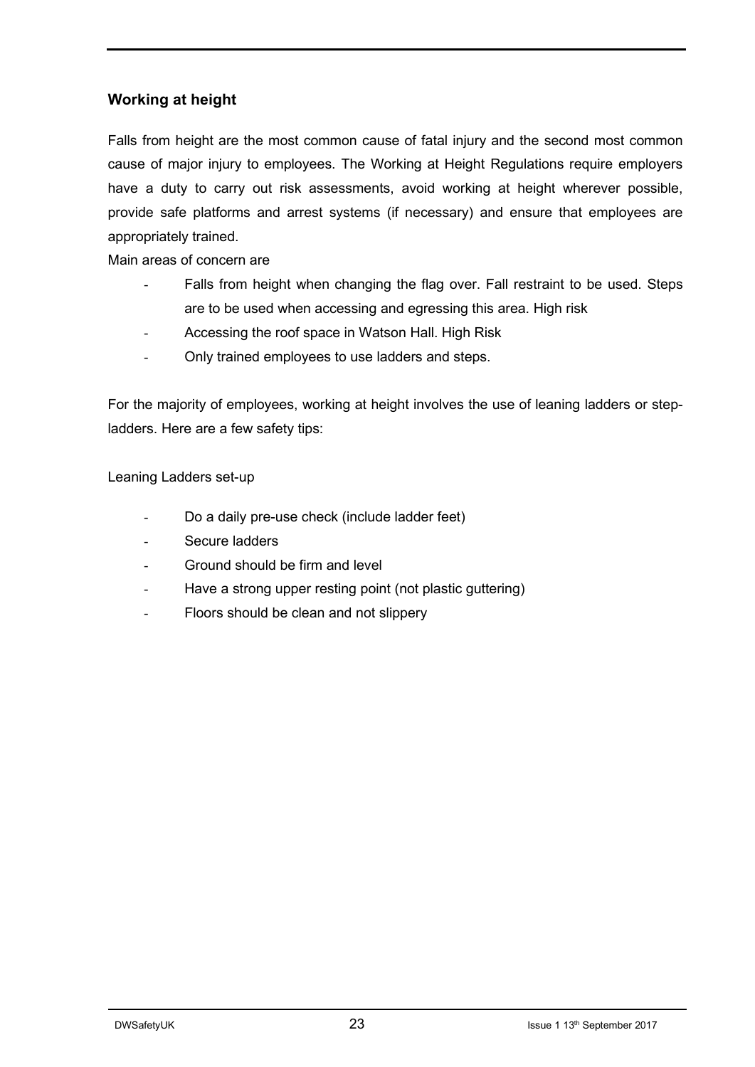## Working at height

Falls from height are the most common cause of fatal injury and the second most common cause of major injury to employees. The Working at Height Regulations require employers have a duty to carry out risk assessments, avoid working at height wherever possible, provide safe platforms and arrest systems (if necessary) and ensure that employees are appropriately trained.

Main areas of concern are

- Falls from height when changing the flag over. Fall restraint to be used. Steps are to be used when accessing and egressing this area. High risk
- Accessing the roof space in Watson Hall. High Risk
- Only trained employees to use ladders and steps.

For the majority of employees, working at height involves the use of leaning ladders or step-ladders. Here are a few safety tips:

Leaning Ladders set-up

- Do a daily pre-use check (include ladder feet)
- Secure ladders
- Ground should be firm and level
- Have a strong upper resting point (not plastic guttering)
- Floors should be clean and not slippery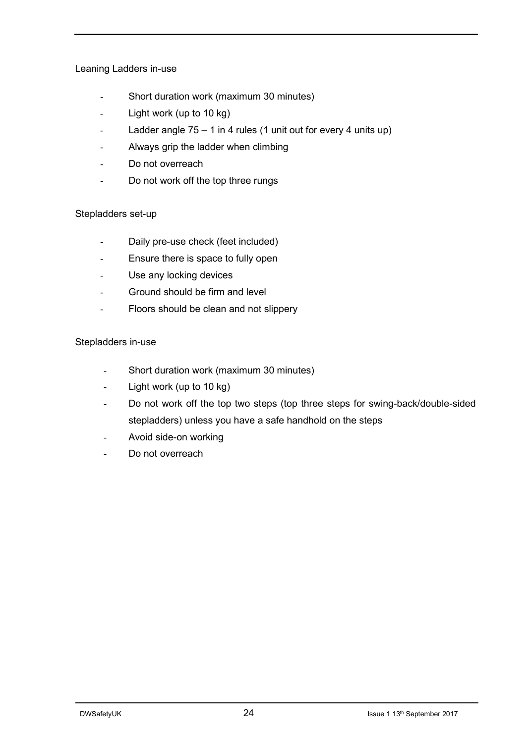Leaning Ladders in-use

- Short duration work (maximum 30 minutes)
- Light work (up to 10 kg)
- Ladder angle 75 – 1 in 4 rules (1 unit out for every 4 units up)
- Always grip the ladder when climbing
- Do not overreach
- Do not work off the top three rungs

Stepladders set-up

- Daily pre-use check (feet included)
- Ensure there is space to fully open
- Use any locking devices
- Ground should be firm and level
- Floors should be clean and not slippery

Stepladders in-use

- Short duration work (maximum 30 minutes)
- Light work (up to 10 kg)
- Do not work off the top two steps (top three steps for swing-back/double-sided stepladders) unless you have a safe handhold on the steps
- Avoid side-on working
- Do not overreach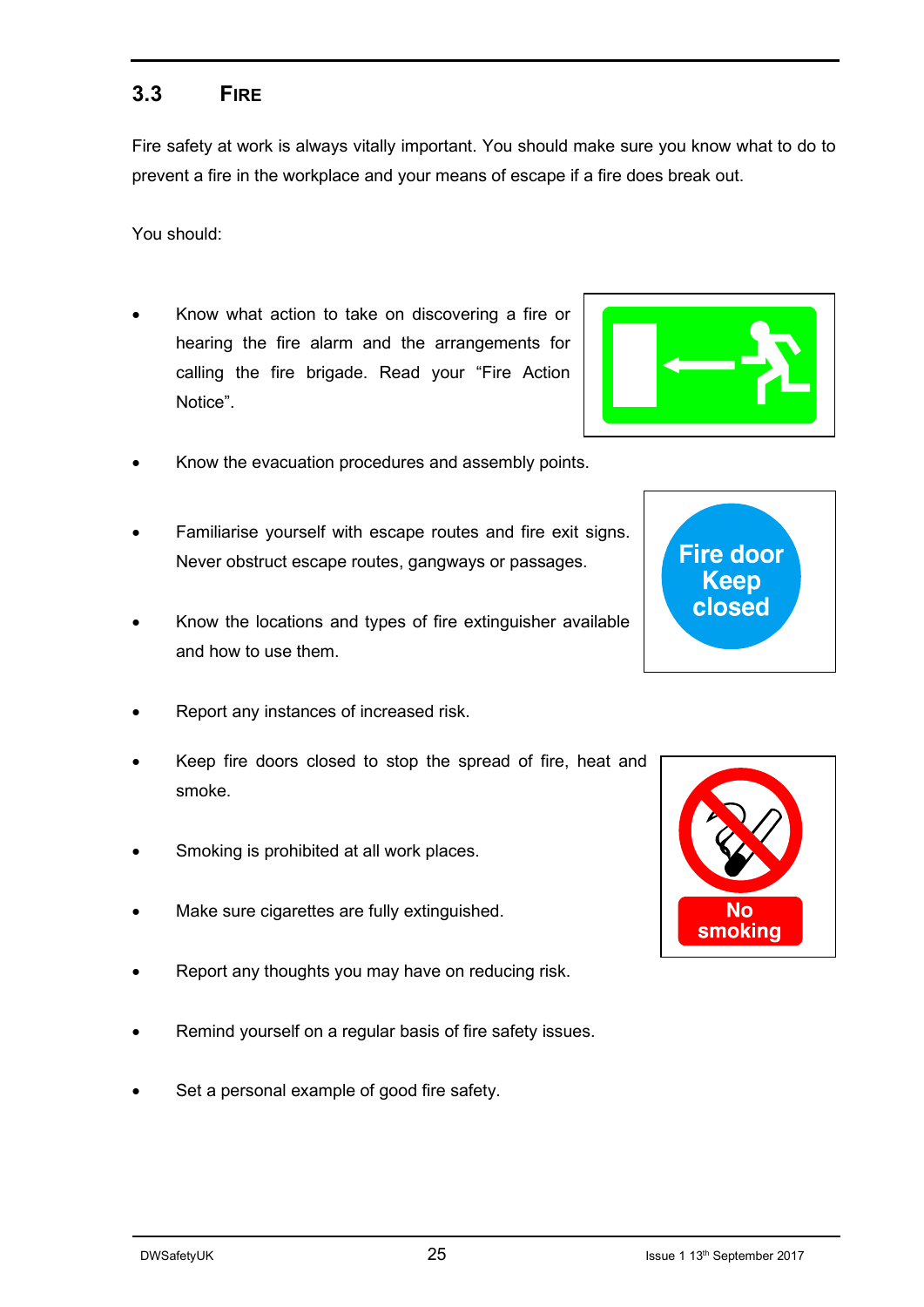## 3.3 Fire

Fire safety at work is always vitally important. You should make sure you know what to do to prevent a fire in the workplace and your means of escape if a fire does break out.

You should:

- Know what action to take on discovering a fire or hearing the fire alarm and the arrangements for calling the fire brigade. Read your "Fire Action Notice".
- Know the evacuation procedures and assembly points.
- Familiarise yourself with escape routes and fire exit signs. Never obstruct escape routes, gangways or passages.
- Know the locations and types of fire extinguisher available and how to use them.
- Report any instances of increased risk.
- Keep fire doors closed to stop the spread of fire, heat and smoke.
- Smoking is prohibited at all work places.
- Make sure cigarettes are fully extinguished.
- Report any thoughts you may have on reducing risk.
- Remind yourself on a regular basis of fire safety issues.
- Set a personal example of good fire safety.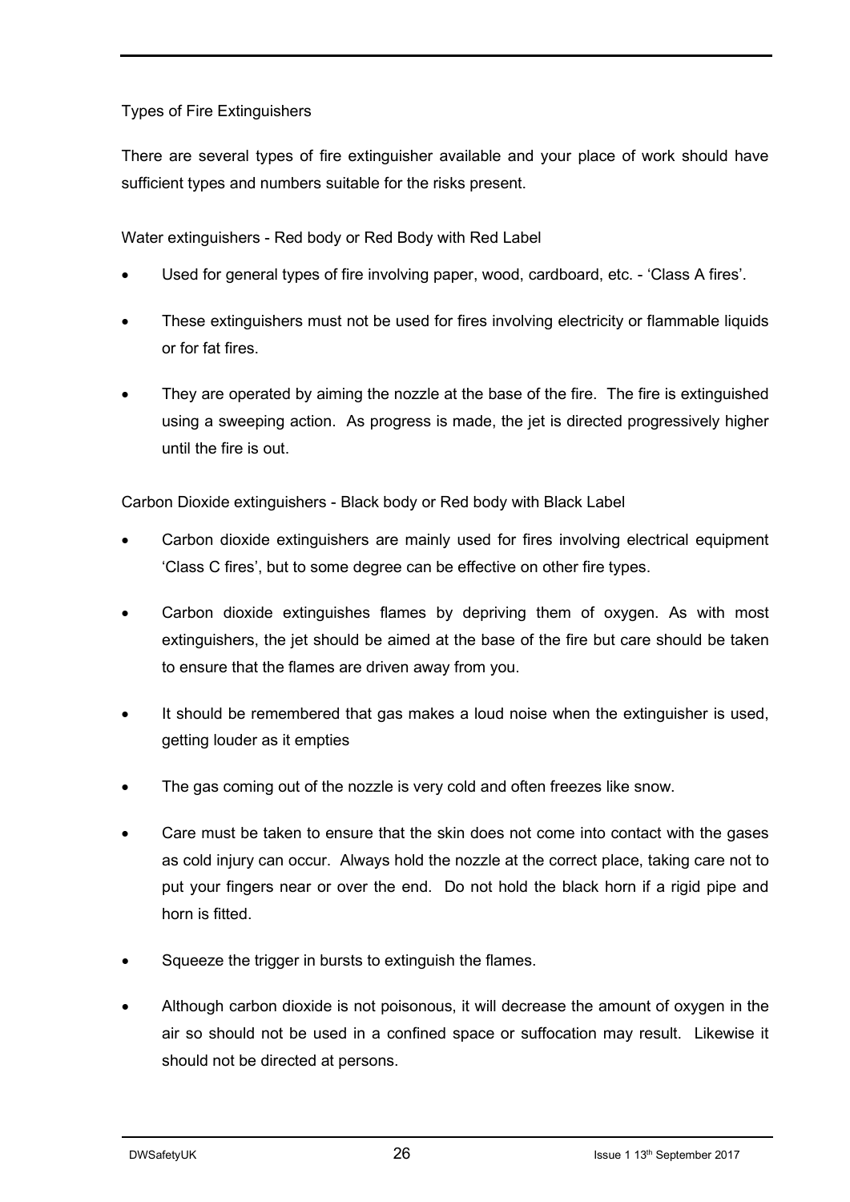## Types of Fire Extinguishers

There are several types of fire extinguisher available and your place of work should have sufficient types and numbers suitable for the risks present.

### Water extinguishers - Red body or Red Body with Red Label

- Used for general types of fire involving paper, wood, cardboard, etc. - 'Class A fires'.
- These extinguishers must not be used for fires involving electricity or flammable liquids or for fat fires.
- They are operated by aiming the nozzle at the base of the fire. The fire is extinguished using a sweeping action. As progress is made, the jet is directed progressively higher until the fire is out.

### Carbon Dioxide extinguishers - Black body or Red body with Black Label

- Carbon dioxide extinguishers are mainly used for fires involving electrical equipment 'Class C fires', but to some degree can be effective on other fire types.
- Carbon dioxide extinguishes flames by depriving them of oxygen. As with most extinguishers, the jet should be aimed at the base of the fire but care should be taken to ensure that the flames are driven away from you.
- It should be remembered that gas makes a loud noise when the extinguisher is used, getting louder as it empties
- The gas coming out of the nozzle is very cold and often freezes like snow.
- Care must be taken to ensure that the skin does not come into contact with the gases as cold injury can occur. Always hold the nozzle at the correct place, taking care not to put your fingers near or over the end. Do not hold the black horn if a rigid pipe and horn is fitted.
- Squeeze the trigger in bursts to extinguish the flames.
- Although carbon dioxide is not poisonous, it will decrease the amount of oxygen in the air so should not be used in a confined space or suffocation may result. Likewise it should not be directed at persons.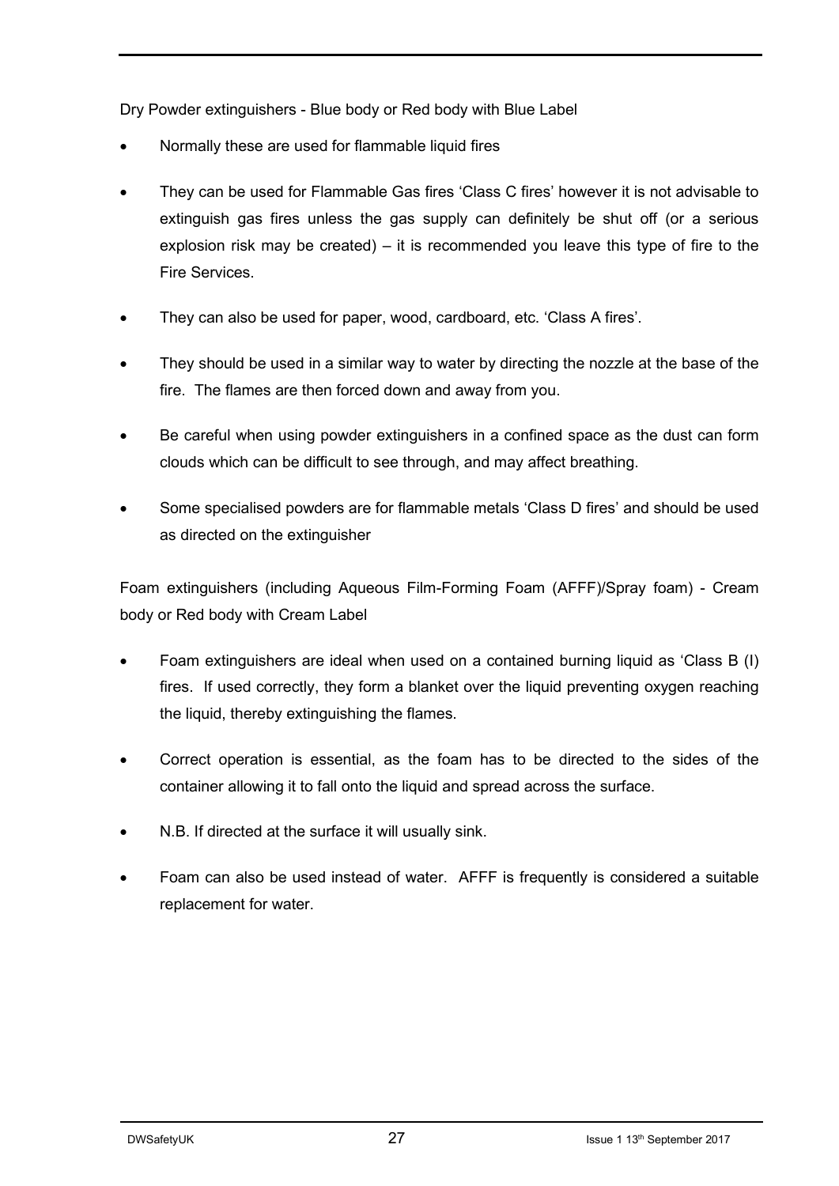Dry Powder extinguishers - Blue body or Red body with Blue Label

- Normally these are used for flammable liquid fires
- They can be used for Flammable Gas fires 'Class C fires' however it is not advisable to extinguish gas fires unless the gas supply can definitely be shut off (or a serious explosion risk may be created) – it is recommended you leave this type of fire to the Fire Services.
- They can also be used for paper, wood, cardboard, etc. 'Class A fires'.
- They should be used in a similar way to water by directing the nozzle at the base of the fire. The flames are then forced down and away from you.
- Be careful when using powder extinguishers in a confined space as the dust can form clouds which can be difficult to see through, and may affect breathing.
- Some specialised powders are for flammable metals 'Class D fires' and should be used as directed on the extinguisher

Foam extinguishers (including Aqueous Film-Forming Foam (AFFF)/Spray foam) - Cream body or Red body with Cream Label

- Foam extinguishers are ideal when used on a contained burning liquid as 'Class B (I) fires. If used correctly, they form a blanket over the liquid preventing oxygen reaching the liquid, thereby extinguishing the flames.
- Correct operation is essential, as the foam has to be directed to the sides of the container allowing it to fall onto the liquid and spread across the surface.
- N.B. If directed at the surface it will usually sink.
- Foam can also be used instead of water. AFFF is frequently is considered a suitable replacement for water.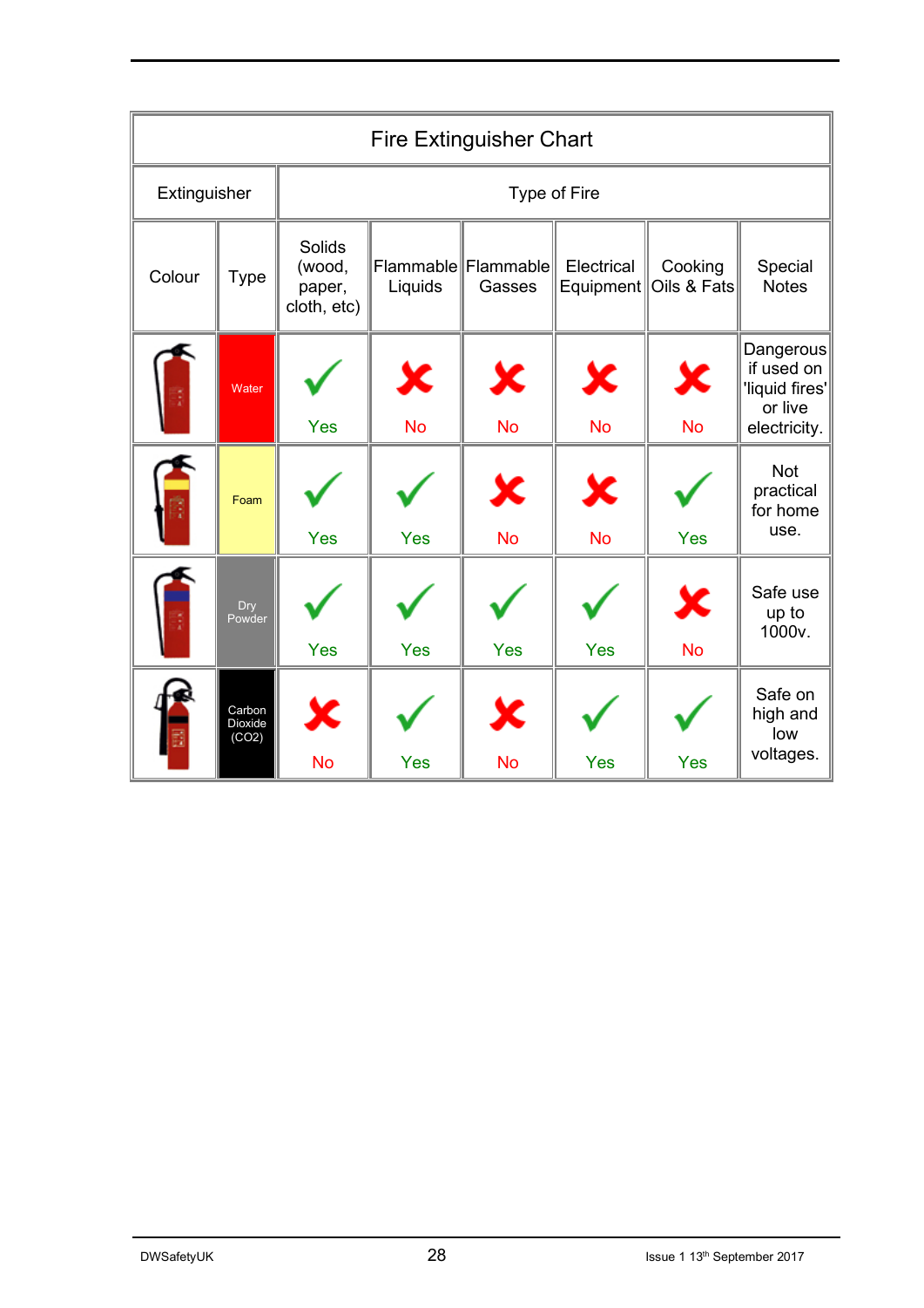| Fire Extinguisher Chart | | | | | | | |
|---|---|---|---|---|---|---|---|
| Extinguisher | | Type of Fire | | | | | |
| Colour | Type | Solids (wood, paper, cloth, etc) | Flammable Liquids | Flammable Gasses | Electrical Equipment | Cooking Oils & Fats | Special Notes |
| | Water | Yes | No | No | No | No | Dangerous if used on 'liquid fires' or live electricity. |
| | Foam | Yes | Yes | No | No | Yes | Not practical for home use. |
| | Dry Powder | Yes | Yes | Yes | Yes | No | Safe use up to 1000v. |
| | Carbon Dioxide (CO2) | No | Yes | No | Yes | Yes | Safe on high and low voltages. |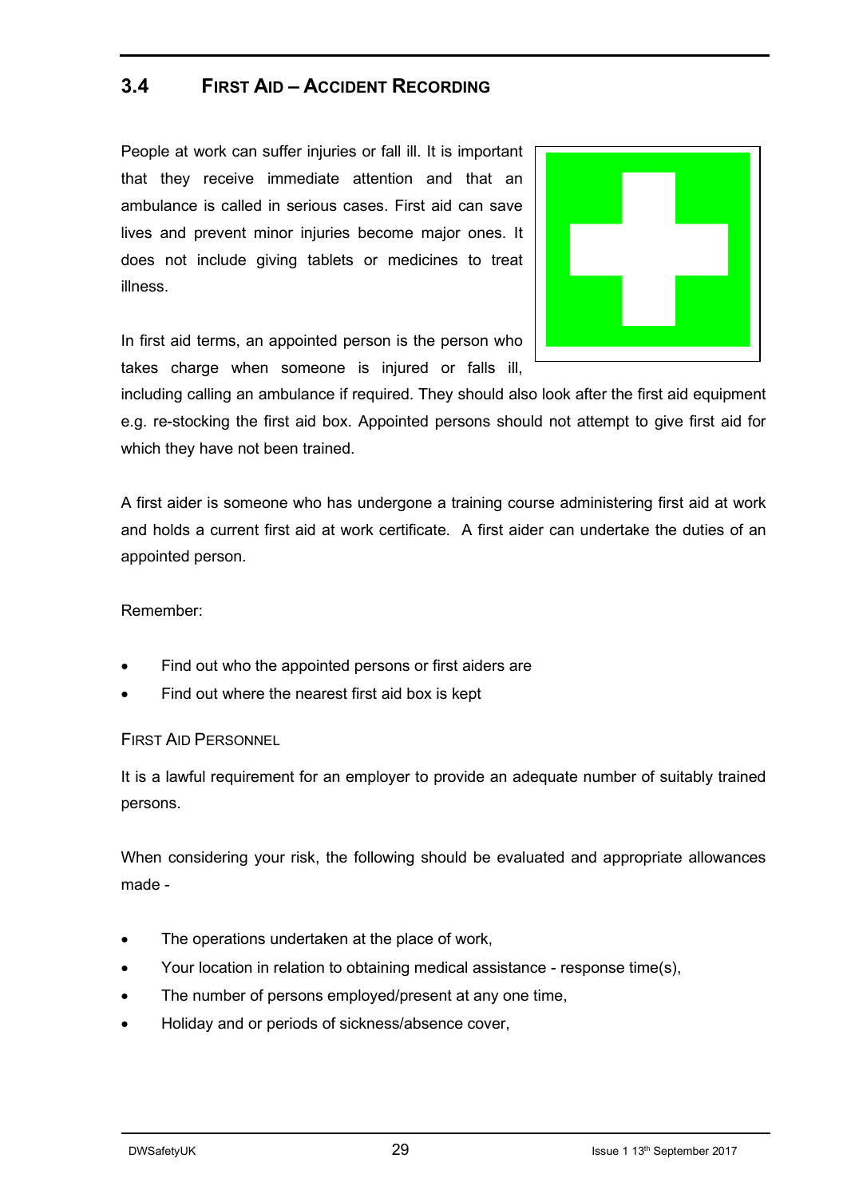## 3.4 First Aid – Accident Recording

People at work can suffer injuries or fall ill. It is important that they receive immediate attention and that an ambulance is called in serious cases. First aid can save lives and prevent minor injuries become major ones. It does not include giving tablets or medicines to treat illness.

In first aid terms, an appointed person is the person who takes charge when someone is injured or falls ill, including calling an ambulance if required. They should also look after the first aid equipment e.g. re-stocking the first aid box. Appointed persons should not attempt to give first aid for which they have not been trained.

A first aider is someone who has undergone a training course administering first aid at work and holds a current first aid at work certificate. A first aider can undertake the duties of an appointed person.

Remember:

- Find out who the appointed persons or first aiders are
- Find out where the nearest first aid box is kept

### First Aid Personnel

It is a lawful requirement for an employer to provide an adequate number of suitably trained persons.

When considering your risk, the following should be evaluated and appropriate allowances made -

- The operations undertaken at the place of work,
- Your location in relation to obtaining medical assistance - response time(s),
- The number of persons employed/present at any one time,
- Holiday and or periods of sickness/absence cover,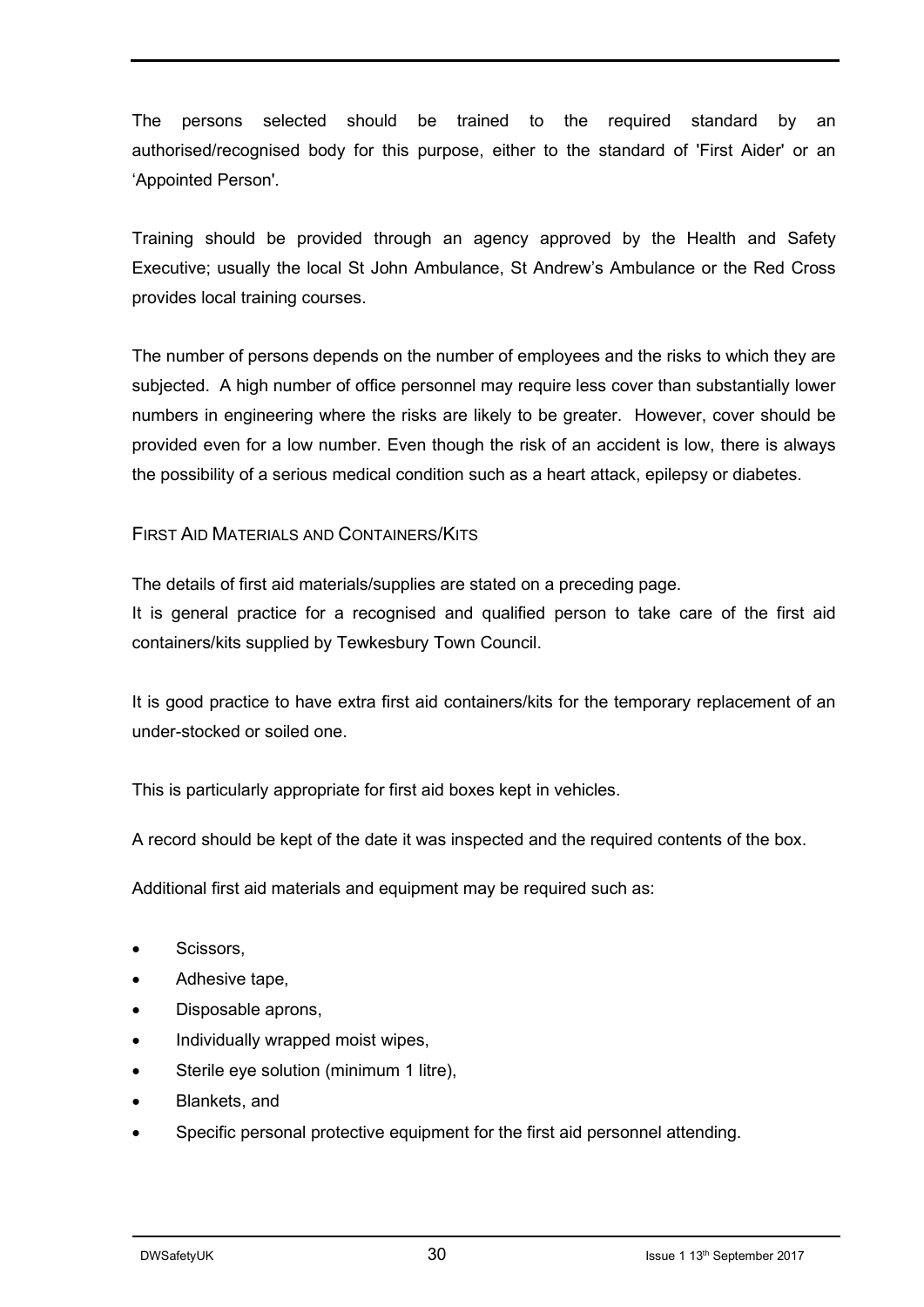The persons selected should be trained to the required standard by an authorised/recognised body for this purpose, either to the standard of 'First Aider' or an 'Appointed Person'.

Training should be provided through an agency approved by the Health and Safety Executive; usually the local St John Ambulance, St Andrew's Ambulance or the Red Cross provides local training courses.

The number of persons depends on the number of employees and the risks to which they are subjected. A high number of office personnel may require less cover than substantially lower numbers in engineering where the risks are likely to be greater. However, cover should be provided even for a low number. Even though the risk of an accident is low, there is always the possibility of a serious medical condition such as a heart attack, epilepsy or diabetes.

## First Aid Materials and Containers/Kits

The details of first aid materials/supplies are stated on a preceding page.
It is general practice for a recognised and qualified person to take care of the first aid containers/kits supplied by Tewkesbury Town Council.

It is good practice to have extra first aid containers/kits for the temporary replacement of an under-stocked or soiled one.

This is particularly appropriate for first aid boxes kept in vehicles.

A record should be kept of the date it was inspected and the required contents of the box.

Additional first aid materials and equipment may be required such as:

- Scissors,
- Adhesive tape,
- Disposable aprons,
- Individually wrapped moist wipes,
- Sterile eye solution (minimum 1 litre),
- Blankets, and
- Specific personal protective equipment for the first aid personnel attending.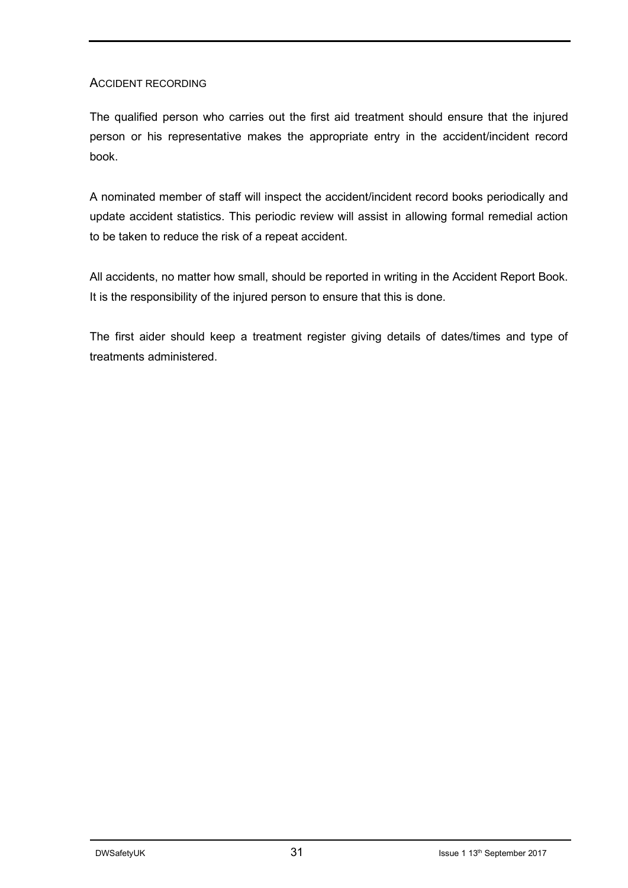## ACCIDENT RECORDING

The qualified person who carries out the first aid treatment should ensure that the injured person or his representative makes the appropriate entry in the accident/incident record book.

A nominated member of staff will inspect the accident/incident record books periodically and update accident statistics. This periodic review will assist in allowing formal remedial action to be taken to reduce the risk of a repeat accident.

All accidents, no matter how small, should be reported in writing in the Accident Report Book. It is the responsibility of the injured person to ensure that this is done.

The first aider should keep a treatment register giving details of dates/times and type of treatments administered.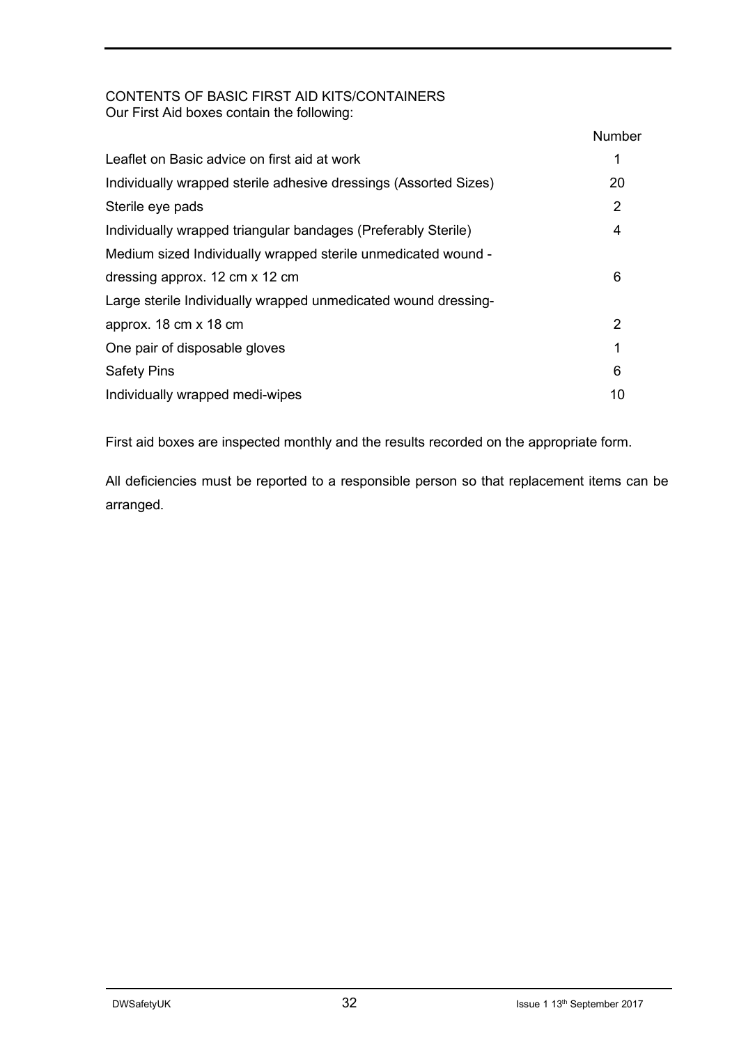## CONTENTS OF BASIC FIRST AID KITS/CONTAINERS

Our First Aid boxes contain the following:

| | Number |
|---|---|
| Leaflet on Basic advice on first aid at work | 1 |
| Individually wrapped sterile adhesive dressings (Assorted Sizes) | 20 |
| Sterile eye pads | 2 |
| Individually wrapped triangular bandages (Preferably Sterile) | 4 |
| Medium sized Individually wrapped sterile unmedicated wound - dressing approx. 12 cm x 12 cm | 6 |
| Large sterile Individually wrapped unmedicated wound dressing- approx. 18 cm x 18 cm | 2 |
| One pair of disposable gloves | 1 |
| Safety Pins | 6 |
| Individually wrapped medi-wipes | 10 |

First aid boxes are inspected monthly and the results recorded on the appropriate form.

All deficiencies must be reported to a responsible person so that replacement items can be arranged.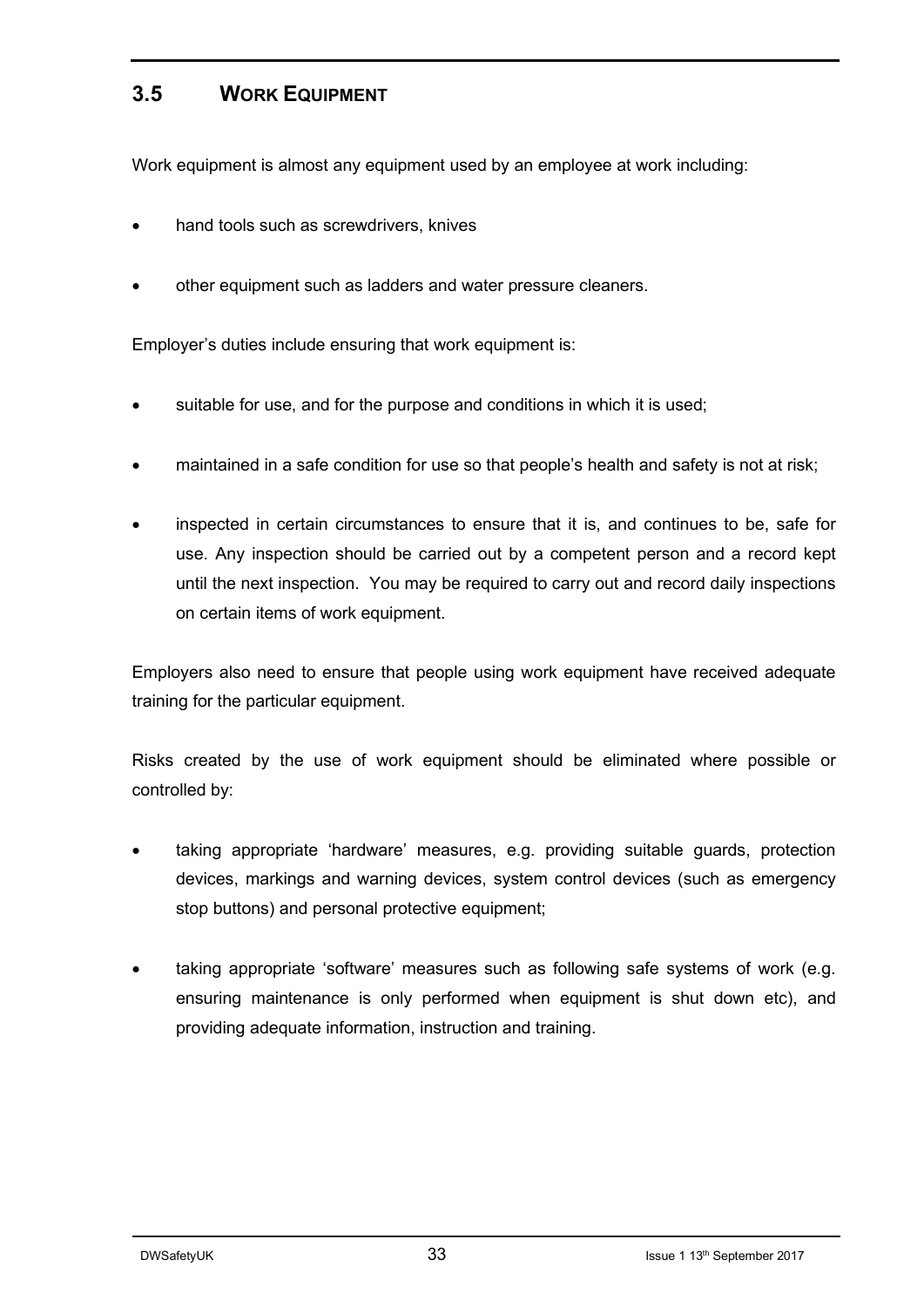## 3.5 WORK EQUIPMENT

Work equipment is almost any equipment used by an employee at work including:

- hand tools such as screwdrivers, knives
- other equipment such as ladders and water pressure cleaners.

Employer's duties include ensuring that work equipment is:

- suitable for use, and for the purpose and conditions in which it is used;
- maintained in a safe condition for use so that people's health and safety is not at risk;
- inspected in certain circumstances to ensure that it is, and continues to be, safe for use. Any inspection should be carried out by a competent person and a record kept until the next inspection. You may be required to carry out and record daily inspections on certain items of work equipment.

Employers also need to ensure that people using work equipment have received adequate training for the particular equipment.

Risks created by the use of work equipment should be eliminated where possible or controlled by:

- taking appropriate 'hardware' measures, e.g. providing suitable guards, protection devices, markings and warning devices, system control devices (such as emergency stop buttons) and personal protective equipment;
- taking appropriate 'software' measures such as following safe systems of work (e.g. ensuring maintenance is only performed when equipment is shut down etc), and providing adequate information, instruction and training.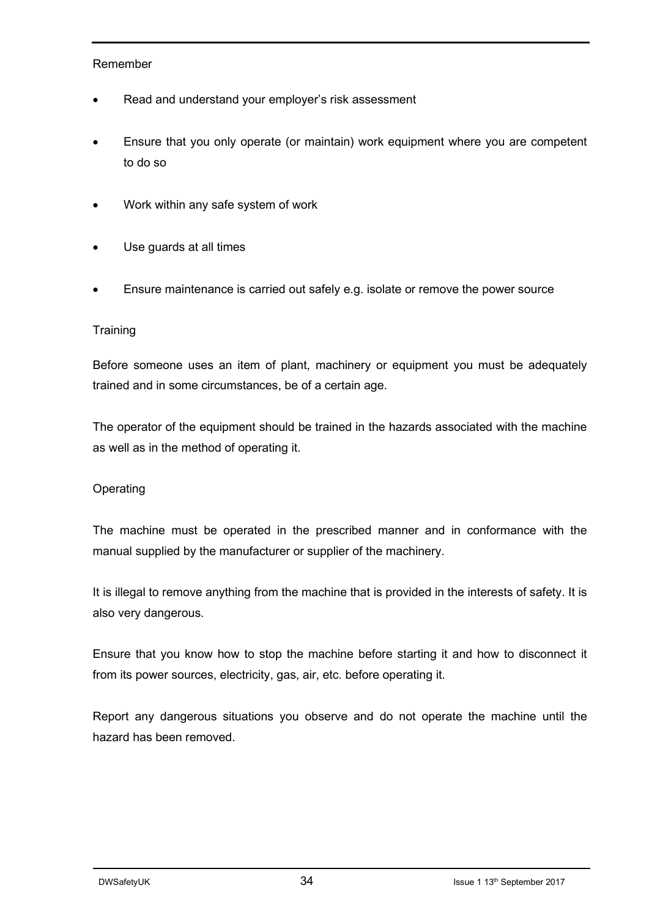Remember

- Read and understand your employer's risk assessment
- Ensure that you only operate (or maintain) work equipment where you are competent to do so
- Work within any safe system of work
- Use guards at all times
- Ensure maintenance is carried out safely e.g. isolate or remove the power source

Training

Before someone uses an item of plant, machinery or equipment you must be adequately trained and in some circumstances, be of a certain age.

The operator of the equipment should be trained in the hazards associated with the machine as well as in the method of operating it.

Operating

The machine must be operated in the prescribed manner and in conformance with the manual supplied by the manufacturer or supplier of the machinery.

It is illegal to remove anything from the machine that is provided in the interests of safety. It is also very dangerous.

Ensure that you know how to stop the machine before starting it and how to disconnect it from its power sources, electricity, gas, air, etc. before operating it.

Report any dangerous situations you observe and do not operate the machine until the hazard has been removed.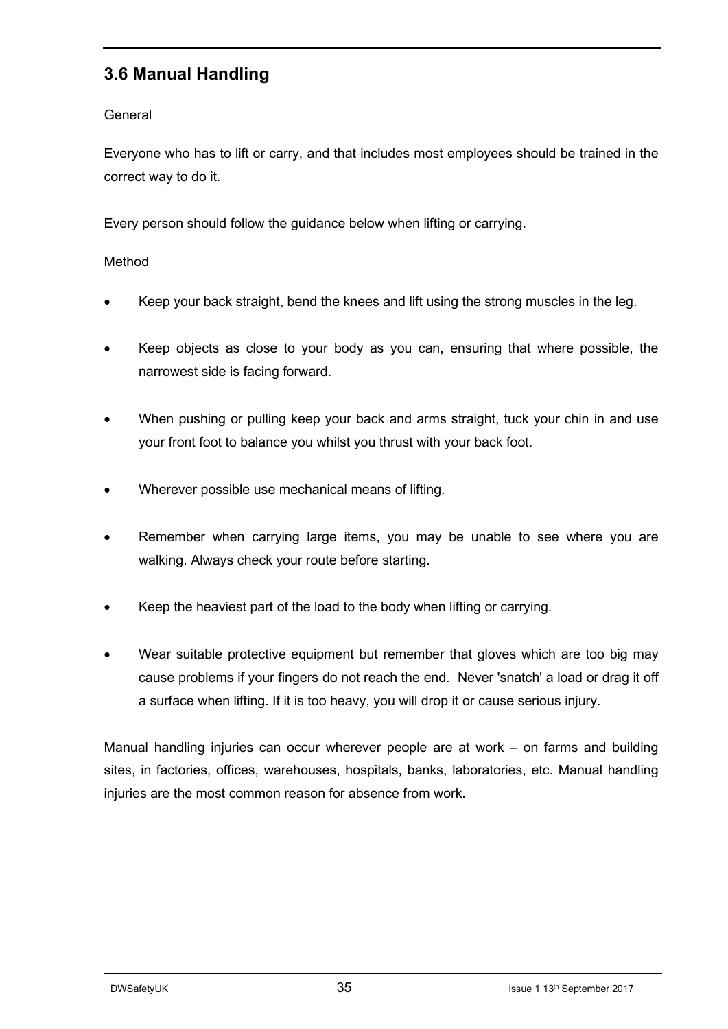## 3.6 Manual Handling

General

Everyone who has to lift or carry, and that includes most employees should be trained in the correct way to do it.

Every person should follow the guidance below when lifting or carrying.

Method

- Keep your back straight, bend the knees and lift using the strong muscles in the leg.
- Keep objects as close to your body as you can, ensuring that where possible, the narrowest side is facing forward.
- When pushing or pulling keep your back and arms straight, tuck your chin in and use your front foot to balance you whilst you thrust with your back foot.
- Wherever possible use mechanical means of lifting.
- Remember when carrying large items, you may be unable to see where you are walking. Always check your route before starting.
- Keep the heaviest part of the load to the body when lifting or carrying.
- Wear suitable protective equipment but remember that gloves which are too big may cause problems if your fingers do not reach the end. Never 'snatch' a load or drag it off a surface when lifting. If it is too heavy, you will drop it or cause serious injury.

Manual handling injuries can occur wherever people are at work – on farms and building sites, in factories, offices, warehouses, hospitals, banks, laboratories, etc. Manual handling injuries are the most common reason for absence from work.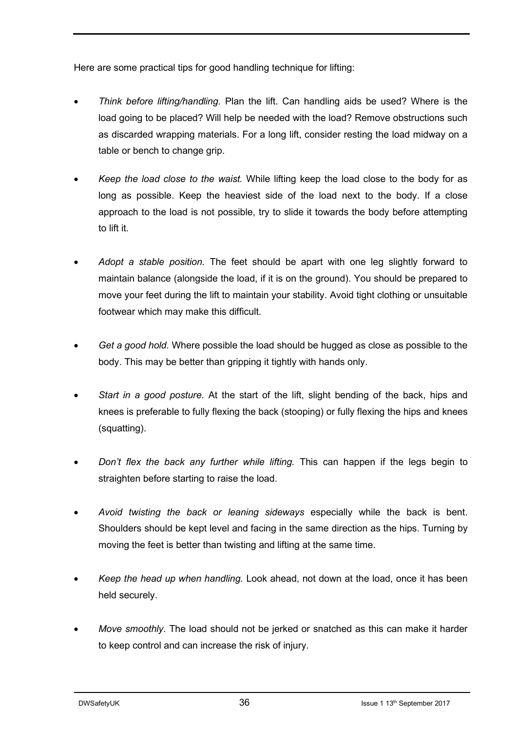Here are some practical tips for good handling technique for lifting:

- *Think before lifting/handling.* Plan the lift. Can handling aids be used? Where is the load going to be placed? Will help be needed with the load? Remove obstructions such as discarded wrapping materials. For a long lift, consider resting the load midway on a table or bench to change grip.
- *Keep the load close to the waist.* While lifting keep the load close to the body for as long as possible. Keep the heaviest side of the load next to the body. If a close approach to the load is not possible, try to slide it towards the body before attempting to lift it.
- *Adopt a stable position.* The feet should be apart with one leg slightly forward to maintain balance (alongside the load, if it is on the ground). You should be prepared to move your feet during the lift to maintain your stability. Avoid tight clothing or unsuitable footwear which may make this difficult.
- *Get a good hold.* Where possible the load should be hugged as close as possible to the body. This may be better than gripping it tightly with hands only.
- *Start in a good posture.* At the start of the lift, slight bending of the back, hips and knees is preferable to fully flexing the back (stooping) or fully flexing the hips and knees (squatting).
- *Don't flex the back any further while lifting.* This can happen if the legs begin to straighten before starting to raise the load.
- *Avoid twisting the back or leaning sideways* especially while the back is bent. Shoulders should be kept level and facing in the same direction as the hips. Turning by moving the feet is better than twisting and lifting at the same time.
- *Keep the head up when handling.* Look ahead, not down at the load, once it has been held securely.
- *Move smoothly.* The load should not be jerked or snatched as this can make it harder to keep control and can increase the risk of injury.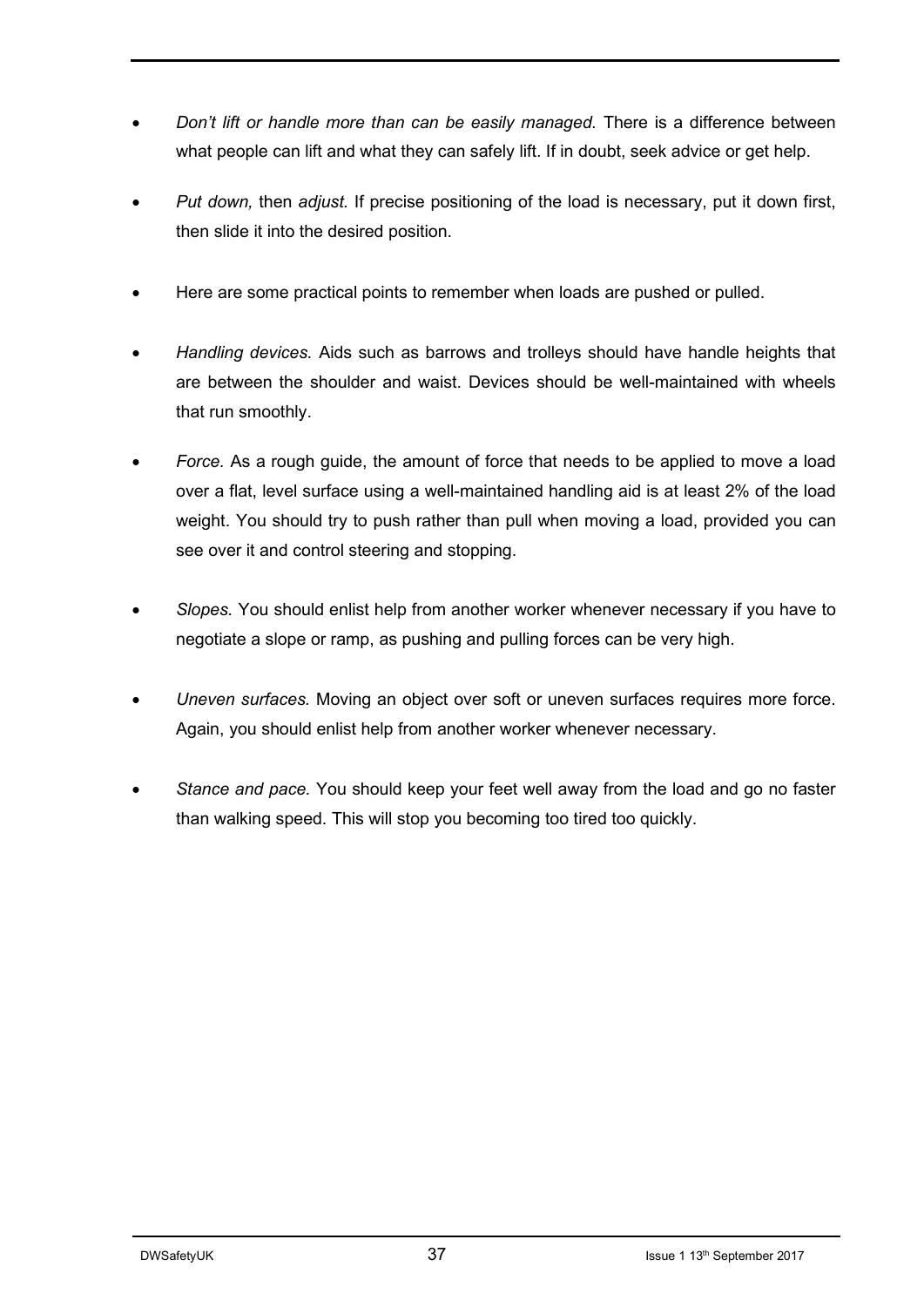- *Don't lift or handle more than can be easily managed.* There is a difference between what people can lift and what they can safely lift. If in doubt, seek advice or get help.

- *Put down,* then *adjust.* If precise positioning of the load is necessary, put it down first, then slide it into the desired position.

- Here are some practical points to remember when loads are pushed or pulled.

- *Handling devices.* Aids such as barrows and trolleys should have handle heights that are between the shoulder and waist. Devices should be well-maintained with wheels that run smoothly.

- *Force.* As a rough guide, the amount of force that needs to be applied to move a load over a flat, level surface using a well-maintained handling aid is at least 2% of the load weight. You should try to push rather than pull when moving a load, provided you can see over it and control steering and stopping.

- *Slopes.* You should enlist help from another worker whenever necessary if you have to negotiate a slope or ramp, as pushing and pulling forces can be very high.

- *Uneven surfaces.* Moving an object over soft or uneven surfaces requires more force. Again, you should enlist help from another worker whenever necessary.

- *Stance and pace.* You should keep your feet well away from the load and go no faster than walking speed. This will stop you becoming too tired too quickly.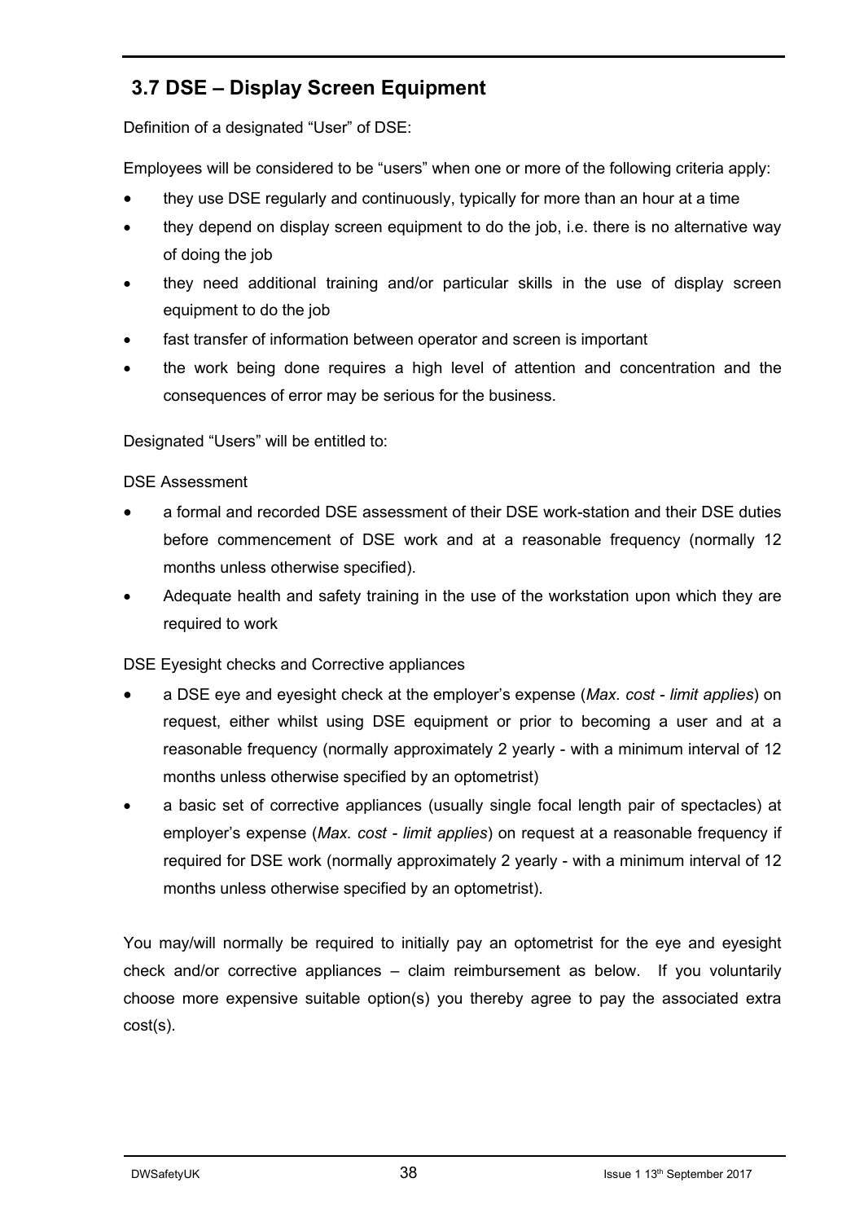## 3.7 DSE – Display Screen Equipment

Definition of a designated “User” of DSE:

Employees will be considered to be “users” when one or more of the following criteria apply:

- they use DSE regularly and continuously, typically for more than an hour at a time
- they depend on display screen equipment to do the job, i.e. there is no alternative way of doing the job
- they need additional training and/or particular skills in the use of display screen equipment to do the job
- fast transfer of information between operator and screen is important
- the work being done requires a high level of attention and concentration and the consequences of error may be serious for the business.

Designated “Users” will be entitled to:

DSE Assessment

- a formal and recorded DSE assessment of their DSE work-station and their DSE duties before commencement of DSE work and at a reasonable frequency (normally 12 months unless otherwise specified).
- Adequate health and safety training in the use of the workstation upon which they are required to work

DSE Eyesight checks and Corrective appliances

- a DSE eye and eyesight check at the employer’s expense (*Max. cost - limit applies*) on request, either whilst using DSE equipment or prior to becoming a user and at a reasonable frequency (normally approximately 2 yearly - with a minimum interval of 12 months unless otherwise specified by an optometrist)
- a basic set of corrective appliances (usually single focal length pair of spectacles) at employer’s expense (*Max. cost - limit applies*) on request at a reasonable frequency if required for DSE work (normally approximately 2 yearly - with a minimum interval of 12 months unless otherwise specified by an optometrist).

You may/will normally be required to initially pay an optometrist for the eye and eyesight check and/or corrective appliances – claim reimbursement as below. If you voluntarily choose more expensive suitable option(s) you thereby agree to pay the associated extra cost(s).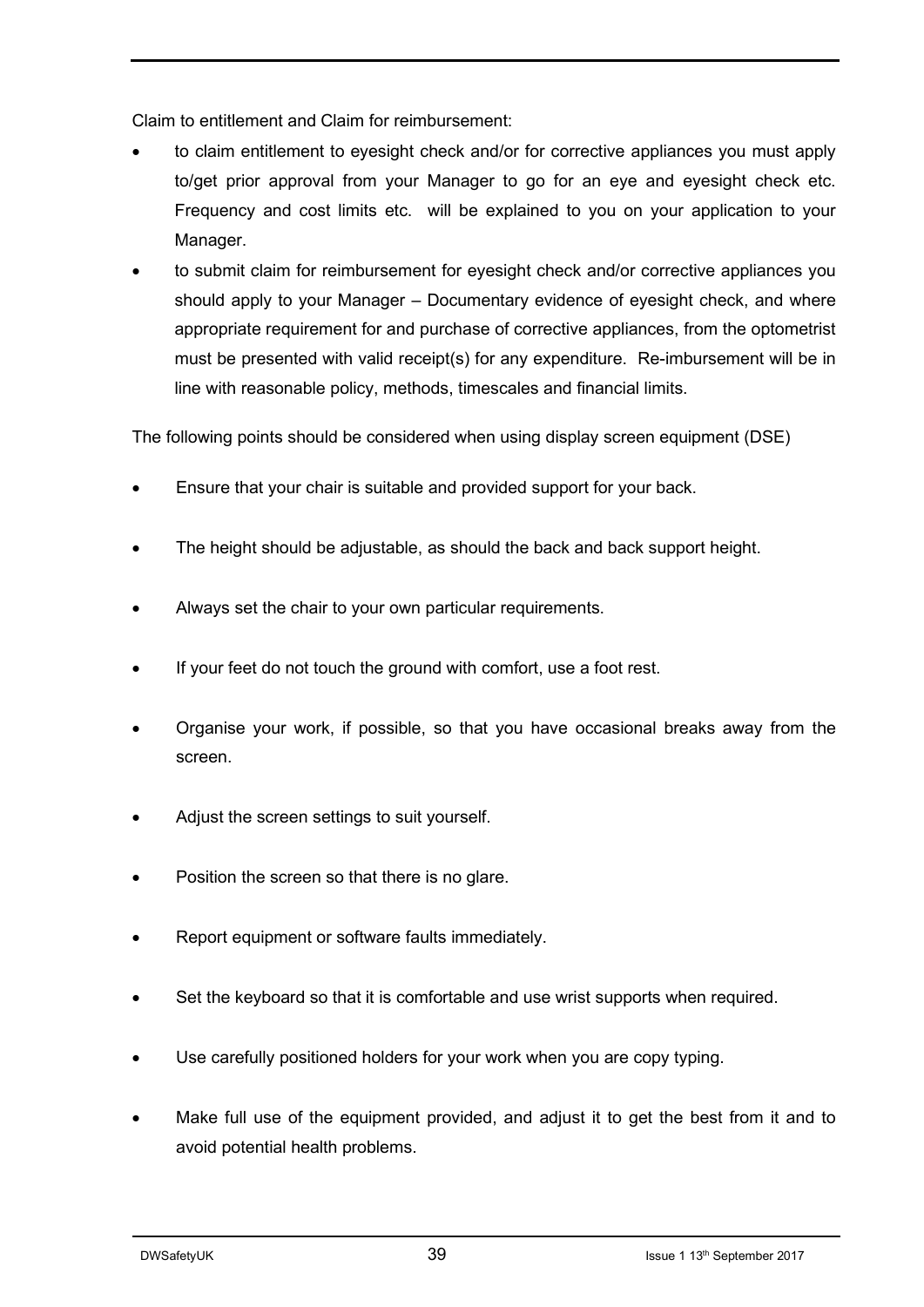Claim to entitlement and Claim for reimbursement:

- to claim entitlement to eyesight check and/or for corrective appliances you must apply to/get prior approval from your Manager to go for an eye and eyesight check etc. Frequency and cost limits etc. will be explained to you on your application to your Manager.
- to submit claim for reimbursement for eyesight check and/or corrective appliances you should apply to your Manager – Documentary evidence of eyesight check, and where appropriate requirement for and purchase of corrective appliances, from the optometrist must be presented with valid receipt(s) for any expenditure. Re-imbursement will be in line with reasonable policy, methods, timescales and financial limits.

The following points should be considered when using display screen equipment (DSE)

- Ensure that your chair is suitable and provided support for your back.
- The height should be adjustable, as should the back and back support height.
- Always set the chair to your own particular requirements.
- If your feet do not touch the ground with comfort, use a foot rest.
- Organise your work, if possible, so that you have occasional breaks away from the screen.
- Adjust the screen settings to suit yourself.
- Position the screen so that there is no glare.
- Report equipment or software faults immediately.
- Set the keyboard so that it is comfortable and use wrist supports when required.
- Use carefully positioned holders for your work when you are copy typing.
- Make full use of the equipment provided, and adjust it to get the best from it and to avoid potential health problems.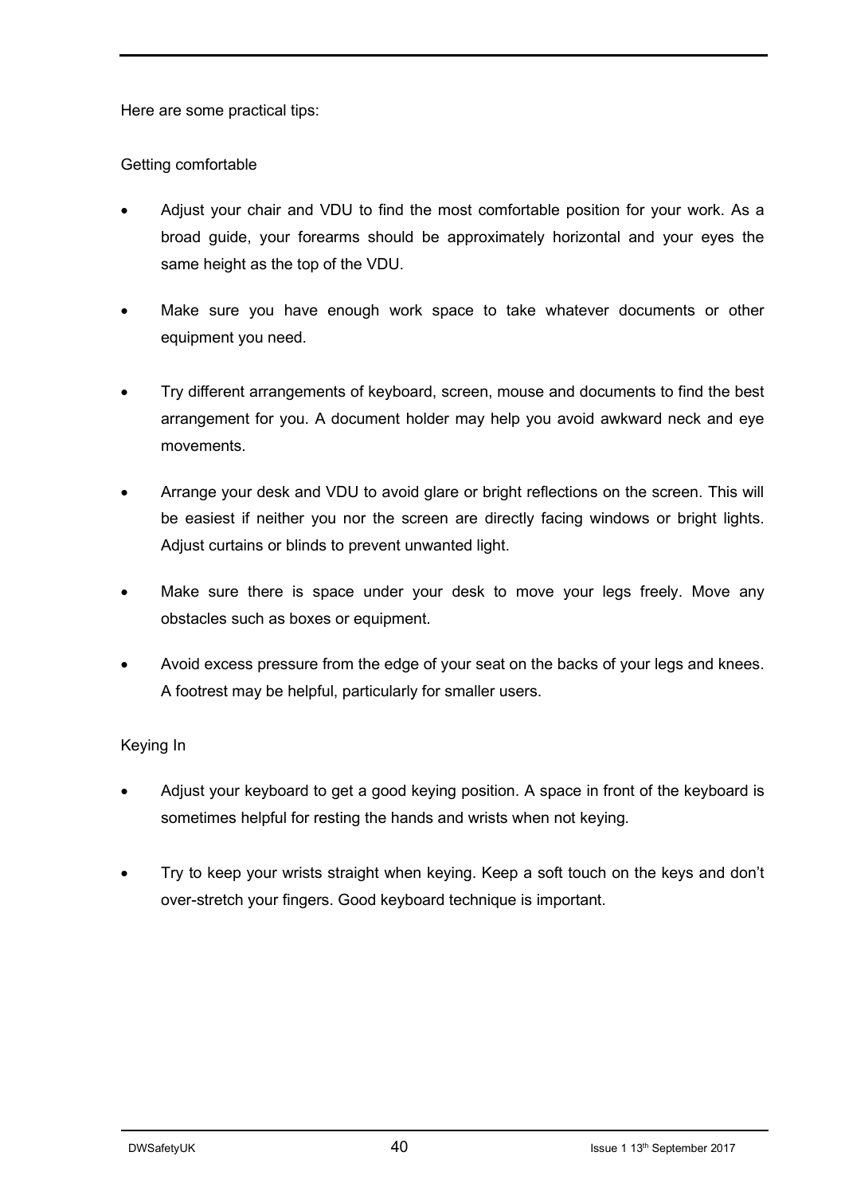Here are some practical tips:

Getting comfortable

- Adjust your chair and VDU to find the most comfortable position for your work. As a broad guide, your forearms should be approximately horizontal and your eyes the same height as the top of the VDU.
- Make sure you have enough work space to take whatever documents or other equipment you need.
- Try different arrangements of keyboard, screen, mouse and documents to find the best arrangement for you. A document holder may help you avoid awkward neck and eye movements.
- Arrange your desk and VDU to avoid glare or bright reflections on the screen. This will be easiest if neither you nor the screen are directly facing windows or bright lights. Adjust curtains or blinds to prevent unwanted light.
- Make sure there is space under your desk to move your legs freely. Move any obstacles such as boxes or equipment.
- Avoid excess pressure from the edge of your seat on the backs of your legs and knees. A footrest may be helpful, particularly for smaller users.

Keying In

- Adjust your keyboard to get a good keying position. A space in front of the keyboard is sometimes helpful for resting the hands and wrists when not keying.
- Try to keep your wrists straight when keying. Keep a soft touch on the keys and don't over-stretch your fingers. Good keyboard technique is important.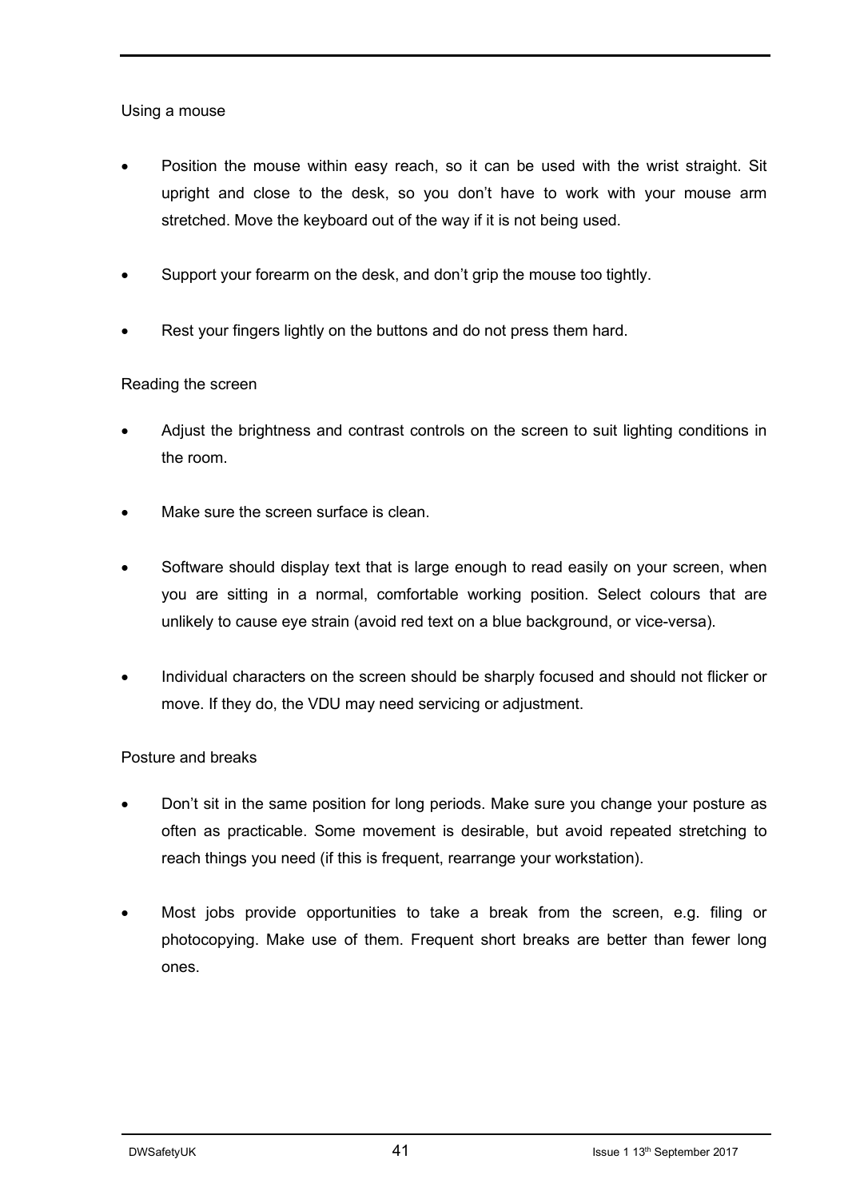Using a mouse

- Position the mouse within easy reach, so it can be used with the wrist straight. Sit upright and close to the desk, so you don't have to work with your mouse arm stretched. Move the keyboard out of the way if it is not being used.

- Support your forearm on the desk, and don't grip the mouse too tightly.

- Rest your fingers lightly on the buttons and do not press them hard.

Reading the screen

- Adjust the brightness and contrast controls on the screen to suit lighting conditions in the room.

- Make sure the screen surface is clean.

- Software should display text that is large enough to read easily on your screen, when you are sitting in a normal, comfortable working position. Select colours that are unlikely to cause eye strain (avoid red text on a blue background, or vice-versa).

- Individual characters on the screen should be sharply focused and should not flicker or move. If they do, the VDU may need servicing or adjustment.

Posture and breaks

- Don't sit in the same position for long periods. Make sure you change your posture as often as practicable. Some movement is desirable, but avoid repeated stretching to reach things you need (if this is frequent, rearrange your workstation).

- Most jobs provide opportunities to take a break from the screen, e.g. filing or photocopying. Make use of them. Frequent short breaks are better than fewer long ones.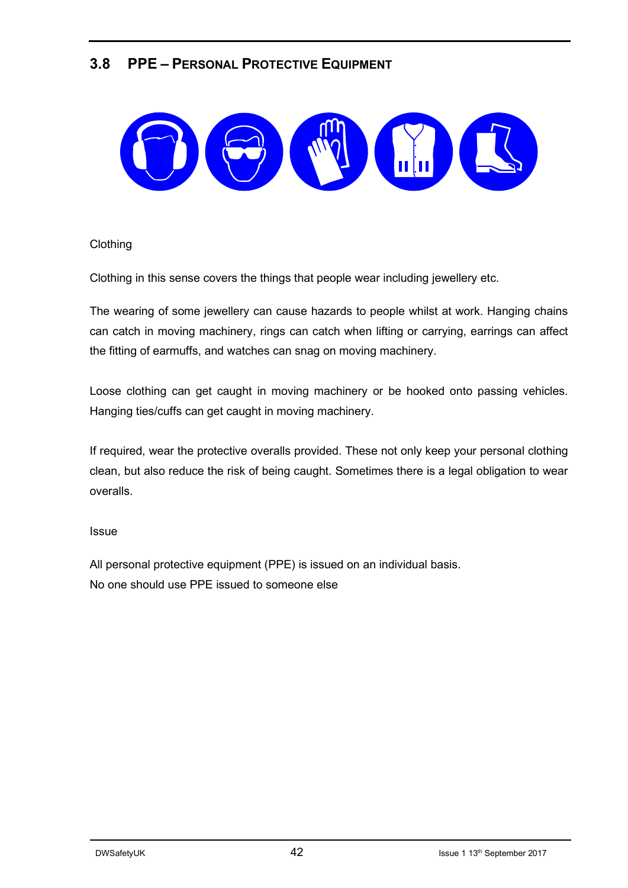## 3.8 PPE – Personal Protective Equipment

Clothing

Clothing in this sense covers the things that people wear including jewellery etc.

The wearing of some jewellery can cause hazards to people whilst at work. Hanging chains can catch in moving machinery, rings can catch when lifting or carrying, earrings can affect the fitting of earmuffs, and watches can snag on moving machinery.

Loose clothing can get caught in moving machinery or be hooked onto passing vehicles. Hanging ties/cuffs can get caught in moving machinery.

If required, wear the protective overalls provided. These not only keep your personal clothing clean, but also reduce the risk of being caught. Sometimes there is a legal obligation to wear overalls.

Issue

All personal protective equipment (PPE) is issued on an individual basis.
No one should use PPE issued to someone else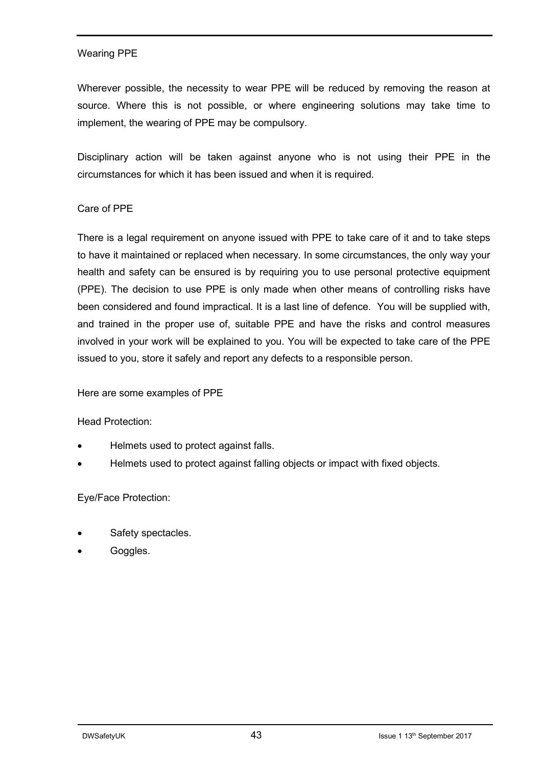Wearing PPE

Wherever possible, the necessity to wear PPE will be reduced by removing the reason at source. Where this is not possible, or where engineering solutions may take time to implement, the wearing of PPE may be compulsory.

Disciplinary action will be taken against anyone who is not using their PPE in the circumstances for which it has been issued and when it is required.

Care of PPE

There is a legal requirement on anyone issued with PPE to take care of it and to take steps to have it maintained or replaced when necessary. In some circumstances, the only way your health and safety can be ensured is by requiring you to use personal protective equipment (PPE). The decision to use PPE is only made when other means of controlling risks have been considered and found impractical. It is a last line of defence. You will be supplied with, and trained in the proper use of, suitable PPE and have the risks and control measures involved in your work will be explained to you. You will be expected to take care of the PPE issued to you, store it safely and report any defects to a responsible person.

Here are some examples of PPE

Head Protection:

- Helmets used to protect against falls.
- Helmets used to protect against falling objects or impact with fixed objects.

Eye/Face Protection:

- Safety spectacles.
- Goggles.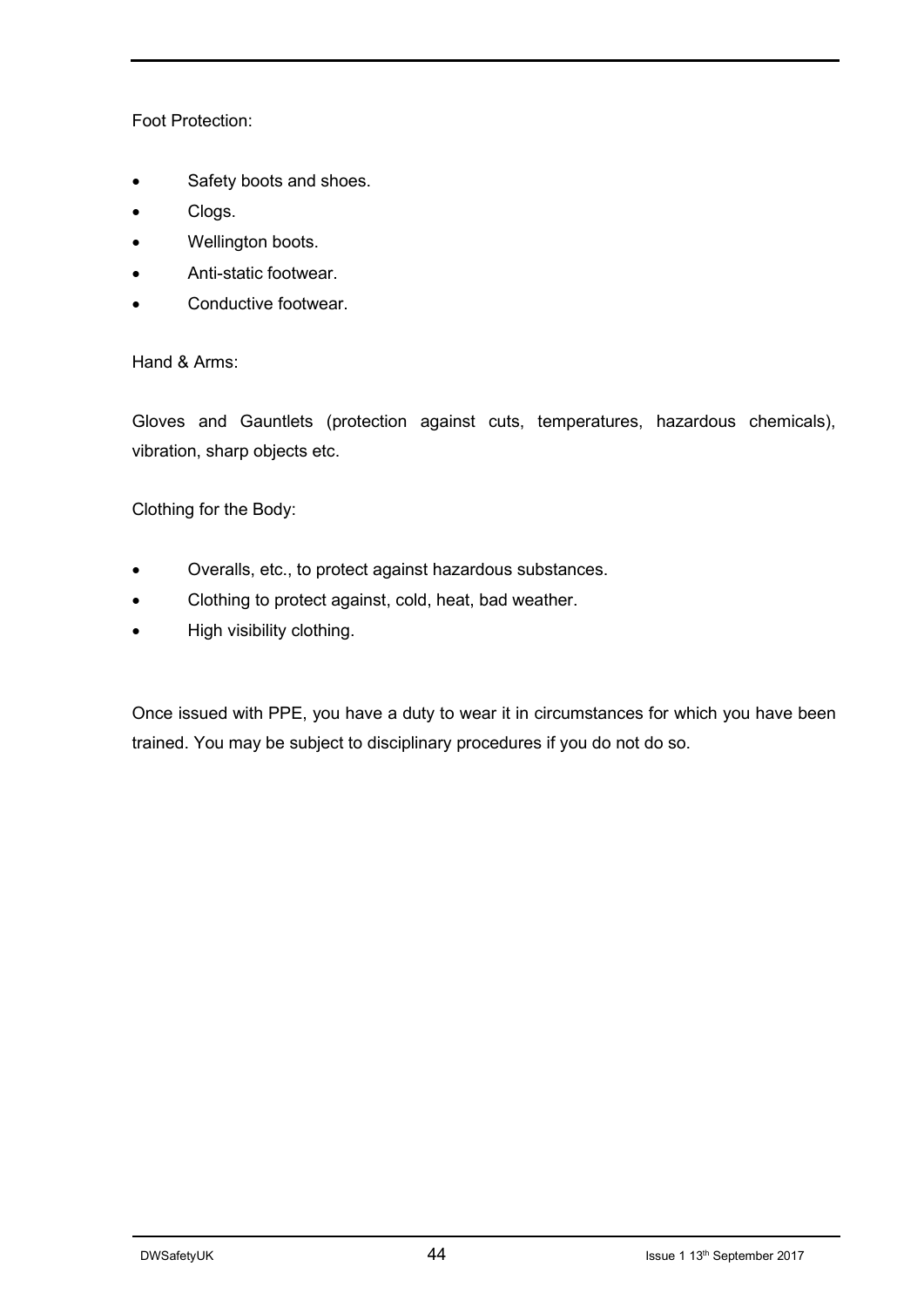Foot Protection:

- Safety boots and shoes.
- Clogs.
- Wellington boots.
- Anti-static footwear.
- Conductive footwear.

Hand & Arms:

Gloves and Gauntlets (protection against cuts, temperatures, hazardous chemicals), vibration, sharp objects etc.

Clothing for the Body:

- Overalls, etc., to protect against hazardous substances.
- Clothing to protect against, cold, heat, bad weather.
- High visibility clothing.

Once issued with PPE, you have a duty to wear it in circumstances for which you have been trained. You may be subject to disciplinary procedures if you do not do so.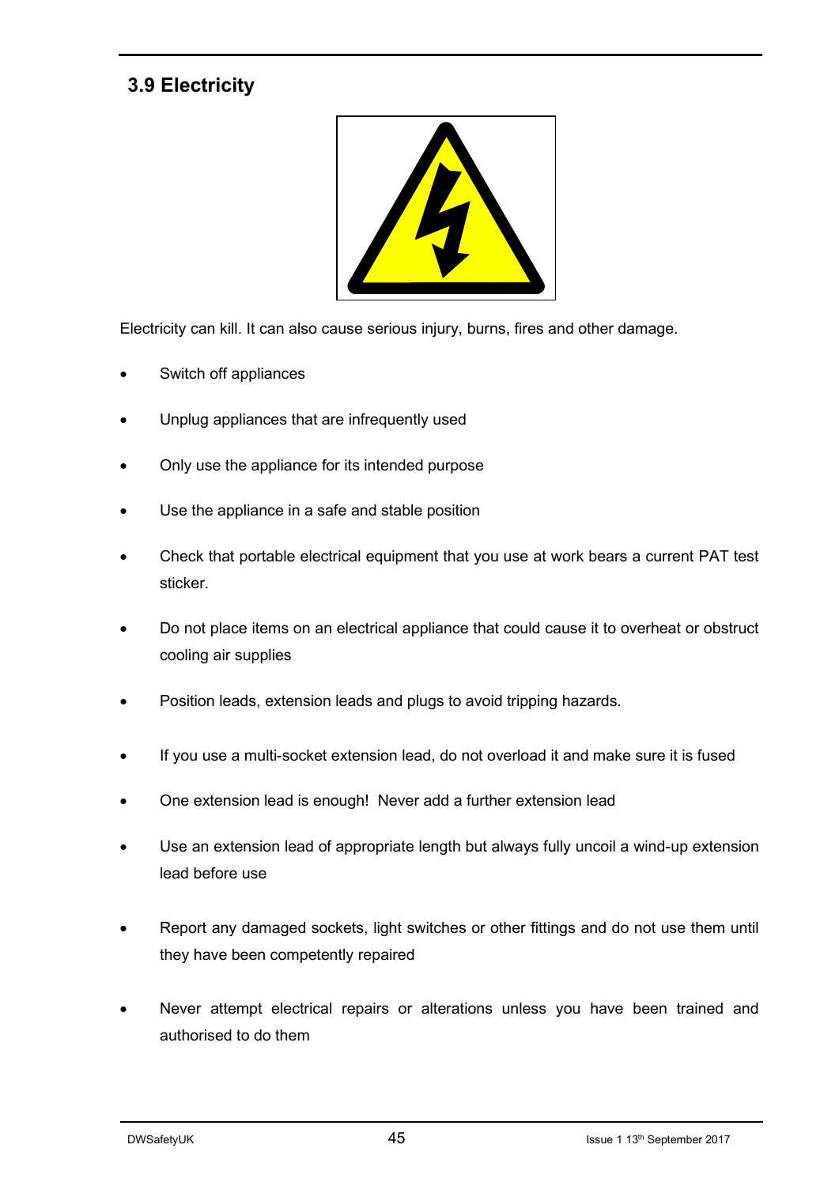## 3.9 Electricity

Electricity can kill. It can also cause serious injury, burns, fires and other damage.

- Switch off appliances
- Unplug appliances that are infrequently used
- Only use the appliance for its intended purpose
- Use the appliance in a safe and stable position
- Check that portable electrical equipment that you use at work bears a current PAT test sticker.
- Do not place items on an electrical appliance that could cause it to overheat or obstruct cooling air supplies
- Position leads, extension leads and plugs to avoid tripping hazards.
- If you use a multi-socket extension lead, do not overload it and make sure it is fused
- One extension lead is enough! Never add a further extension lead
- Use an extension lead of appropriate length but always fully uncoil a wind-up extension lead before use
- Report any damaged sockets, light switches or other fittings and do not use them until they have been competently repaired
- Never attempt electrical repairs or alterations unless you have been trained and authorised to do them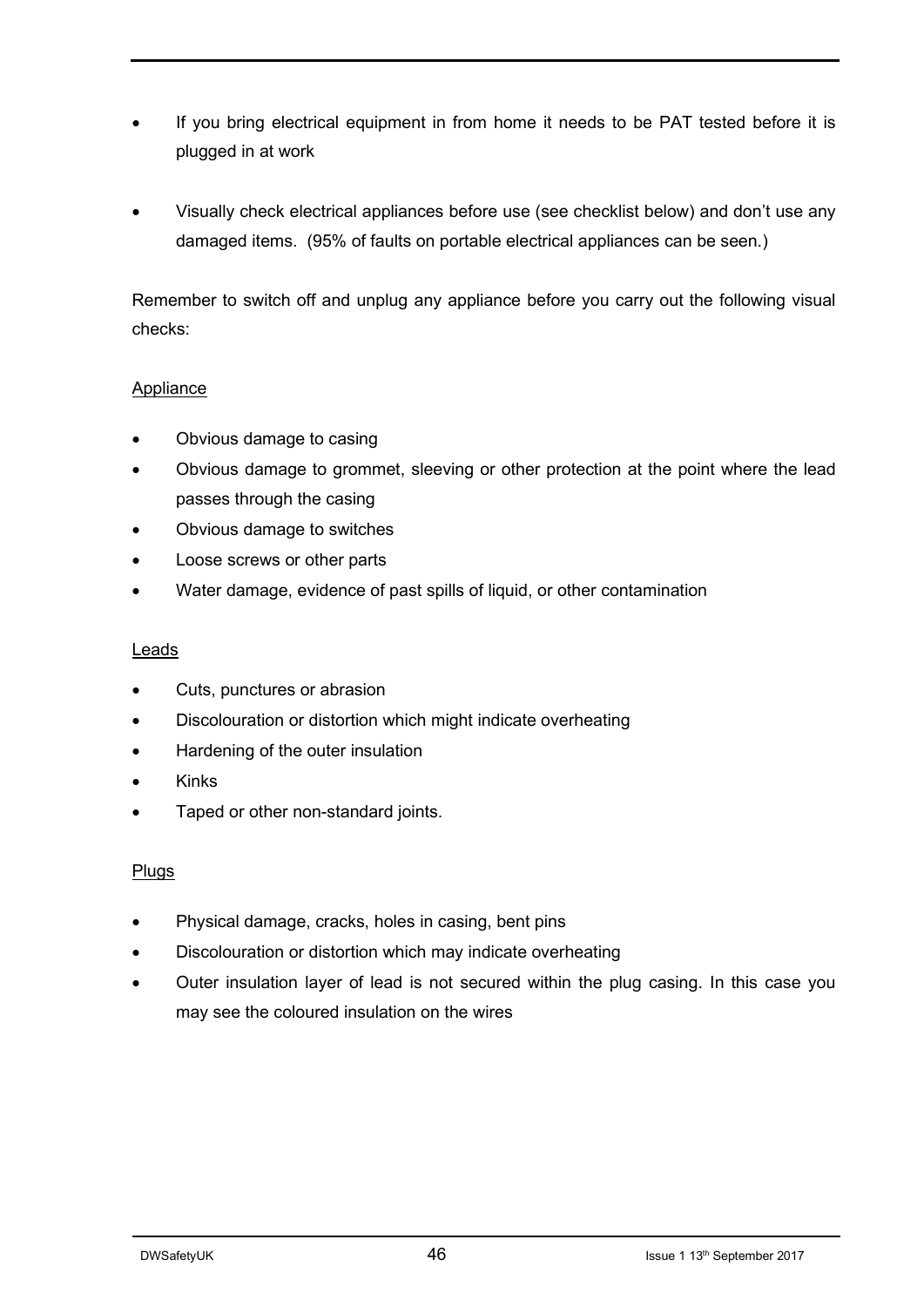- If you bring electrical equipment in from home it needs to be PAT tested before it is plugged in at work

- Visually check electrical appliances before use (see checklist below) and don't use any damaged items. (95% of faults on portable electrical appliances can be seen.)

Remember to switch off and unplug any appliance before you carry out the following visual checks:

<u>Appliance</u>

- Obvious damage to casing
- Obvious damage to grommet, sleeving or other protection at the point where the lead passes through the casing
- Obvious damage to switches
- Loose screws or other parts
- Water damage, evidence of past spills of liquid, or other contamination

<u>Leads</u>

- Cuts, punctures or abrasion
- Discolouration or distortion which might indicate overheating
- Hardening of the outer insulation
- Kinks
- Taped or other non-standard joints.

<u>Plugs</u>

- Physical damage, cracks, holes in casing, bent pins
- Discolouration or distortion which may indicate overheating
- Outer insulation layer of lead is not secured within the plug casing. In this case you may see the coloured insulation on the wires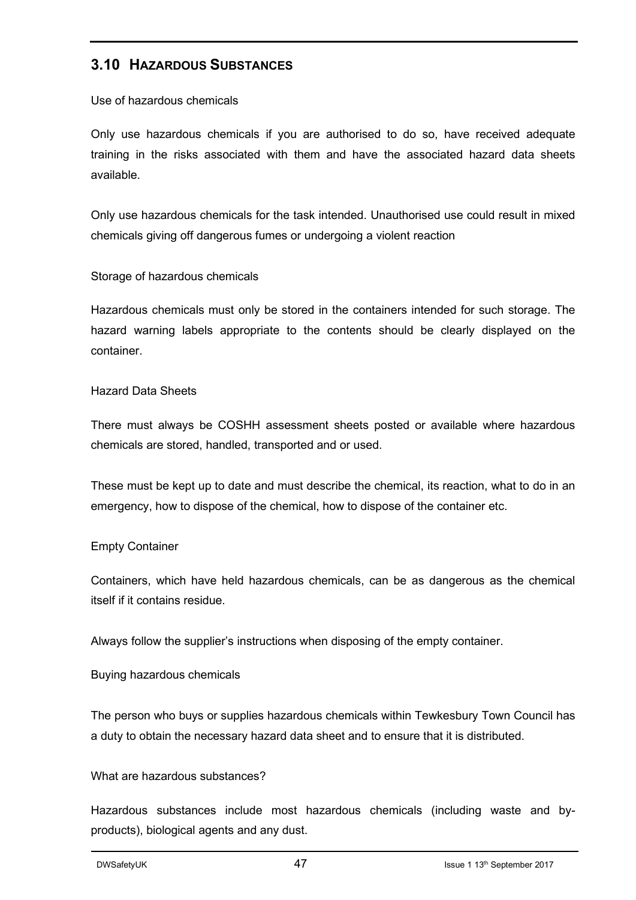## 3.10 HAZARDOUS SUBSTANCES

Use of hazardous chemicals

Only use hazardous chemicals if you are authorised to do so, have received adequate training in the risks associated with them and have the associated hazard data sheets available.

Only use hazardous chemicals for the task intended. Unauthorised use could result in mixed chemicals giving off dangerous fumes or undergoing a violent reaction

Storage of hazardous chemicals

Hazardous chemicals must only be stored in the containers intended for such storage. The hazard warning labels appropriate to the contents should be clearly displayed on the container.

Hazard Data Sheets

There must always be COSHH assessment sheets posted or available where hazardous chemicals are stored, handled, transported and or used.

These must be kept up to date and must describe the chemical, its reaction, what to do in an emergency, how to dispose of the chemical, how to dispose of the container etc.

Empty Container

Containers, which have held hazardous chemicals, can be as dangerous as the chemical itself if it contains residue.

Always follow the supplier's instructions when disposing of the empty container.

Buying hazardous chemicals

The person who buys or supplies hazardous chemicals within Tewkesbury Town Council has a duty to obtain the necessary hazard data sheet and to ensure that it is distributed.

What are hazardous substances?

Hazardous substances include most hazardous chemicals (including waste and by-products), biological agents and any dust.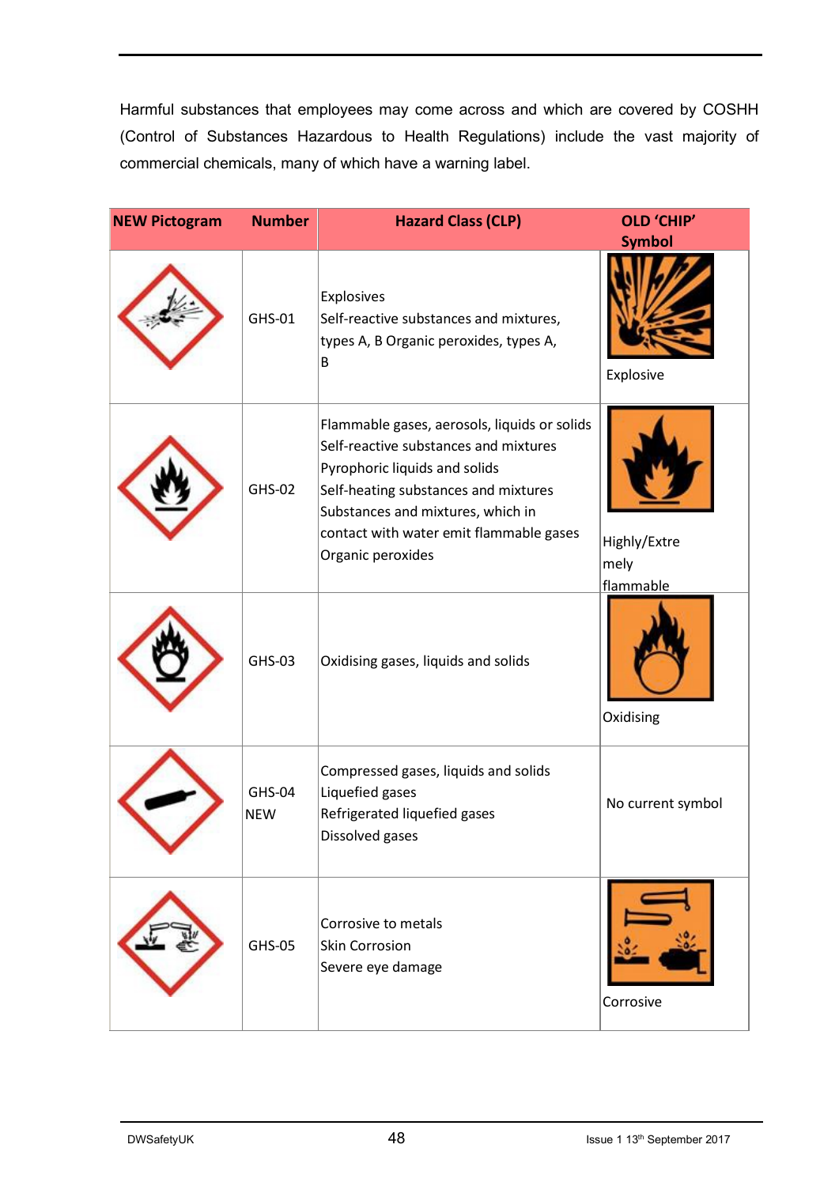Harmful substances that employees may come across and which are covered by COSHH (Control of Substances Hazardous to Health Regulations) include the vast majority of commercial chemicals, many of which have a warning label.

| NEW Pictogram | Number | Hazard Class (CLP) | OLD 'CHIP' Symbol |
|---|---|---|---|
| | GHS-01 | Explosives<br>Self-reactive substances and mixtures, types A, B Organic peroxides, types A, B | Explosive |
| | GHS-02 | Flammable gases, aerosols, liquids or solids<br>Self-reactive substances and mixtures<br>Pyrophoric liquids and solids<br>Self-heating substances and mixtures<br>Substances and mixtures, which in contact with water emit flammable gases<br>Organic peroxides | Highly/Extremely flammable |
| | GHS-03 | Oxidising gases, liquids and solids | Oxidising |
| | GHS-04 NEW | Compressed gases, liquids and solids<br>Liquefied gases<br>Refrigerated liquefied gases<br>Dissolved gases | No current symbol |
| | GHS-05 | Corrosive to metals<br>Skin Corrosion<br>Severe eye damage | Corrosive |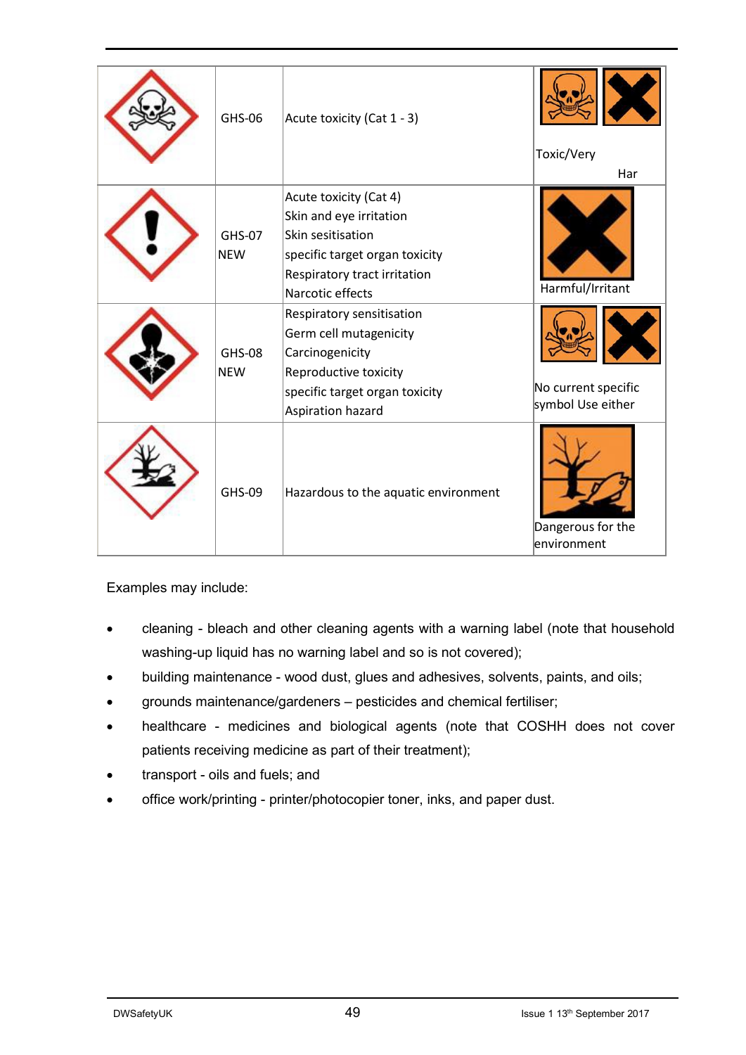| | | | |
|---|---|---|---|
| | GHS-06 | Acute toxicity (Cat 1 - 3) | Toxic/Very Har |
| | GHS-07 NEW | Acute toxicity (Cat 4)<br>Skin and eye irritation<br>Skin sesitisation<br>specific target organ toxicity<br>Respiratory tract irritation<br>Narcotic effects | Harmful/Irritant |
| | GHS-08 NEW | Respiratory sensitisation<br>Germ cell mutagenicity<br>Carcinogenicity<br>Reproductive toxicity<br>specific target organ toxicity<br>Aspiration hazard | No current specific symbol Use either |
| | GHS-09 | Hazardous to the aquatic environment | Dangerous for the environment |

Examples may include:

- cleaning - bleach and other cleaning agents with a warning label (note that household washing-up liquid has no warning label and so is not covered);
- building maintenance - wood dust, glues and adhesives, solvents, paints, and oils;
- grounds maintenance/gardeners – pesticides and chemical fertiliser;
- healthcare - medicines and biological agents (note that COSHH does not cover patients receiving medicine as part of their treatment);
- transport - oils and fuels; and
- office work/printing - printer/photocopier toner, inks, and paper dust.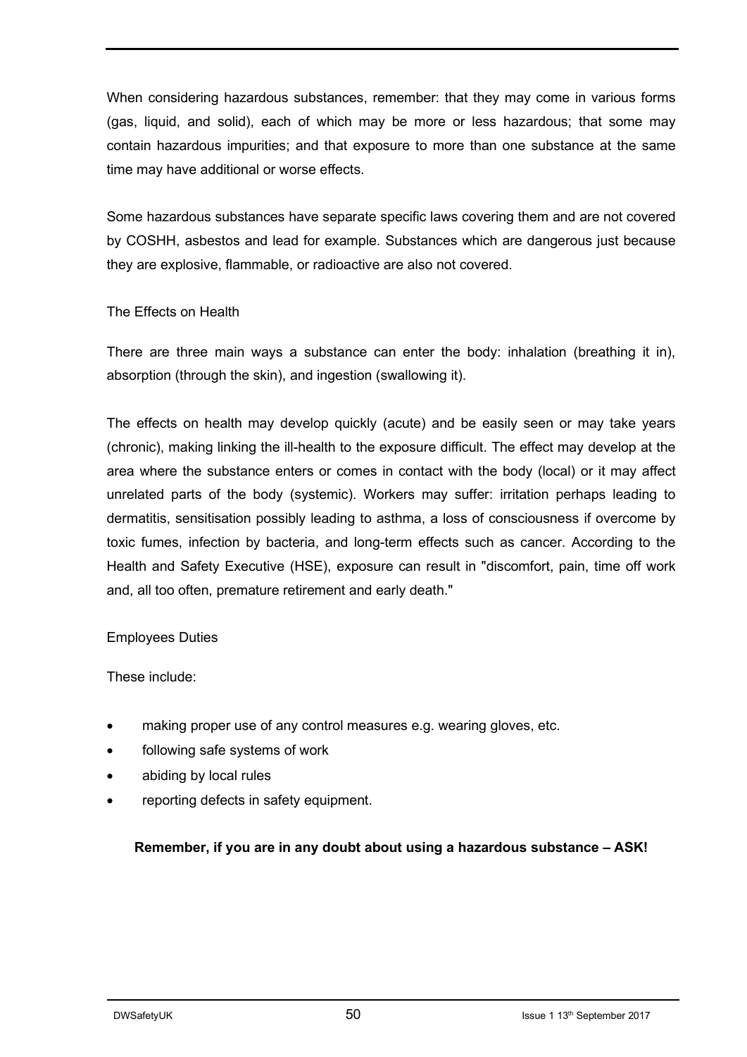When considering hazardous substances, remember: that they may come in various forms (gas, liquid, and solid), each of which may be more or less hazardous; that some may contain hazardous impurities; and that exposure to more than one substance at the same time may have additional or worse effects.

Some hazardous substances have separate specific laws covering them and are not covered by COSHH, asbestos and lead for example. Substances which are dangerous just because they are explosive, flammable, or radioactive are also not covered.

## The Effects on Health

There are three main ways a substance can enter the body: inhalation (breathing it in), absorption (through the skin), and ingestion (swallowing it).

The effects on health may develop quickly (acute) and be easily seen or may take years (chronic), making linking the ill-health to the exposure difficult. The effect may develop at the area where the substance enters or comes in contact with the body (local) or it may affect unrelated parts of the body (systemic). Workers may suffer: irritation perhaps leading to dermatitis, sensitisation possibly leading to asthma, a loss of consciousness if overcome by toxic fumes, infection by bacteria, and long-term effects such as cancer. According to the Health and Safety Executive (HSE), exposure can result in "discomfort, pain, time off work and, all too often, premature retirement and early death."

## Employees Duties

These include:

- making proper use of any control measures e.g. wearing gloves, etc.
- following safe systems of work
- abiding by local rules
- reporting defects in safety equipment.

**Remember, if you are in any doubt about using a hazardous substance – ASK!**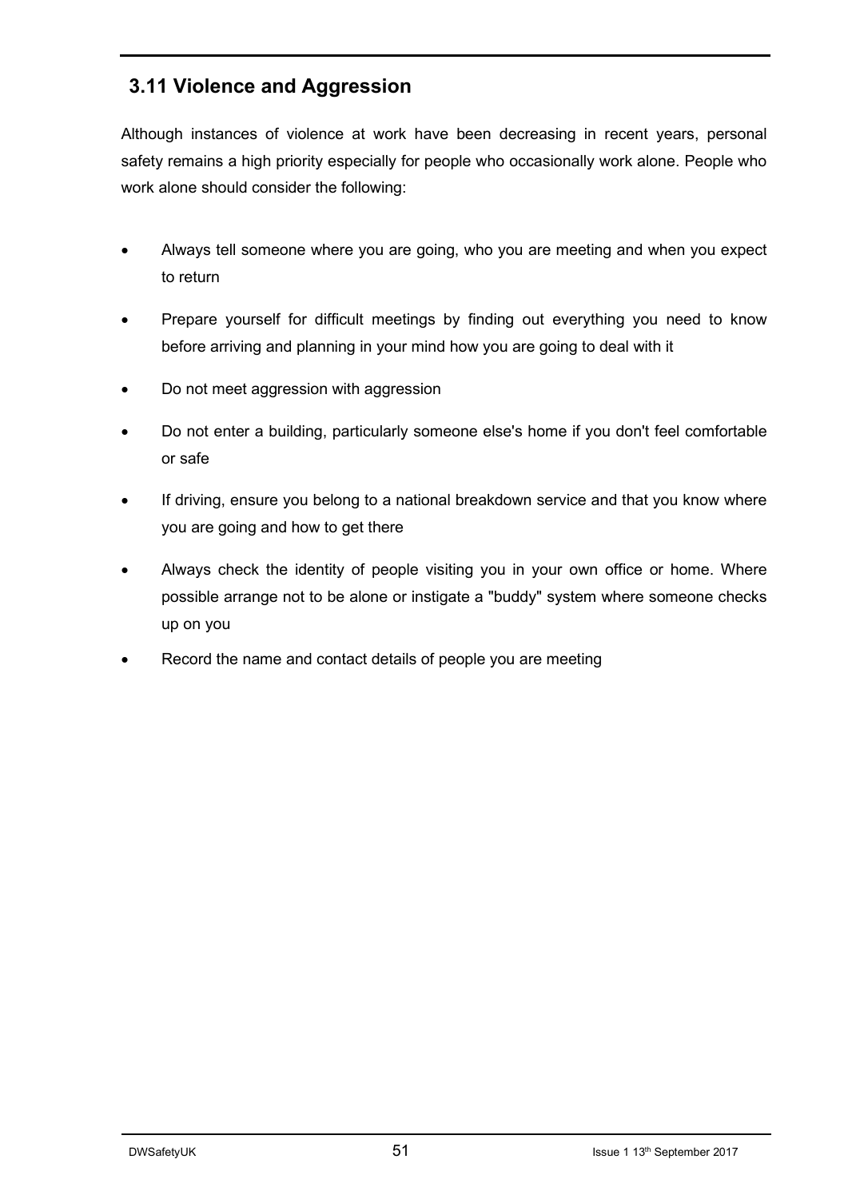## 3.11 Violence and Aggression

Although instances of violence at work have been decreasing in recent years, personal safety remains a high priority especially for people who occasionally work alone. People who work alone should consider the following:

- Always tell someone where you are going, who you are meeting and when you expect to return
- Prepare yourself for difficult meetings by finding out everything you need to know before arriving and planning in your mind how you are going to deal with it
- Do not meet aggression with aggression
- Do not enter a building, particularly someone else's home if you don't feel comfortable or safe
- If driving, ensure you belong to a national breakdown service and that you know where you are going and how to get there
- Always check the identity of people visiting you in your own office or home. Where possible arrange not to be alone or instigate a "buddy" system where someone checks up on you
- Record the name and contact details of people you are meeting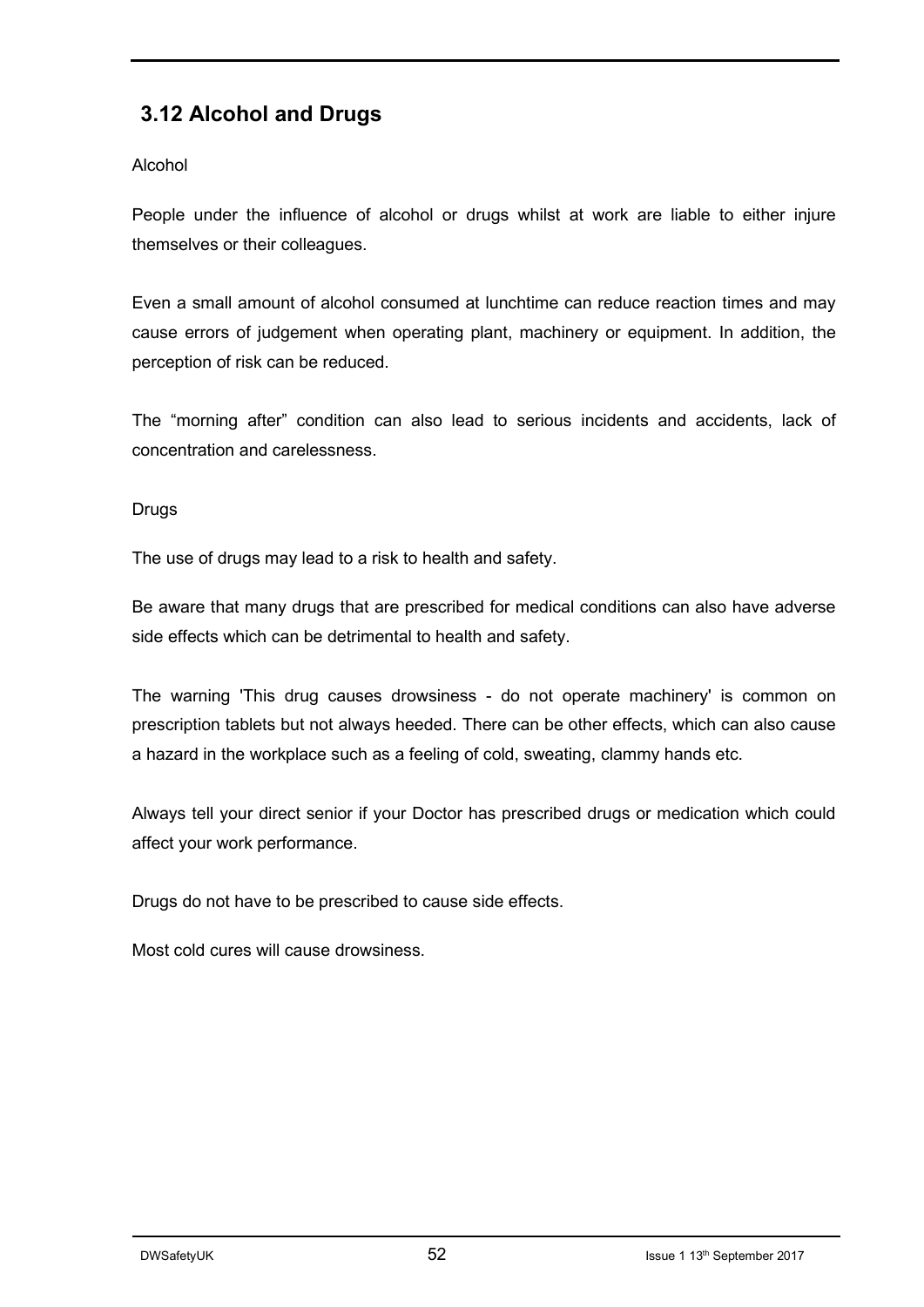## 3.12 Alcohol and Drugs

Alcohol

People under the influence of alcohol or drugs whilst at work are liable to either injure themselves or their colleagues.

Even a small amount of alcohol consumed at lunchtime can reduce reaction times and may cause errors of judgement when operating plant, machinery or equipment. In addition, the perception of risk can be reduced.

The “morning after” condition can also lead to serious incidents and accidents, lack of concentration and carelessness.

Drugs

The use of drugs may lead to a risk to health and safety.

Be aware that many drugs that are prescribed for medical conditions can also have adverse side effects which can be detrimental to health and safety.

The warning 'This drug causes drowsiness - do not operate machinery' is common on prescription tablets but not always heeded. There can be other effects, which can also cause a hazard in the workplace such as a feeling of cold, sweating, clammy hands etc.

Always tell your direct senior if your Doctor has prescribed drugs or medication which could affect your work performance.

Drugs do not have to be prescribed to cause side effects.

Most cold cures will cause drowsiness.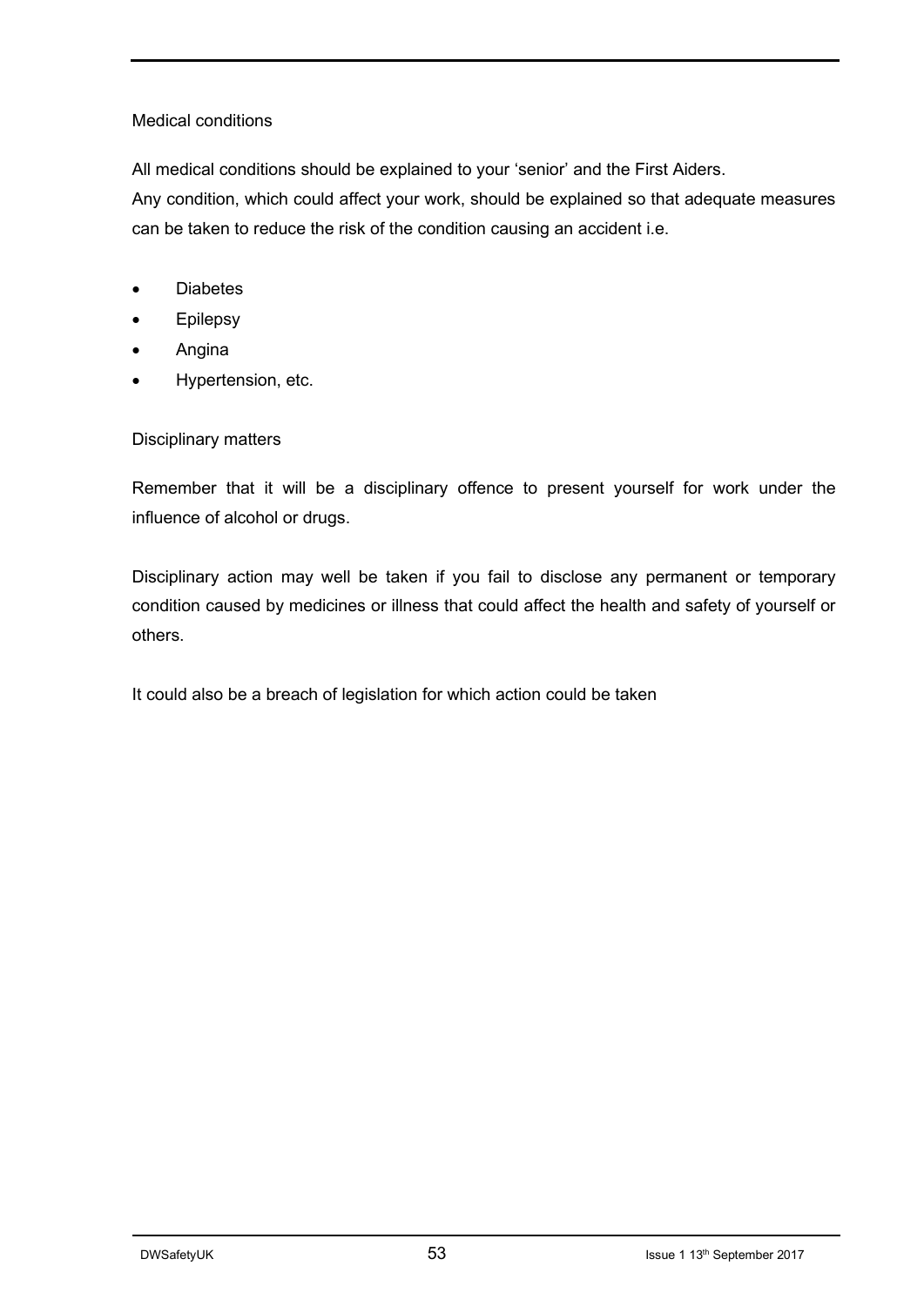## Medical conditions

All medical conditions should be explained to your 'senior' and the First Aiders.
Any condition, which could affect your work, should be explained so that adequate measures can be taken to reduce the risk of the condition causing an accident i.e.

- Diabetes
- Epilepsy
- Angina
- Hypertension, etc.

## Disciplinary matters

Remember that it will be a disciplinary offence to present yourself for work under the influence of alcohol or drugs.

Disciplinary action may well be taken if you fail to disclose any permanent or temporary condition caused by medicines or illness that could affect the health and safety of yourself or others.

It could also be a breach of legislation for which action could be taken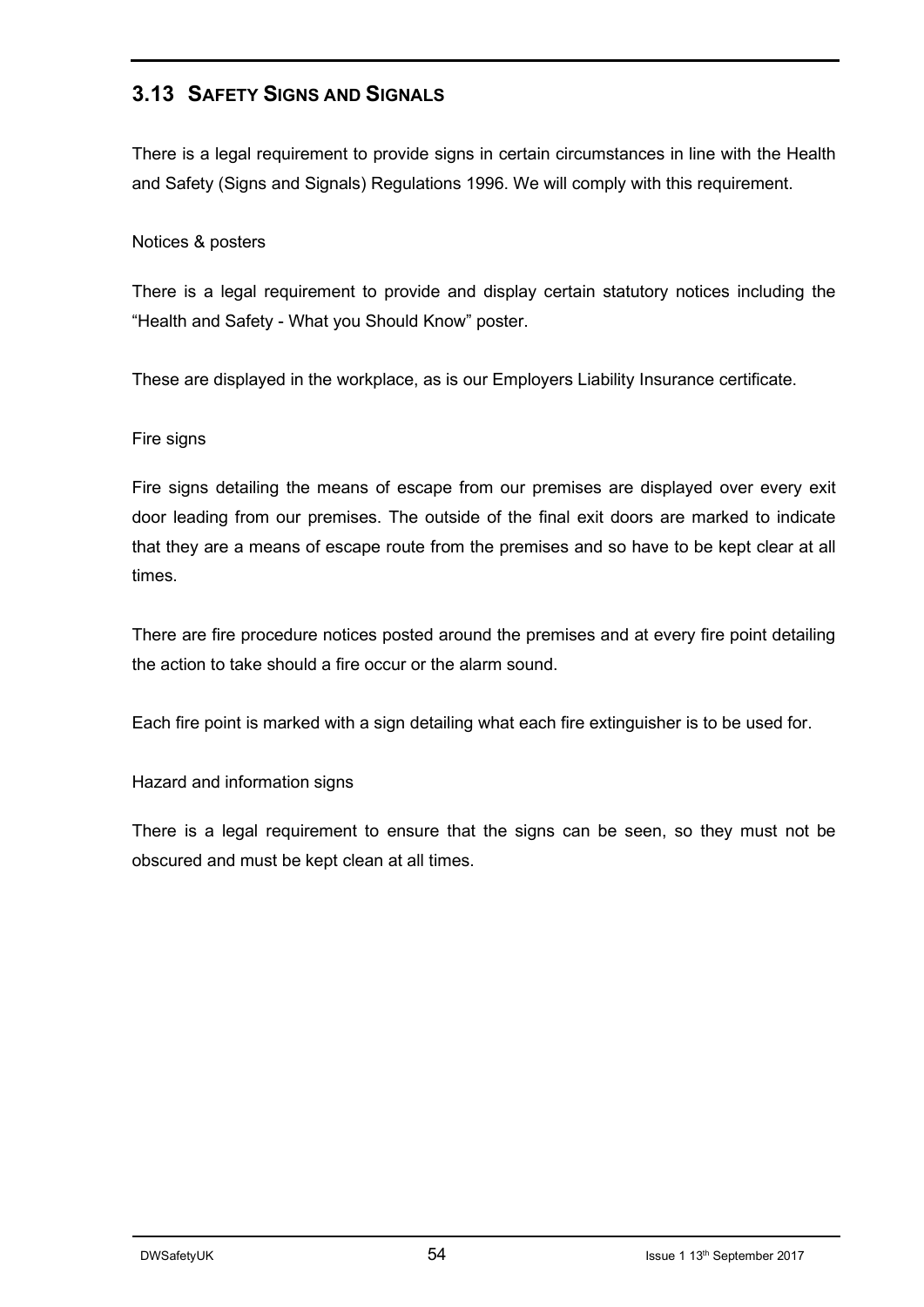## 3.13 SAFETY SIGNS AND SIGNALS

There is a legal requirement to provide signs in certain circumstances in line with the Health and Safety (Signs and Signals) Regulations 1996. We will comply with this requirement.

Notices & posters

There is a legal requirement to provide and display certain statutory notices including the "Health and Safety - What you Should Know" poster.

These are displayed in the workplace, as is our Employers Liability Insurance certificate.

Fire signs

Fire signs detailing the means of escape from our premises are displayed over every exit door leading from our premises. The outside of the final exit doors are marked to indicate that they are a means of escape route from the premises and so have to be kept clear at all times.

There are fire procedure notices posted around the premises and at every fire point detailing the action to take should a fire occur or the alarm sound.

Each fire point is marked with a sign detailing what each fire extinguisher is to be used for.

Hazard and information signs

There is a legal requirement to ensure that the signs can be seen, so they must not be obscured and must be kept clean at all times.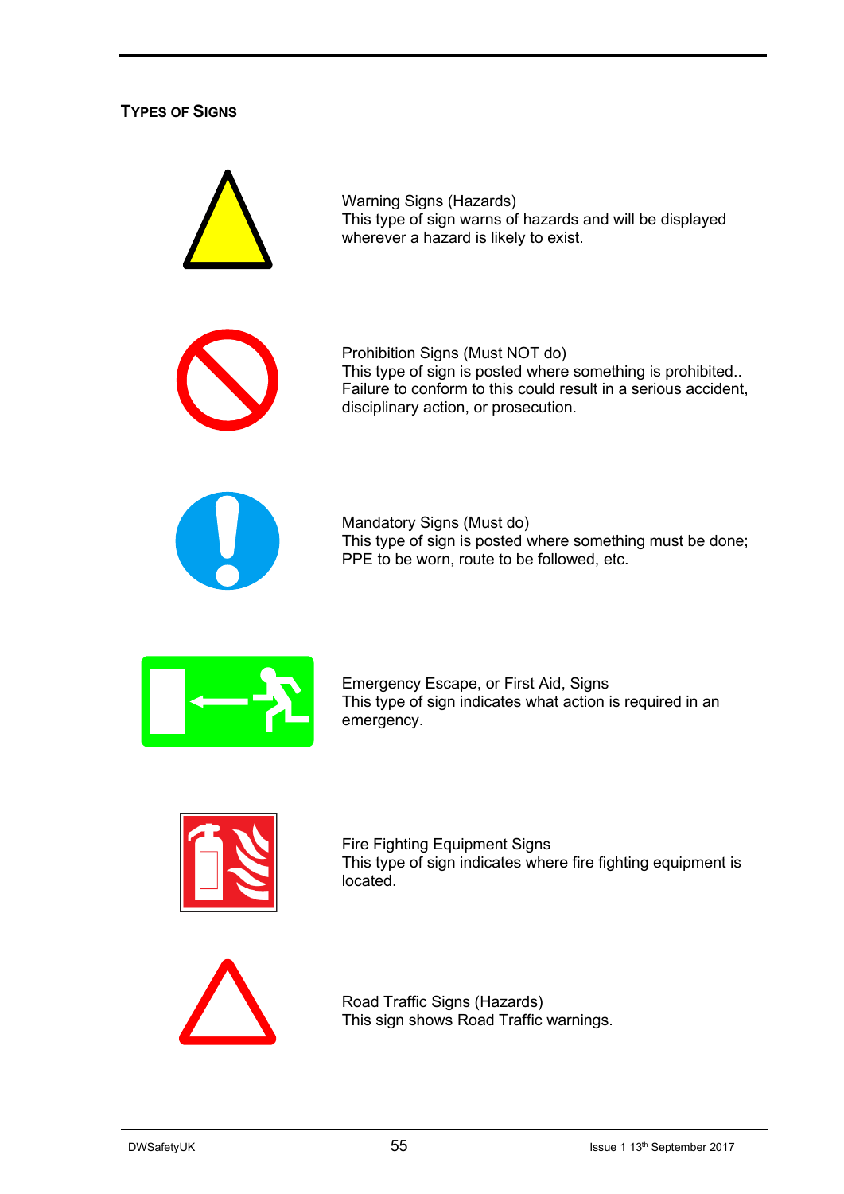## Types of Signs

Warning Signs (Hazards)
This type of sign warns of hazards and will be displayed wherever a hazard is likely to exist.

Prohibition Signs (Must NOT do)
This type of sign is posted where something is prohibited.. Failure to conform to this could result in a serious accident, disciplinary action, or prosecution.

Mandatory Signs (Must do)
This type of sign is posted where something must be done; PPE to be worn, route to be followed, etc.

Emergency Escape, or First Aid, Signs
This type of sign indicates what action is required in an emergency.

Fire Fighting Equipment Signs
This type of sign indicates where fire fighting equipment is located.

Road Traffic Signs (Hazards)
This sign shows Road Traffic warnings.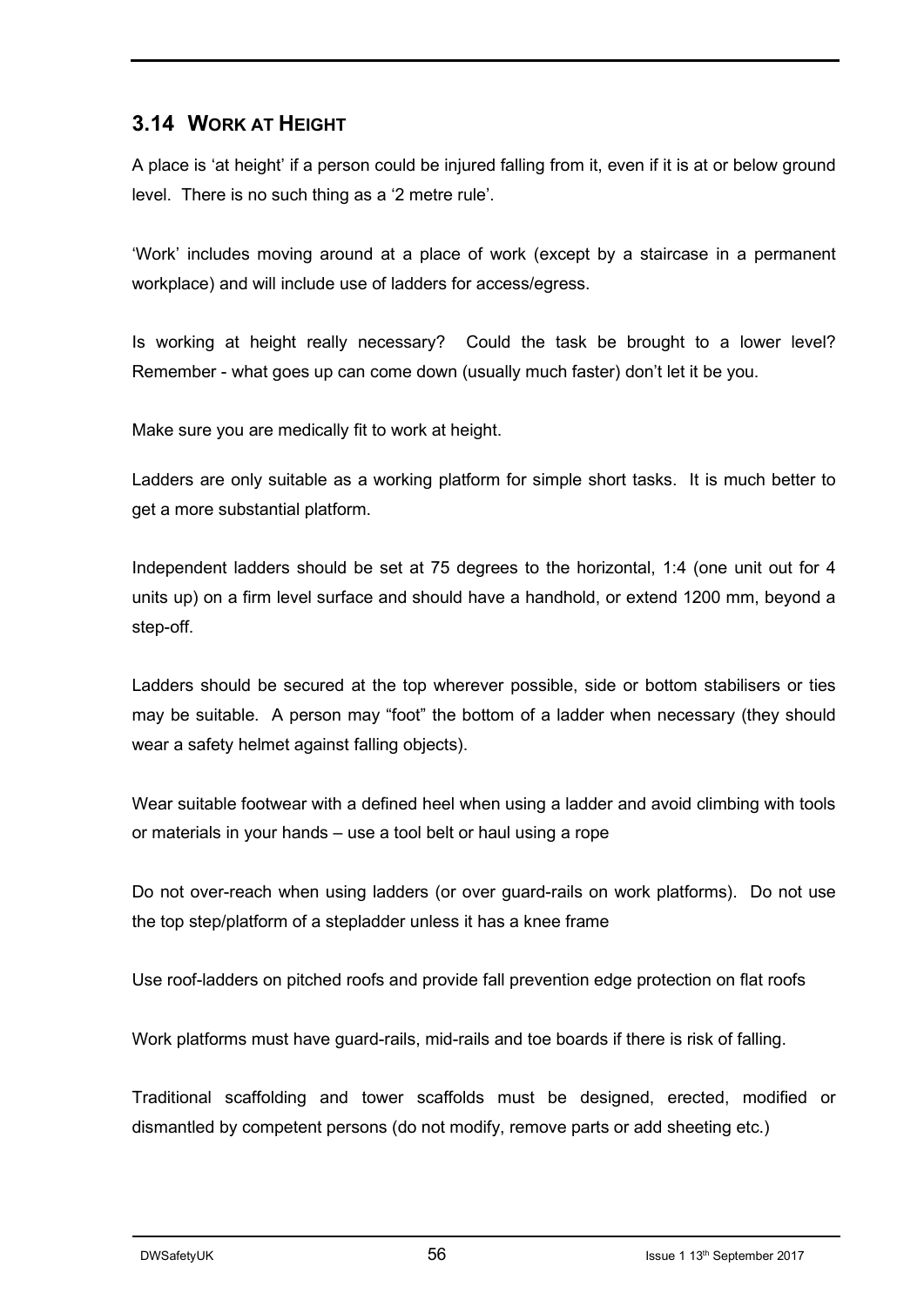## 3.14 WORK AT HEIGHT

A place is 'at height' if a person could be injured falling from it, even if it is at or below ground level. There is no such thing as a '2 metre rule'.

'Work' includes moving around at a place of work (except by a staircase in a permanent workplace) and will include use of ladders for access/egress.

Is working at height really necessary? Could the task be brought to a lower level? Remember - what goes up can come down (usually much faster) don't let it be you.

Make sure you are medically fit to work at height.

Ladders are only suitable as a working platform for simple short tasks. It is much better to get a more substantial platform.

Independent ladders should be set at 75 degrees to the horizontal, 1:4 (one unit out for 4 units up) on a firm level surface and should have a handhold, or extend 1200 mm, beyond a step-off.

Ladders should be secured at the top wherever possible, side or bottom stabilisers or ties may be suitable. A person may "foot" the bottom of a ladder when necessary (they should wear a safety helmet against falling objects).

Wear suitable footwear with a defined heel when using a ladder and avoid climbing with tools or materials in your hands – use a tool belt or haul using a rope

Do not over-reach when using ladders (or over guard-rails on work platforms). Do not use the top step/platform of a stepladder unless it has a knee frame

Use roof-ladders on pitched roofs and provide fall prevention edge protection on flat roofs

Work platforms must have guard-rails, mid-rails and toe boards if there is risk of falling.

Traditional scaffolding and tower scaffolds must be designed, erected, modified or dismantled by competent persons (do not modify, remove parts or add sheeting etc.)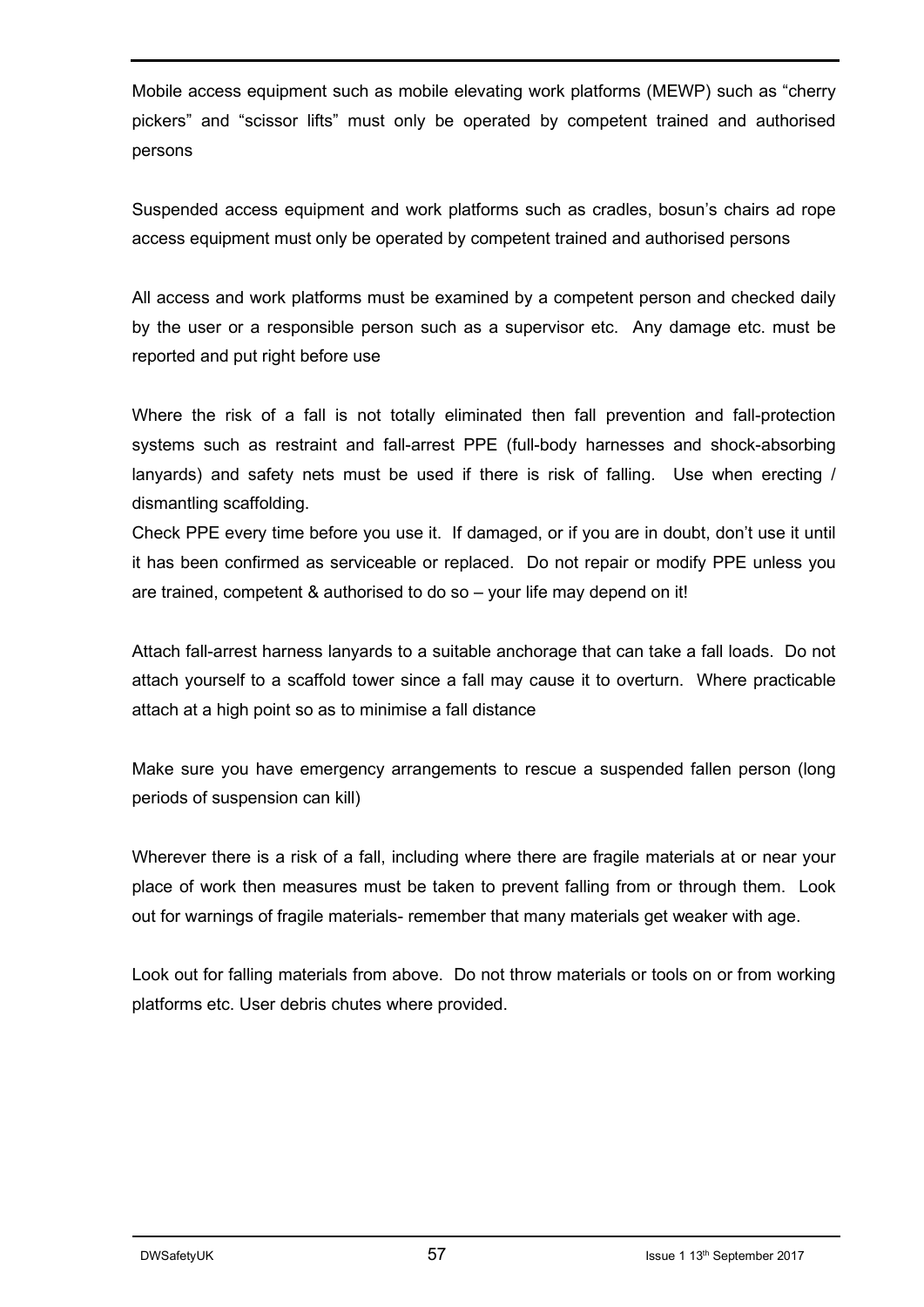Mobile access equipment such as mobile elevating work platforms (MEWP) such as "cherry pickers" and "scissor lifts" must only be operated by competent trained and authorised persons

Suspended access equipment and work platforms such as cradles, bosun's chairs ad rope access equipment must only be operated by competent trained and authorised persons

All access and work platforms must be examined by a competent person and checked daily by the user or a responsible person such as a supervisor etc. Any damage etc. must be reported and put right before use

Where the risk of a fall is not totally eliminated then fall prevention and fall-protection systems such as restraint and fall-arrest PPE (full-body harnesses and shock-absorbing lanyards) and safety nets must be used if there is risk of falling. Use when erecting / dismantling scaffolding.

Check PPE every time before you use it. If damaged, or if you are in doubt, don't use it until it has been confirmed as serviceable or replaced. Do not repair or modify PPE unless you are trained, competent & authorised to do so – your life may depend on it!

Attach fall-arrest harness lanyards to a suitable anchorage that can take a fall loads. Do not attach yourself to a scaffold tower since a fall may cause it to overturn. Where practicable attach at a high point so as to minimise a fall distance

Make sure you have emergency arrangements to rescue a suspended fallen person (long periods of suspension can kill)

Wherever there is a risk of a fall, including where there are fragile materials at or near your place of work then measures must be taken to prevent falling from or through them. Look out for warnings of fragile materials- remember that many materials get weaker with age.

Look out for falling materials from above. Do not throw materials or tools on or from working platforms etc. User debris chutes where provided.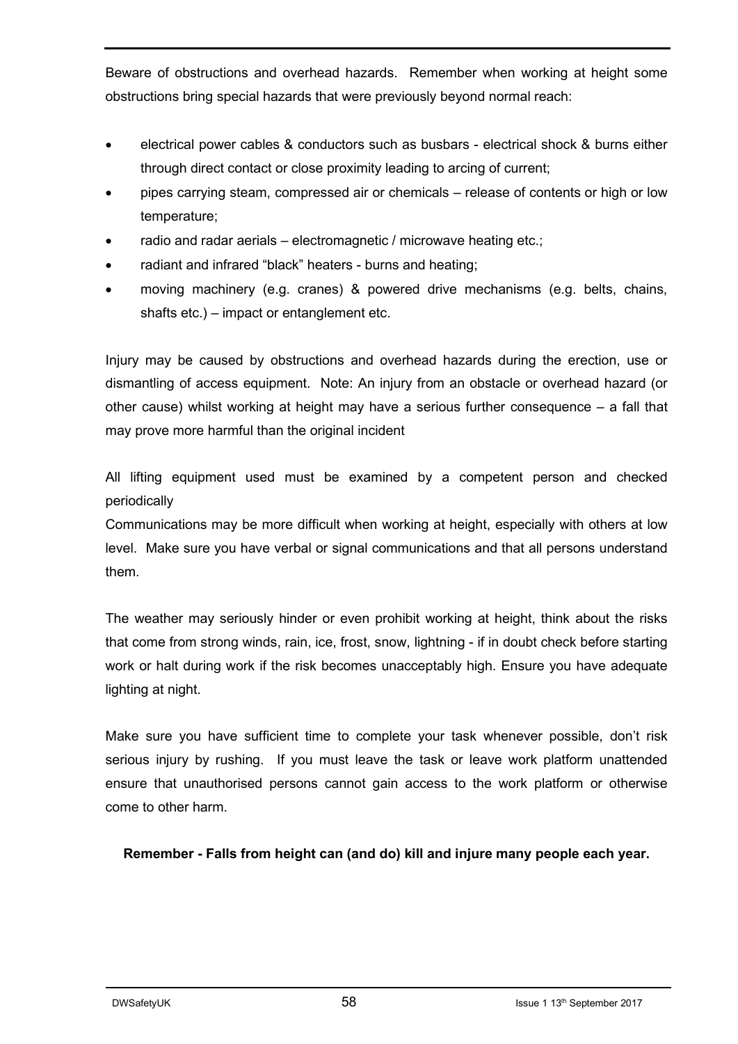Beware of obstructions and overhead hazards. Remember when working at height some obstructions bring special hazards that were previously beyond normal reach:

- electrical power cables & conductors such as busbars - electrical shock & burns either through direct contact or close proximity leading to arcing of current;
- pipes carrying steam, compressed air or chemicals – release of contents or high or low temperature;
- radio and radar aerials – electromagnetic / microwave heating etc.;
- radiant and infrared "black" heaters - burns and heating;
- moving machinery (e.g. cranes) & powered drive mechanisms (e.g. belts, chains, shafts etc.) – impact or entanglement etc.

Injury may be caused by obstructions and overhead hazards during the erection, use or dismantling of access equipment. Note: An injury from an obstacle or overhead hazard (or other cause) whilst working at height may have a serious further consequence – a fall that may prove more harmful than the original incident

All lifting equipment used must be examined by a competent person and checked periodically

Communications may be more difficult when working at height, especially with others at low level. Make sure you have verbal or signal communications and that all persons understand them.

The weather may seriously hinder or even prohibit working at height, think about the risks that come from strong winds, rain, ice, frost, snow, lightning - if in doubt check before starting work or halt during work if the risk becomes unacceptably high. Ensure you have adequate lighting at night.

Make sure you have sufficient time to complete your task whenever possible, don't risk serious injury by rushing. If you must leave the task or leave work platform unattended ensure that unauthorised persons cannot gain access to the work platform or otherwise come to other harm.

**Remember - Falls from height can (and do) kill and injure many people each year.**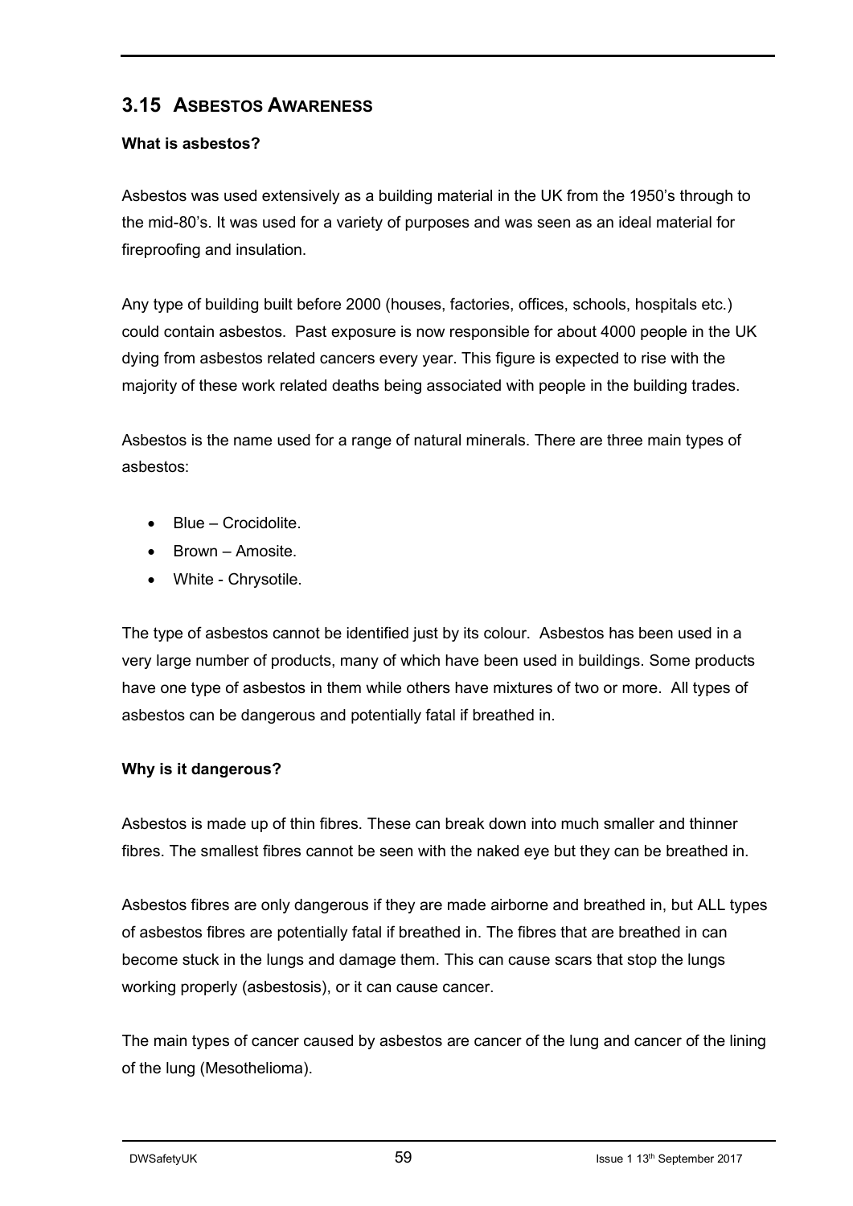## 3.15 Asbestos Awareness

**What is asbestos?**

Asbestos was used extensively as a building material in the UK from the 1950's through to the mid-80's. It was used for a variety of purposes and was seen as an ideal material for fireproofing and insulation.

Any type of building built before 2000 (houses, factories, offices, schools, hospitals etc.) could contain asbestos. Past exposure is now responsible for about 4000 people in the UK dying from asbestos related cancers every year. This figure is expected to rise with the majority of these work related deaths being associated with people in the building trades.

Asbestos is the name used for a range of natural minerals. There are three main types of asbestos:

- Blue – Crocidolite.
- Brown – Amosite.
- White - Chrysotile.

The type of asbestos cannot be identified just by its colour. Asbestos has been used in a very large number of products, many of which have been used in buildings. Some products have one type of asbestos in them while others have mixtures of two or more. All types of asbestos can be dangerous and potentially fatal if breathed in.

**Why is it dangerous?**

Asbestos is made up of thin fibres. These can break down into much smaller and thinner fibres. The smallest fibres cannot be seen with the naked eye but they can be breathed in.

Asbestos fibres are only dangerous if they are made airborne and breathed in, but ALL types of asbestos fibres are potentially fatal if breathed in. The fibres that are breathed in can become stuck in the lungs and damage them. This can cause scars that stop the lungs working properly (asbestosis), or it can cause cancer.

The main types of cancer caused by asbestos are cancer of the lung and cancer of the lining of the lung (Mesothelioma).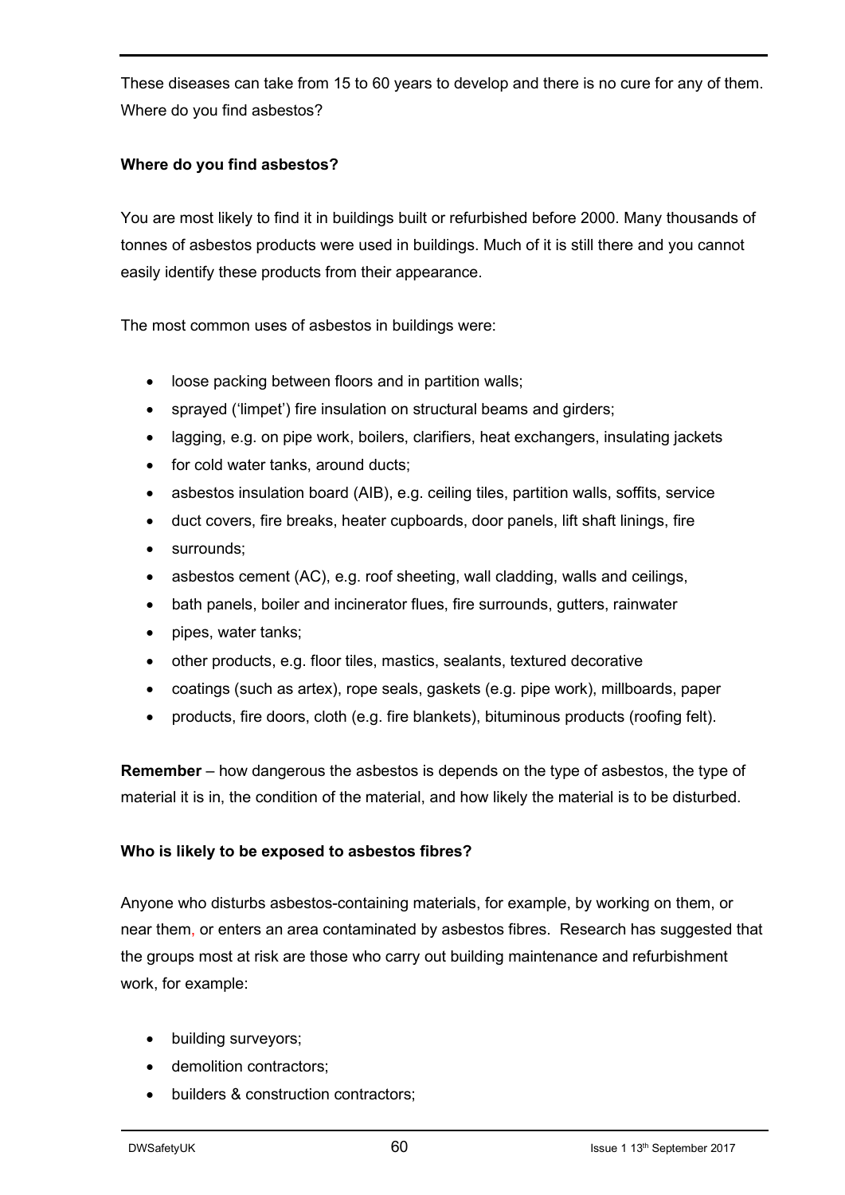These diseases can take from 15 to 60 years to develop and there is no cure for any of them. Where do you find asbestos?

**Where do you find asbestos?**

You are most likely to find it in buildings built or refurbished before 2000. Many thousands of tonnes of asbestos products were used in buildings. Much of it is still there and you cannot easily identify these products from their appearance.

The most common uses of asbestos in buildings were:

- loose packing between floors and in partition walls;
- sprayed ('limpet') fire insulation on structural beams and girders;
- lagging, e.g. on pipe work, boilers, clarifiers, heat exchangers, insulating jackets
- for cold water tanks, around ducts;
- asbestos insulation board (AIB), e.g. ceiling tiles, partition walls, soffits, service
- duct covers, fire breaks, heater cupboards, door panels, lift shaft linings, fire
- surrounds;
- asbestos cement (AC), e.g. roof sheeting, wall cladding, walls and ceilings,
- bath panels, boiler and incinerator flues, fire surrounds, gutters, rainwater
- pipes, water tanks;
- other products, e.g. floor tiles, mastics, sealants, textured decorative
- coatings (such as artex), rope seals, gaskets (e.g. pipe work), millboards, paper
- products, fire doors, cloth (e.g. fire blankets), bituminous products (roofing felt).

**Remember** – how dangerous the asbestos is depends on the type of asbestos, the type of material it is in, the condition of the material, and how likely the material is to be disturbed.

**Who is likely to be exposed to asbestos fibres?**

Anyone who disturbs asbestos-containing materials, for example, by working on them, or near them, or enters an area contaminated by asbestos fibres. Research has suggested that the groups most at risk are those who carry out building maintenance and refurbishment work, for example:

- building surveyors;
- demolition contractors;
- builders & construction contractors;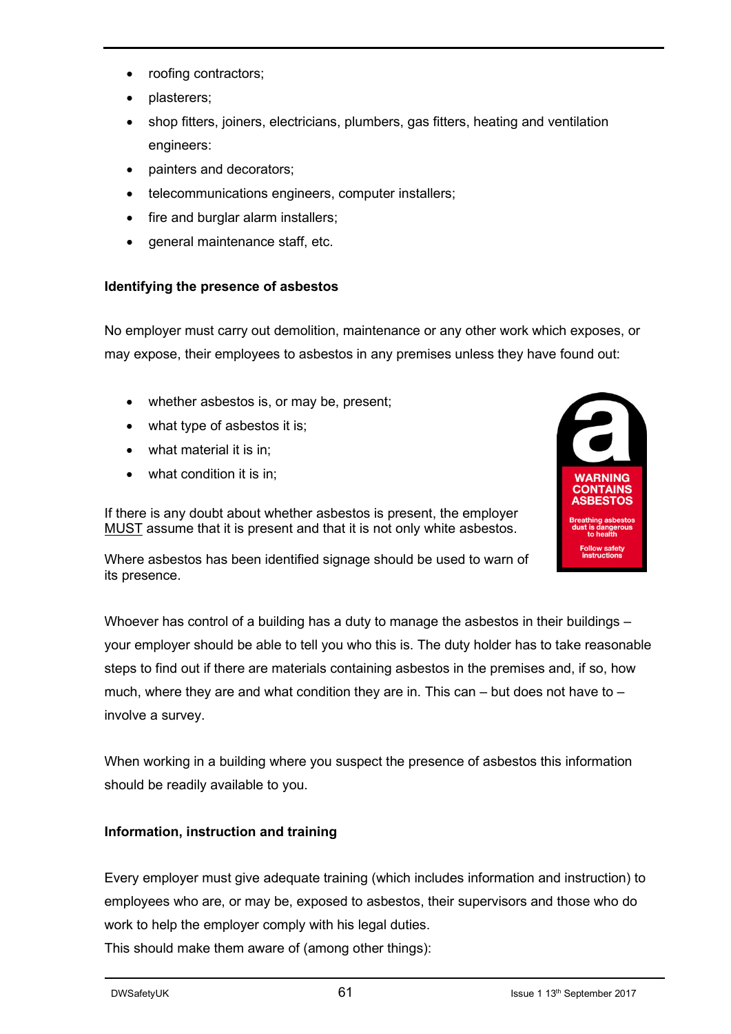- roofing contractors;
- plasterers;
- shop fitters, joiners, electricians, plumbers, gas fitters, heating and ventilation engineers:
- painters and decorators;
- telecommunications engineers, computer installers;
- fire and burglar alarm installers;
- general maintenance staff, etc.

**Identifying the presence of asbestos**

No employer must carry out demolition, maintenance or any other work which exposes, or may expose, their employees to asbestos in any premises unless they have found out:

- whether asbestos is, or may be, present;
- what type of asbestos it is;
- what material it is in;
- what condition it is in;

If there is any doubt about whether asbestos is present, the employer MUST assume that it is present and that it is not only white asbestos.

Where asbestos has been identified signage should be used to warn of its presence.

Whoever has control of a building has a duty to manage the asbestos in their buildings – your employer should be able to tell you who this is. The duty holder has to take reasonable steps to find out if there are materials containing asbestos in the premises and, if so, how much, where they are and what condition they are in. This can – but does not have to – involve a survey.

When working in a building where you suspect the presence of asbestos this information should be readily available to you.

**Information, instruction and training**

Every employer must give adequate training (which includes information and instruction) to employees who are, or may be, exposed to asbestos, their supervisors and those who do work to help the employer comply with his legal duties.
This should make them aware of (among other things):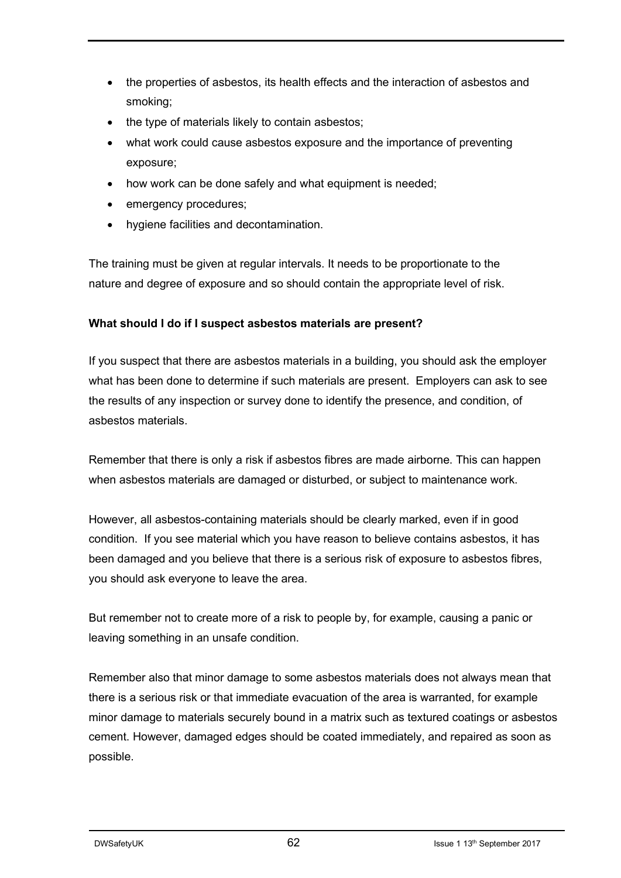- the properties of asbestos, its health effects and the interaction of asbestos and smoking;
- the type of materials likely to contain asbestos;
- what work could cause asbestos exposure and the importance of preventing exposure;
- how work can be done safely and what equipment is needed;
- emergency procedures;
- hygiene facilities and decontamination.

The training must be given at regular intervals. It needs to be proportionate to the nature and degree of exposure and so should contain the appropriate level of risk.

**What should I do if I suspect asbestos materials are present?**

If you suspect that there are asbestos materials in a building, you should ask the employer what has been done to determine if such materials are present. Employers can ask to see the results of any inspection or survey done to identify the presence, and condition, of asbestos materials.

Remember that there is only a risk if asbestos fibres are made airborne. This can happen when asbestos materials are damaged or disturbed, or subject to maintenance work.

However, all asbestos-containing materials should be clearly marked, even if in good condition. If you see material which you have reason to believe contains asbestos, it has been damaged and you believe that there is a serious risk of exposure to asbestos fibres, you should ask everyone to leave the area.

But remember not to create more of a risk to people by, for example, causing a panic or leaving something in an unsafe condition.

Remember also that minor damage to some asbestos materials does not always mean that there is a serious risk or that immediate evacuation of the area is warranted, for example minor damage to materials securely bound in a matrix such as textured coatings or asbestos cement. However, damaged edges should be coated immediately, and repaired as soon as possible.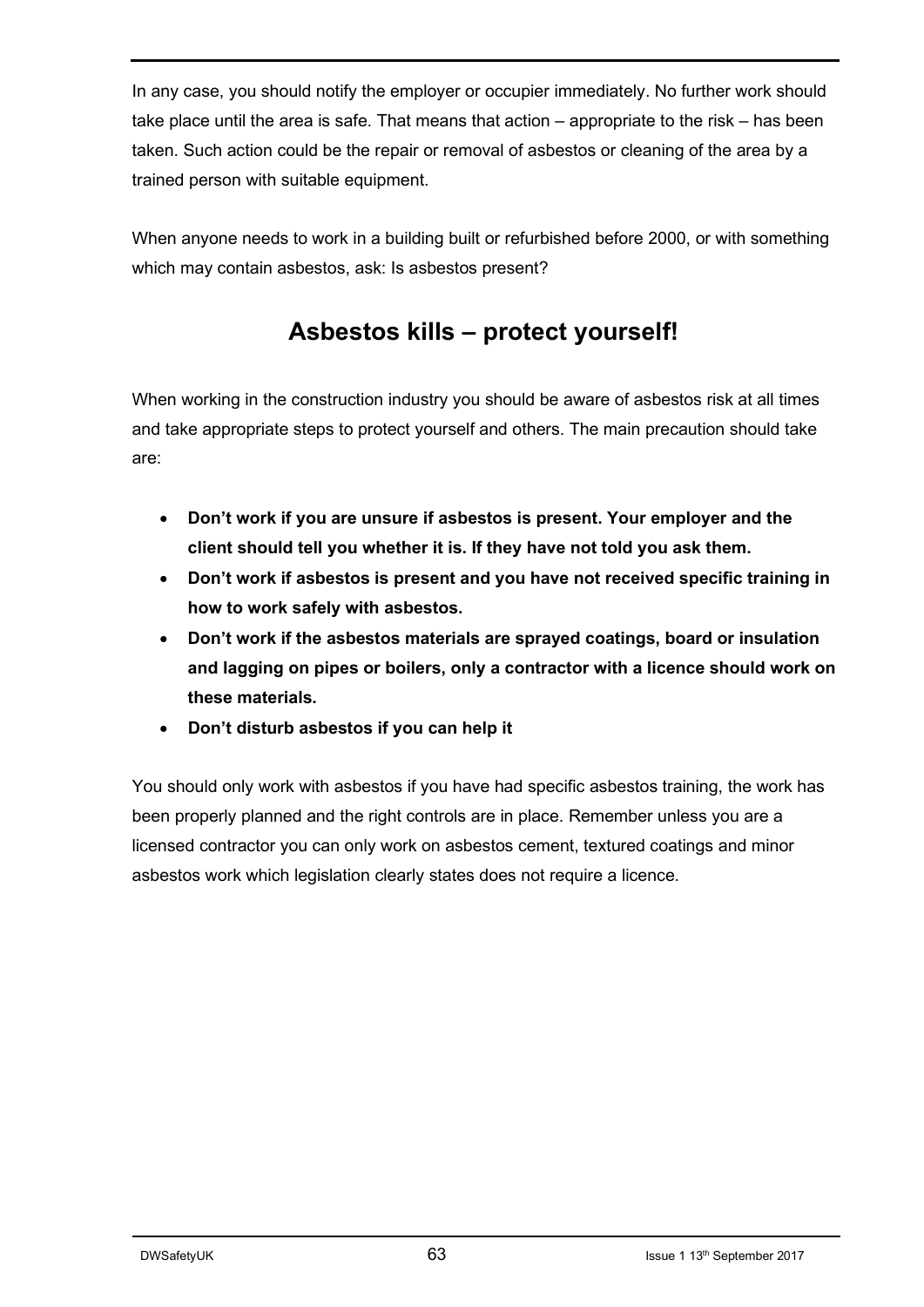In any case, you should notify the employer or occupier immediately. No further work should take place until the area is safe. That means that action – appropriate to the risk – has been taken. Such action could be the repair or removal of asbestos or cleaning of the area by a trained person with suitable equipment.

When anyone needs to work in a building built or refurbished before 2000, or with something which may contain asbestos, ask: Is asbestos present?

## Asbestos kills – protect yourself!

When working in the construction industry you should be aware of asbestos risk at all times and take appropriate steps to protect yourself and others. The main precaution should take are:

- **Don't work if you are unsure if asbestos is present. Your employer and the client should tell you whether it is. If they have not told you ask them.**
- **Don't work if asbestos is present and you have not received specific training in how to work safely with asbestos.**
- **Don't work if the asbestos materials are sprayed coatings, board or insulation and lagging on pipes or boilers, only a contractor with a licence should work on these materials.**
- **Don't disturb asbestos if you can help it**

You should only work with asbestos if you have had specific asbestos training, the work has been properly planned and the right controls are in place. Remember unless you are a licensed contractor you can only work on asbestos cement, textured coatings and minor asbestos work which legislation clearly states does not require a licence.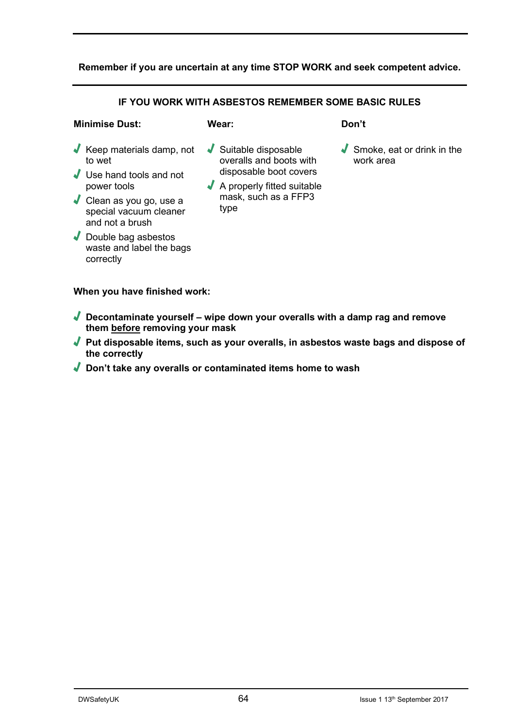**Remember if you are uncertain at any time STOP WORK and seek competent advice.**

---

## IF YOU WORK WITH ASBESTOS REMEMBER SOME BASIC RULES

**Minimise Dust:**

- ✔ Keep materials damp, not to wet
- ✔ Use hand tools and not power tools
- ✔ Clean as you go, use a special vacuum cleaner and not a brush
- ✔ Double bag asbestos waste and label the bags correctly

**Wear:**

- ✔ Suitable disposable overalls and boots with disposable boot covers
- ✔ A properly fitted suitable mask, such as a FFP3 type

**Don't**

- ✔ Smoke, eat or drink in the work area

**When you have finished work:**

- ✔ **Decontaminate yourself – wipe down your overalls with a damp rag and remove them before removing your mask**
- ✔ **Put disposable items, such as your overalls, in asbestos waste bags and dispose of the correctly**
- ✔ **Don't take any overalls or contaminated items home to wash**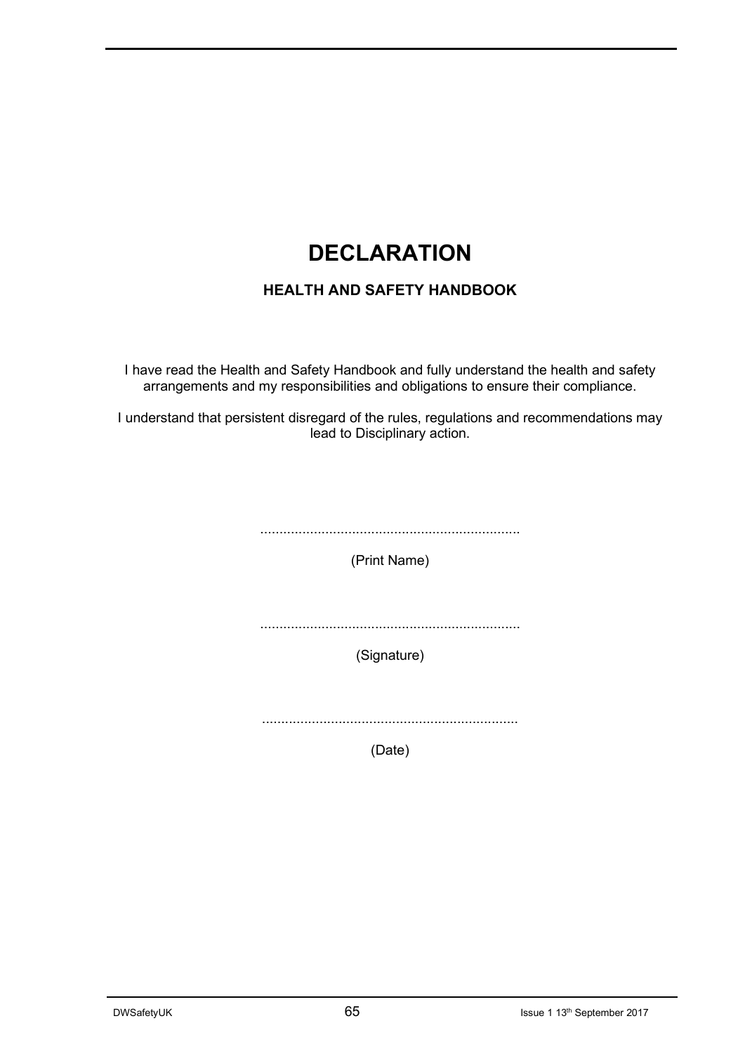# DECLARATION

## HEALTH AND SAFETY HANDBOOK

I have read the Health and Safety Handbook and fully understand the health and safety arrangements and my responsibilities and obligations to ensure their compliance.

I understand that persistent disregard of the rules, regulations and recommendations may lead to Disciplinary action.

...................................................................

(Print Name)

...................................................................

(Signature)

...................................................................

(Date)